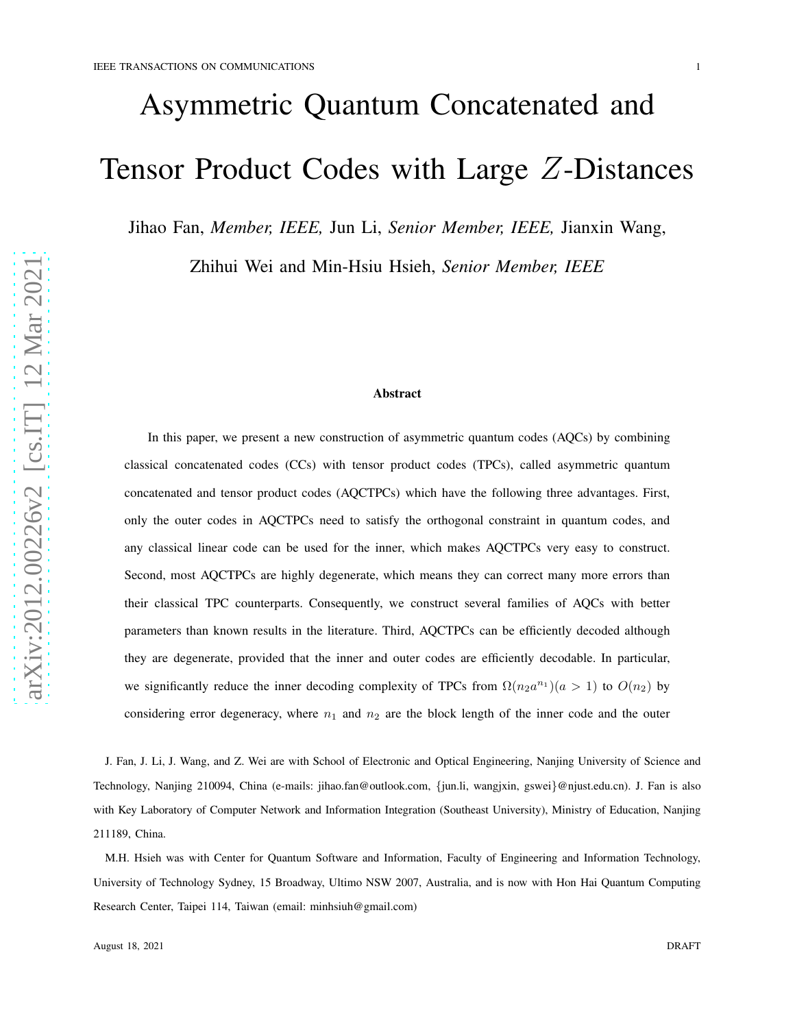# Asymmetric Quantum Concatenated and Tensor Product Codes with Large $Z$-Distances

Jihao Fan, *Member, IEEE,* Jun Li, *Senior Member, IEEE,* Jianxin Wang, Zhihui Wei and Min-Hsiu Hsieh, *Senior Member, IEEE*

## Abstract

In this paper, we present a new construction of asymmetric quantum codes (AQCs) by combining classical concatenated codes (CCs) with tensor product codes (TPCs), called asymmetric quantum concatenated and tensor product codes (AQCTPCs) which have the following three advantages. First, only the outer codes in AQCTPCs need to satisfy the orthogonal constraint in quantum codes, and any classical linear code can be used for the inner, which makes AQCTPCs very easy to construct. Second, most AQCTPCs are highly degenerate, which means they can correct many more errors than their classical TPC counterparts. Consequently, we construct several families of AQCs with better parameters than known results in the literature. Third, AQCTPCs can be efficiently decoded although they are degenerate, provided that the inner and outer codes are efficiently decodable. In particular, we significantly reduce the inner decoding complexity of TPCs from $\Omega(n_2 a^{n_1})(a > 1)$ to $O(n_2)$ by considering error degeneracy, where $n_1$ and $n_2$ are the block length of the inner code and the outer

J. Fan, J. Li, J. Wang, and Z. Wei are with School of Electronic and Optical Engineering, Nanjing University of Science and Technology, Nanjing 210094, China (e-mails: jihao.fan@outlook.com, {jun.li, wangjxin, gswei}@njust.edu.cn). J. Fan is also with Key Laboratory of Computer Network and Information Integration (Southeast University), Ministry of Education, Nanjing 211189, China.

M.H. Hsieh was with Center for Quantum Software and Information, Faculty of Engineering and Information Technology, University of Technology Sydney, 15 Broadway, Ultimo NSW 2007, Australia, and is now with Hon Hai Quantum Computing Research Center, Taipei 114, Taiwan (email: minhsiuh@gmail.com)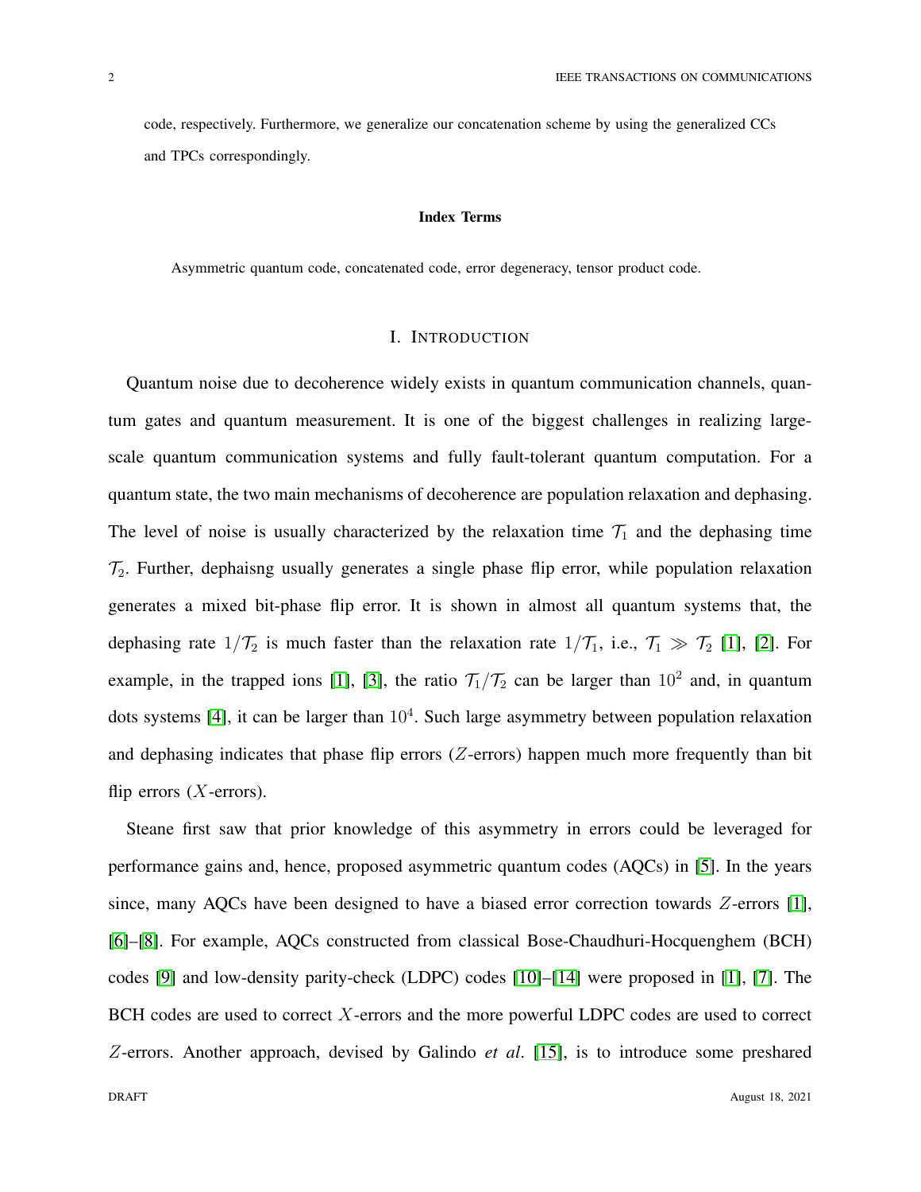code, respectively. Furthermore, we generalize our concatenation scheme by using the generalized CCs and TPCs correspondingly.

#### Index Terms

Asymmetric quantum code, concatenated code, error degeneracy, tensor product code.

## I. Introduction

Quantum noise due to decoherence widely exists in quantum communication channels, quantum gates and quantum measurement. It is one of the biggest challenges in realizing large-scale quantum communication systems and fully fault-tolerant quantum computation. For a quantum state, the two main mechanisms of decoherence are population relaxation and dephasing. The level of noise is usually characterized by the relaxation time $\mathcal{T}_1$ and the dephasing time $\mathcal{T}_2$. Further, dephaisng usually generates a single phase flip error, while population relaxation generates a mixed bit-phase flip error. It is shown in almost all quantum systems that, the dephasing rate $1/\mathcal{T}_2$ is much faster than the relaxation rate $1/\mathcal{T}_1$, i.e., $\mathcal{T}_1 \gg \mathcal{T}_2$ [1], [2]. For example, in the trapped ions [1], [3], the ratio $\mathcal{T}_1/\mathcal{T}_2$ can be larger than $10^2$ and, in quantum dots systems [4], it can be larger than $10^4$. Such large asymmetry between population relaxation and dephasing indicates that phase flip errors ($Z$-errors) happen much more frequently than bit flip errors ($X$-errors).

Steane first saw that prior knowledge of this asymmetry in errors could be leveraged for performance gains and, hence, proposed asymmetric quantum codes (AQCs) in [5]. In the years since, many AQCs have been designed to have a biased error correction towards $Z$-errors [1], [6]–[8]. For example, AQCs constructed from classical Bose-Chaudhuri-Hocquenghem (BCH) codes [9] and low-density parity-check (LDPC) codes [10]–[14] were proposed in [1], [7]. The BCH codes are used to correct $X$-errors and the more powerful LDPC codes are used to correct $Z$-errors. Another approach, devised by Galindo *et al*. [15], is to introduce some preshared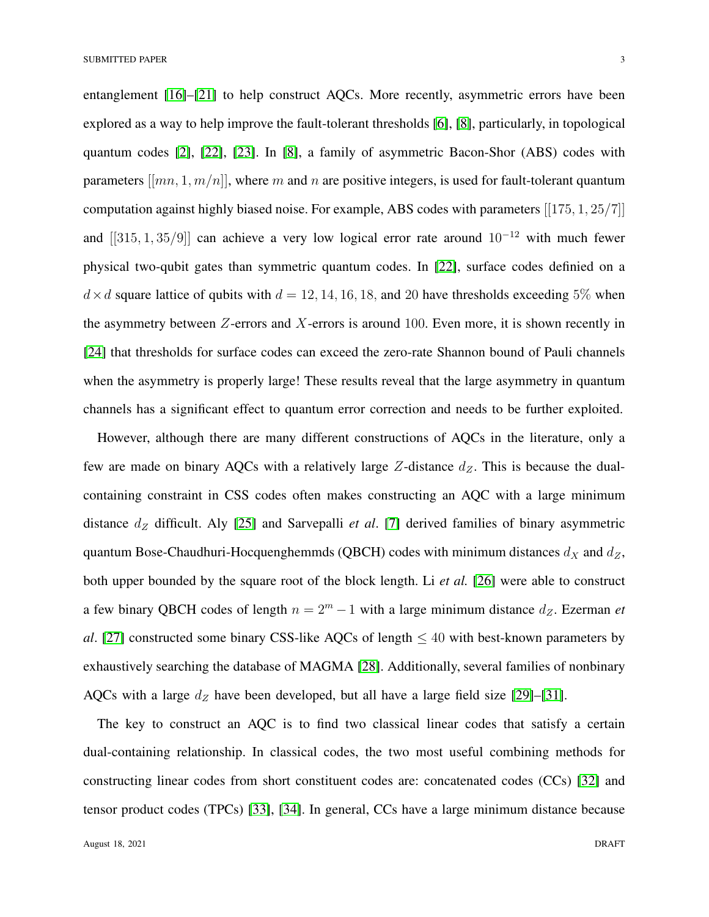entanglement [16]–[21] to help construct AQCs. More recently, asymmetric errors have been explored as a way to help improve the fault-tolerant thresholds [6], [8], particularly, in topological quantum codes [2], [22], [23]. In [8], a family of asymmetric Bacon-Shor (ABS) codes with parameters $[[mn, 1, m/n]]$, where $m$ and $n$ are positive integers, is used for fault-tolerant quantum computation against highly biased noise. For example, ABS codes with parameters $[[175, 1, 25/7]]$ and $[[315, 1, 35/9]]$ can achieve a very low logical error rate around $10^{-12}$ with much fewer physical two-qubit gates than symmetric quantum codes. In [22], surface codes definied on a $d \times d$ square lattice of qubits with $d = 12, 14, 16, 18,$ and $20$ have thresholds exceeding $5\%$ when the asymmetry between $Z$-errors and $X$-errors is around $100$. Even more, it is shown recently in [24] that thresholds for surface codes can exceed the zero-rate Shannon bound of Pauli channels when the asymmetry is properly large! These results reveal that the large asymmetry in quantum channels has a significant effect to quantum error correction and needs to be further exploited.

However, although there are many different constructions of AQCs in the literature, only a few are made on binary AQCs with a relatively large $Z$-distance $d_Z$. This is because the dual-containing constraint in CSS codes often makes constructing an AQC with a large minimum distance $d_Z$ difficult. Aly [25] and Sarvepalli *et al*. [7] derived families of binary asymmetric quantum Bose-Chaudhuri-Hocquenghemmds (QBCH) codes with minimum distances $d_X$ and $d_Z$, both upper bounded by the square root of the block length. Li *et al.* [26] were able to construct a few binary QBCH codes of length $n = 2^m - 1$ with a large minimum distance $d_Z$. Ezerman *et al*. [27] constructed some binary CSS-like AQCs of length $\leq 40$ with best-known parameters by exhaustively searching the database of MAGMA [28]. Additionally, several families of nonbinary AQCs with a large $d_Z$ have been developed, but all have a large field size [29]–[31].

The key to construct an AQC is to find two classical linear codes that satisfy a certain dual-containing relationship. In classical codes, the two most useful combining methods for constructing linear codes from short constituent codes are: concatenated codes (CCs) [32] and tensor product codes (TPCs) [33], [34]. In general, CCs have a large minimum distance because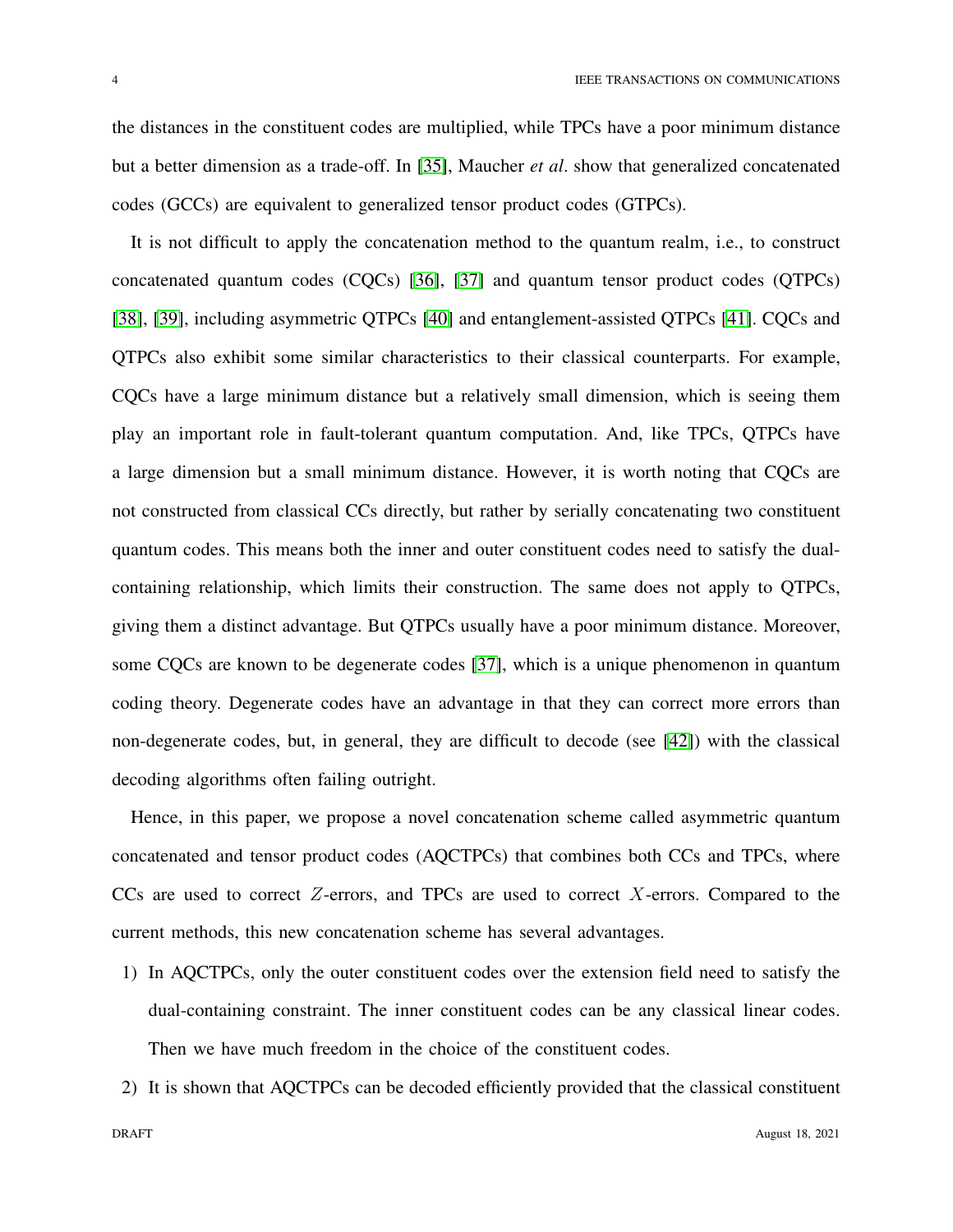the distances in the constituent codes are multiplied, while TPCs have a poor minimum distance but a better dimension as a trade-off. In [35], Maucher *et al*. show that generalized concatenated codes (GCCs) are equivalent to generalized tensor product codes (GTPCs).

It is not difficult to apply the concatenation method to the quantum realm, i.e., to construct concatenated quantum codes (CQCs) [36], [37] and quantum tensor product codes (QTPCs) [38], [39], including asymmetric QTPCs [40] and entanglement-assisted QTPCs [41]. CQCs and QTPCs also exhibit some similar characteristics to their classical counterparts. For example, CQCs have a large minimum distance but a relatively small dimension, which is seeing them play an important role in fault-tolerant quantum computation. And, like TPCs, QTPCs have a large dimension but a small minimum distance. However, it is worth noting that CQCs are not constructed from classical CCs directly, but rather by serially concatenating two constituent quantum codes. This means both the inner and outer constituent codes need to satisfy the dual-containing relationship, which limits their construction. The same does not apply to QTPCs, giving them a distinct advantage. But QTPCs usually have a poor minimum distance. Moreover, some CQCs are known to be degenerate codes [37], which is a unique phenomenon in quantum coding theory. Degenerate codes have an advantage in that they can correct more errors than non-degenerate codes, but, in general, they are difficult to decode (see [42]) with the classical decoding algorithms often failing outright.

Hence, in this paper, we propose a novel concatenation scheme called asymmetric quantum concatenated and tensor product codes (AQCTPCs) that combines both CCs and TPCs, where CCs are used to correct $Z$-errors, and TPCs are used to correct $X$-errors. Compared to the current methods, this new concatenation scheme has several advantages.

1) In AQCTPCs, only the outer constituent codes over the extension field need to satisfy the dual-containing constraint. The inner constituent codes can be any classical linear codes. Then we have much freedom in the choice of the constituent codes.
2) It is shown that AQCTPCs can be decoded efficiently provided that the classical constituent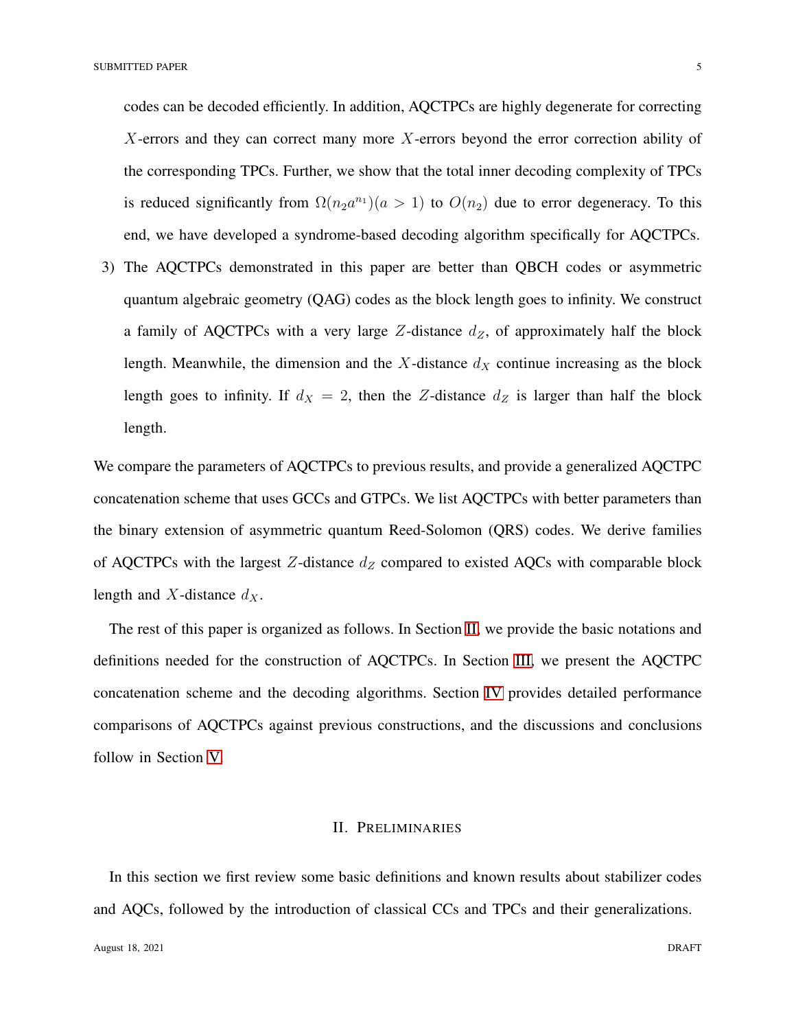codes can be decoded efficiently. In addition, AQCTPCs are highly degenerate for correcting $X$-errors and they can correct many more $X$-errors beyond the error correction ability of the corresponding TPCs. Further, we show that the total inner decoding complexity of TPCs is reduced significantly from $\Omega(n_2 a^{n_1})(a>1)$ to $O(n_2)$ due to error degeneracy. To this end, we have developed a syndrome-based decoding algorithm specifically for AQCTPCs.

3) The AQCTPCs demonstrated in this paper are better than QBCH codes or asymmetric quantum algebraic geometry (QAG) codes as the block length goes to infinity. We construct a family of AQCTPCs with a very large $Z$-distance $d_Z$, of approximately half the block length. Meanwhile, the dimension and the $X$-distance $d_X$ continue increasing as the block length goes to infinity. If $d_X = 2$, then the $Z$-distance $d_Z$ is larger than half the block length.

We compare the parameters of AQCTPCs to previous results, and provide a generalized AQCTPC concatenation scheme that uses GCCs and GTPCs. We list AQCTPCs with better parameters than the binary extension of asymmetric quantum Reed-Solomon (QRS) codes. We derive families of AQCTPCs with the largest $Z$-distance $d_Z$ compared to existed AQCs with comparable block length and $X$-distance $d_X$.

The rest of this paper is organized as follows. In Section II, we provide the basic notations and definitions needed for the construction of AQCTPCs. In Section III, we present the AQCTPC concatenation scheme and the decoding algorithms. Section IV provides detailed performance comparisons of AQCTPCs against previous constructions, and the discussions and conclusions follow in Section V.

## II. Preliminaries

In this section we first review some basic definitions and known results about stabilizer codes and AQCs, followed by the introduction of classical CCs and TPCs and their generalizations.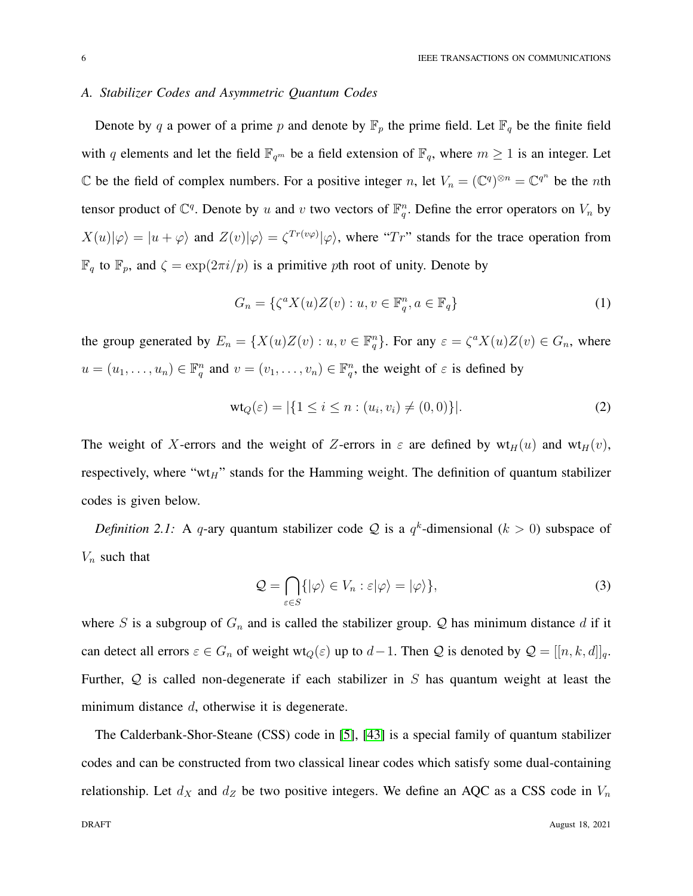### A. Stabilizer Codes and Asymmetric Quantum Codes

Denote by $q$ a power of a prime $p$ and denote by $\mathbb{F}_p$ the prime field. Let $\mathbb{F}_q$ be the finite field with $q$ elements and let the field $\mathbb{F}_{q^m}$ be a field extension of $\mathbb{F}_q$, where $m \geq 1$ is an integer. Let $\mathbb{C}$ be the field of complex numbers. For a positive integer $n$, let $V_n = (\mathbb{C}^q)^{\otimes n} = \mathbb{C}^{q^n}$ be the $n$th tensor product of $\mathbb{C}^q$. Denote by $u$ and $v$ two vectors of $\mathbb{F}_q^n$. Define the error operators on $V_n$ by $X(u)|\varphi\rangle = |u + \varphi\rangle$ and $Z(v)|\varphi\rangle = \zeta^{Tr(v\varphi)}|\varphi\rangle$, where "$Tr$" stands for the trace operation from $\mathbb{F}_q$ to $\mathbb{F}_p$, and $\zeta = \exp(2\pi i/p)$ is a primitive $p$th root of unity. Denote by

$$G_n = \{\zeta^a X(u)Z(v) : u, v \in \mathbb{F}_q^n, a \in \mathbb{F}_q\} \tag{1}$$

the group generated by $E_n = \{X(u)Z(v) : u, v \in \mathbb{F}_q^n\}$. For any $\varepsilon = \zeta^a X(u)Z(v) \in G_n$, where $u = (u_1, \ldots, u_n) \in \mathbb{F}_q^n$ and $v = (v_1, \ldots, v_n) \in \mathbb{F}_q^n$, the weight of $\varepsilon$ is defined by

$$\mathrm{wt}_Q(\varepsilon) = |\{1 \leq i \leq n : (u_i, v_i) \neq (0, 0)\}|. \tag{2}$$

The weight of $X$-errors and the weight of $Z$-errors in $\varepsilon$ are defined by $\mathrm{wt}_H(u)$ and $\mathrm{wt}_H(v)$, respectively, where "$\mathrm{wt}_H$" stands for the Hamming weight. The definition of quantum stabilizer codes is given below.

*Definition 2.1:* A $q$-ary quantum stabilizer code $\mathcal{Q}$ is a $q^k$-dimensional ($k > 0$) subspace of $V_n$ such that

$$\mathcal{Q} = \bigcap_{\varepsilon \in S} \{|\varphi\rangle \in V_n : \varepsilon|\varphi\rangle = |\varphi\rangle\}, \tag{3}$$

where $S$ is a subgroup of $G_n$ and is called the stabilizer group. $\mathcal{Q}$ has minimum distance $d$ if it can detect all errors $\varepsilon \in G_n$ of weight $\mathrm{wt}_Q(\varepsilon)$ up to $d-1$. Then $\mathcal{Q}$ is denoted by $\mathcal{Q} = [[n, k, d]]_q$. Further, $\mathcal{Q}$ is called non-degenerate if each stabilizer in $S$ has quantum weight at least the minimum distance $d$, otherwise it is degenerate.

The Calderbank-Shor-Steane (CSS) code in [5], [43] is a special family of quantum stabilizer codes and can be constructed from two classical linear codes which satisfy some dual-containing relationship. Let $d_X$ and $d_Z$ be two positive integers. We define an AQC as a CSS code in $V_n$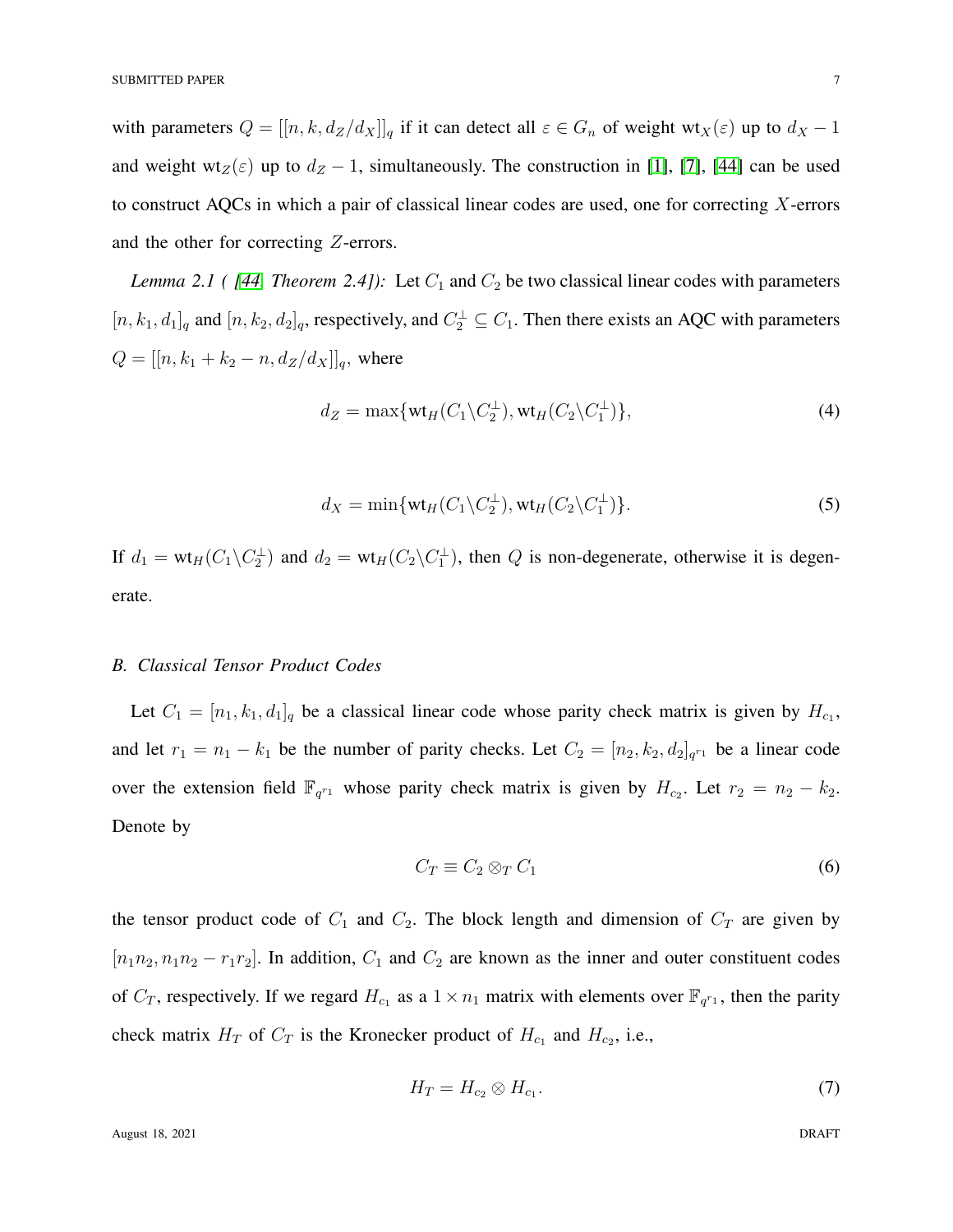with parameters $Q = [[n, k, d_Z/d_X]]_q$ if it can detect all $\varepsilon \in G_n$ of weight $\text{wt}_X(\varepsilon)$ up to $d_X - 1$ and weight $\text{wt}_Z(\varepsilon)$ up to $d_Z - 1$, simultaneously. The construction in [1], [7], [44] can be used to construct AQCs in which a pair of classical linear codes are used, one for correcting $X$-errors and the other for correcting $Z$-errors.

*Lemma 2.1 ( [44, Theorem 2.4]):* Let $C_1$ and $C_2$ be two classical linear codes with parameters $[n, k_1, d_1]_q$ and $[n, k_2, d_2]_q$, respectively, and $C_2^\perp \subseteq C_1$. Then there exists an AQC with parameters $Q = [[n, k_1 + k_2 - n, d_Z/d_X]]_q$, where

$$d_Z = \max\{\text{wt}_H(C_1 \backslash C_2^\perp), \text{wt}_H(C_2 \backslash C_1^\perp)\}, \tag{4}$$

$$d_X = \min\{\text{wt}_H(C_1 \backslash C_2^\perp), \text{wt}_H(C_2 \backslash C_1^\perp)\}. \tag{5}$$

If $d_1 = \text{wt}_H(C_1 \backslash C_2^\perp)$ and $d_2 = \text{wt}_H(C_2 \backslash C_1^\perp)$, then $Q$ is non-degenerate, otherwise it is degenerate.

### B. Classical Tensor Product Codes

Let $C_1 = [n_1, k_1, d_1]_q$ be a classical linear code whose parity check matrix is given by $H_{c_1}$, and let $r_1 = n_1 - k_1$ be the number of parity checks. Let $C_2 = [n_2, k_2, d_2]_{q^{r_1}}$ be a linear code over the extension field $\mathbb{F}_{q^{r_1}}$ whose parity check matrix is given by $H_{c_2}$. Let $r_2 = n_2 - k_2$. Denote by

$$C_T \equiv C_2 \otimes_T C_1 \tag{6}$$

the tensor product code of $C_1$ and $C_2$. The block length and dimension of $C_T$ are given by $[n_1 n_2, n_1 n_2 - r_1 r_2]$. In addition, $C_1$ and $C_2$ are known as the inner and outer constituent codes of $C_T$, respectively. If we regard $H_{c_1}$ as a $1 \times n_1$ matrix with elements over $\mathbb{F}_{q^{r_1}}$, then the parity check matrix $H_T$ of $C_T$ is the Kronecker product of $H_{c_1}$ and $H_{c_2}$, i.e.,

$$H_T = H_{c_2} \otimes H_{c_1}. \tag{7}$$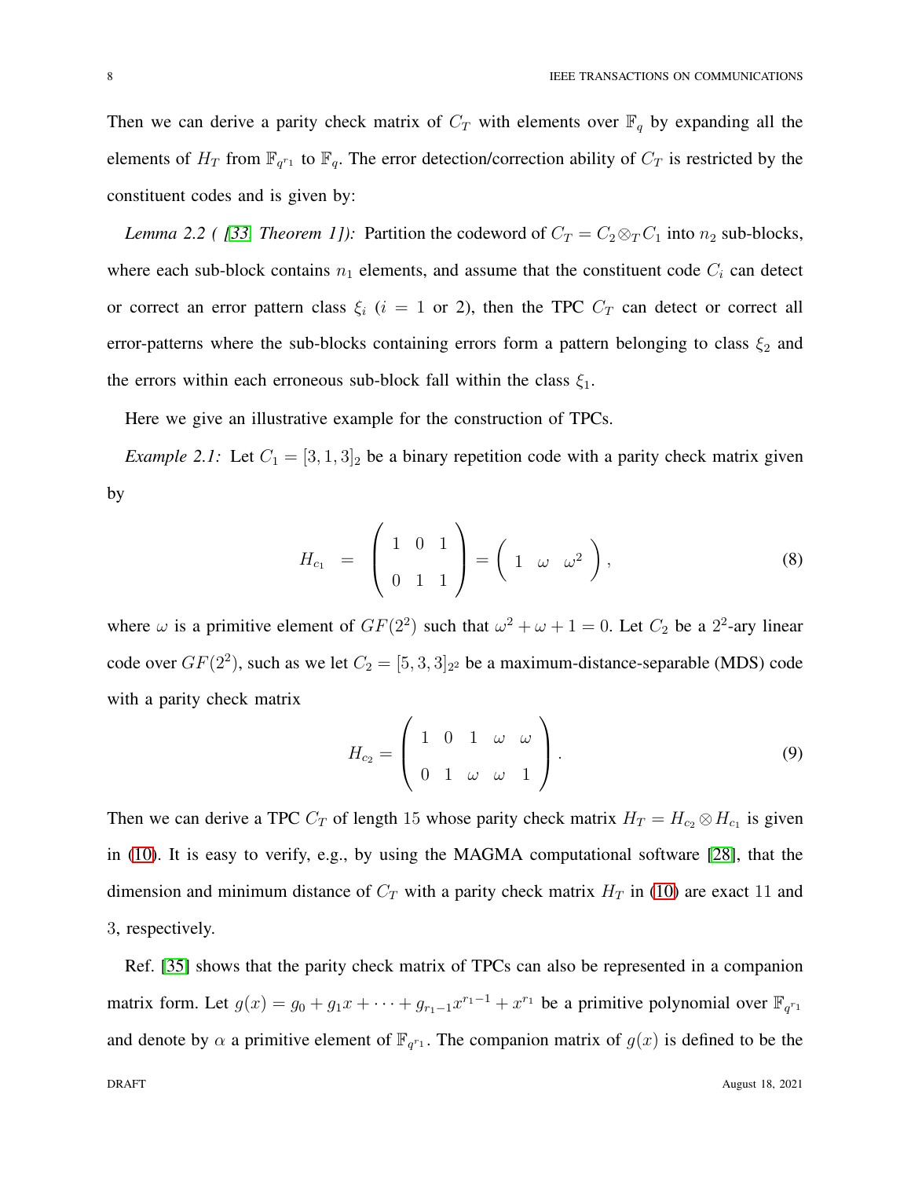Then we can derive a parity check matrix of $C_T$ with elements over $\mathbb{F}_q$ by expanding all the elements of $H_T$ from $\mathbb{F}_{q^{r_1}}$ to $\mathbb{F}_q$. The error detection/correction ability of $C_T$ is restricted by the constituent codes and is given by:

*Lemma 2.2 ( [33, Theorem 1]):* Partition the codeword of $C_T = C_2 \otimes_T C_1$ into $n_2$ sub-blocks, where each sub-block contains $n_1$ elements, and assume that the constituent code $C_i$ can detect or correct an error pattern class $\xi_i$ ($i = 1$ or 2), then the TPC $C_T$ can detect or correct all error-patterns where the sub-blocks containing errors form a pattern belonging to class $\xi_2$ and the errors within each erroneous sub-block fall within the class $\xi_1$.

Here we give an illustrative example for the construction of TPCs.

*Example 2.1:* Let $C_1 = [3, 1, 3]_2$ be a binary repetition code with a parity check matrix given by

$$H_{c_1} = \begin{pmatrix} 1 & 0 & 1 \\ 0 & 1 & 1 \end{pmatrix} = \begin{pmatrix} 1 & \omega & \omega^2 \end{pmatrix}, \tag{8}$$

where $\omega$ is a primitive element of $GF(2^2)$ such that $\omega^2 + \omega + 1 = 0$. Let $C_2$ be a $2^2$-ary linear code over $GF(2^2)$, such as we let $C_2 = [5, 3, 3]_{2^2}$ be a maximum-distance-separable (MDS) code with a parity check matrix

$$H_{c_2} = \begin{pmatrix} 1 & 0 & 1 & \omega & \omega \\ 0 & 1 & \omega & \omega & 1 \end{pmatrix}. \tag{9}$$

Then we can derive a TPC $C_T$ of length 15 whose parity check matrix $H_T = H_{c_2} \otimes H_{c_1}$ is given in (10). It is easy to verify, e.g., by using the MAGMA computational software [28], that the dimension and minimum distance of $C_T$ with a parity check matrix $H_T$ in (10) are exact 11 and 3, respectively.

Ref. [35] shows that the parity check matrix of TPCs can also be represented in a companion matrix form. Let $g(x) = g_0 + g_1 x + \cdots + g_{r_1 - 1} x^{r_1 - 1} + x^{r_1}$ be a primitive polynomial over $\mathbb{F}_{q^{r_1}}$ and denote by $\alpha$ a primitive element of $\mathbb{F}_{q^{r_1}}$. The companion matrix of $g(x)$ is defined to be the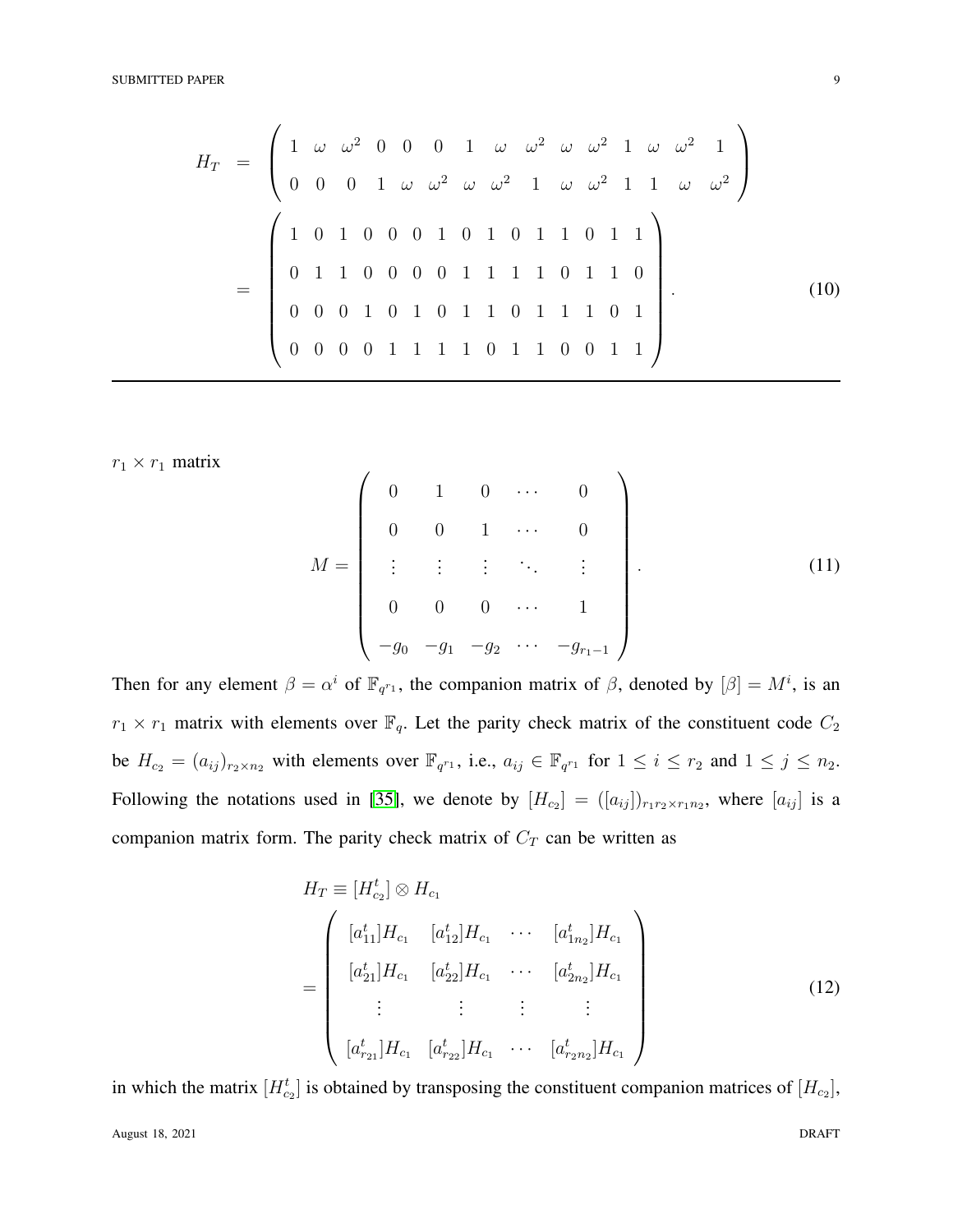$$
H_T = \begin{pmatrix} 1 & \omega & \omega^2 & 0 & 0 & 0 & 1 & \omega & \omega^2 & \omega & \omega^2 & 1 & \omega & \omega^2 & 1 \\ 0 & 0 & 0 & 1 & \omega & \omega^2 & \omega & \omega^2 & 1 & \omega & \omega^2 & 1 & 1 & \omega & \omega^2 \end{pmatrix}
$$

$$
= \begin{pmatrix} 1 & 0 & 1 & 0 & 0 & 0 & 1 & 0 & 1 & 0 & 1 & 1 & 0 & 1 & 1 \\ 0 & 1 & 1 & 0 & 0 & 0 & 0 & 1 & 1 & 1 & 1 & 0 & 1 & 1 & 0 \\ 0 & 0 & 0 & 1 & 0 & 1 & 0 & 1 & 1 & 0 & 1 & 1 & 1 & 0 & 1 \\ 0 & 0 & 0 & 0 & 1 & 1 & 1 & 1 & 0 & 1 & 1 & 0 & 0 & 1 & 1 \end{pmatrix}. \tag{10}
$$

$r_1 \times r_1$ matrix

$$
M = \begin{pmatrix} 0 & 1 & 0 & \cdots & 0 \\ 0 & 0 & 1 & \cdots & 0 \\ \vdots & \vdots & \vdots & \ddots & \vdots \\ 0 & 0 & 0 & \cdots & 1 \\ -g_0 & -g_1 & -g_2 & \cdots & -g_{r_1-1} \end{pmatrix}. \tag{11}
$$

Then for any element $\beta = \alpha^i$ of $\mathbb{F}_{q^{r_1}}$, the companion matrix of $\beta$, denoted by $[\beta] = M^i$, is an $r_1 \times r_1$ matrix with elements over $\mathbb{F}_q$. Let the parity check matrix of the constituent code $C_2$ be $H_{c_2} = (a_{ij})_{r_2 \times n_2}$ with elements over $\mathbb{F}_{q^{r_1}}$, i.e., $a_{ij} \in \mathbb{F}_{q^{r_1}}$ for $1 \leq i \leq r_2$ and $1 \leq j \leq n_2$. Following the notations used in [35], we denote by $[H_{c_2}] = ([a_{ij}])_{r_1 r_2 \times r_1 n_2}$, where $[a_{ij}]$ is a companion matrix form. The parity check matrix of $C_T$ can be written as

$$
H_T \equiv [H_{c_2}^t] \otimes H_{c_1}
= \begin{pmatrix} [a_{11}^t]H_{c_1} & [a_{12}^t]H_{c_1} & \cdots & [a_{1n_2}^t]H_{c_1} \\ [a_{21}^t]H_{c_1} & [a_{22}^t]H_{c_1} & \cdots & [a_{2n_2}^t]H_{c_1} \\ \vdots & \vdots & \vdots & \vdots \\ [a_{r_21}^t]H_{c_1} & [a_{r_22}^t]H_{c_1} & \cdots & [a_{r_2n_2}^t]H_{c_1} \end{pmatrix} \tag{12}
$$

in which the matrix $[H_{c_2}^t]$ is obtained by transposing the constituent companion matrices of $[H_{c_2}]$,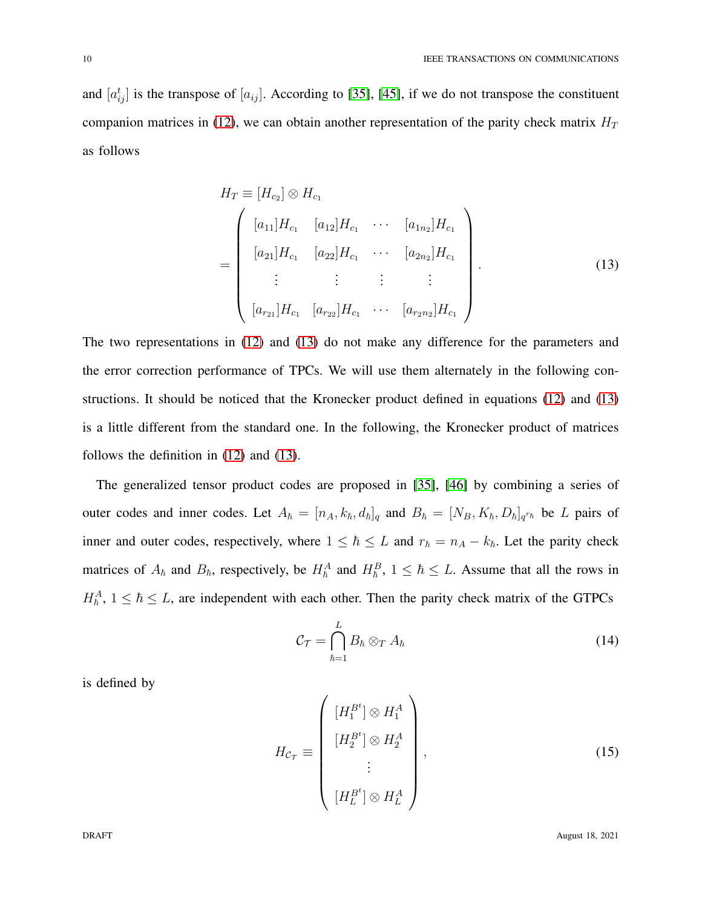and $[a^t_{ij}]$ is the transpose of $[a_{ij}]$. According to [35], [45], if we do not transpose the constituent companion matrices in (12), we can obtain another representation of the parity check matrix $H_T$ as follows

$$
\begin{aligned}
H_T &\equiv [H_{c_2}] \otimes H_{c_1} \\
&= \begin{pmatrix}
[a_{11}]H_{c_1} & [a_{12}]H_{c_1} & \cdots & [a_{1n_2}]H_{c_1} \\
[a_{21}]H_{c_1} & [a_{22}]H_{c_1} & \cdots & [a_{2n_2}]H_{c_1} \\
\vdots & \vdots & \vdots & \vdots \\
[a_{r_21}]H_{c_1} & [a_{r_22}]H_{c_1} & \cdots & [a_{r_2n_2}]H_{c_1}
\end{pmatrix}.
\end{aligned} \tag{13}
$$

The two representations in (12) and (13) do not make any difference for the parameters and the error correction performance of TPCs. We will use them alternately in the following constructions. It should be noticed that the Kronecker product defined in equations (12) and (13) is a little different from the standard one. In the following, the Kronecker product of matrices follows the definition in (12) and (13).

The generalized tensor product codes are proposed in [35], [46] by combining a series of outer codes and inner codes. Let $A_\hbar = [n_A, k_\hbar, d_\hbar]_q$ and $B_\hbar = [N_B, K_\hbar, D_\hbar]_{q^{r_\hbar}}$ be $L$ pairs of inner and outer codes, respectively, where $1 \leq \hbar \leq L$ and $r_\hbar = n_A - k_\hbar$. Let the parity check matrices of $A_\hbar$ and $B_\hbar$, respectively, be $H^A_\hbar$ and $H^B_\hbar$, $1 \leq \hbar \leq L$. Assume that all the rows in $H^A_\hbar$, $1 \leq \hbar \leq L$, are independent with each other. Then the parity check matrix of the GTPCs

$$
\mathcal{C}_\mathcal{T} = \bigcap_{\hbar=1}^{L} B_\hbar \otimes_T A_\hbar \tag{14}
$$

is defined by

$$
H_{\mathcal{C}_\mathcal{T}} \equiv \begin{pmatrix}
[H^{B^t}_1] \otimes H^A_1 \\
[H^{B^t}_2] \otimes H^A_2 \\
\vdots \\
[H^{B^t}_L] \otimes H^A_L
\end{pmatrix}, \tag{15}
$$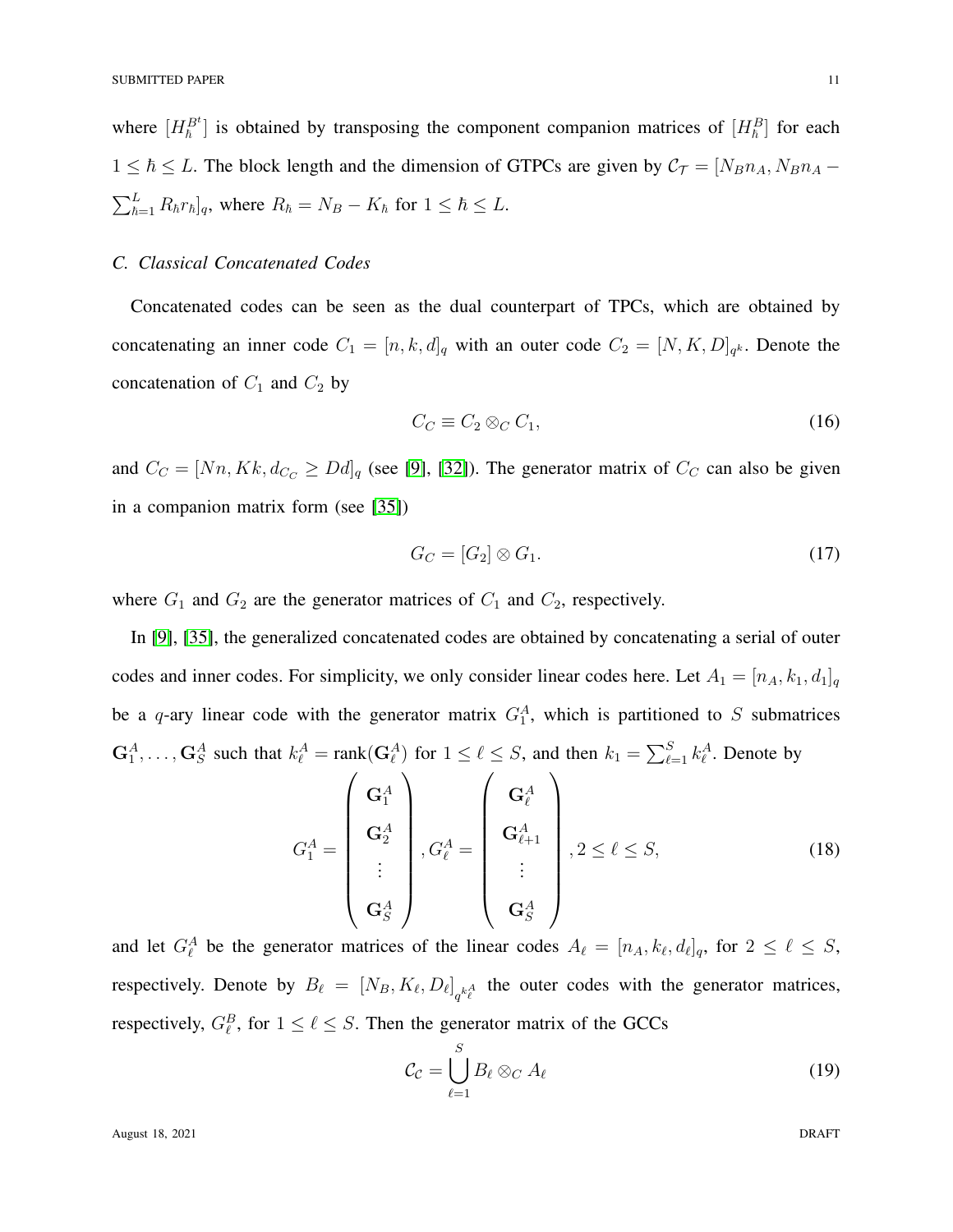where $[H_{\hbar}^{B^t}]$ is obtained by transposing the component companion matrices of $[H_{\hbar}^{B}]$ for each $1 \leq \hbar \leq L$. The block length and the dimension of GTPCs are given by $\mathcal{C}_{\mathcal{T}} = [N_B n_A, N_B n_A - \sum_{\hbar=1}^{L} R_{\hbar} r_{\hbar}]_q$, where $R_{\hbar} = N_B - K_{\hbar}$ for $1 \leq \hbar \leq L$.

### C. Classical Concatenated Codes

Concatenated codes can be seen as the dual counterpart of TPCs, which are obtained by concatenating an inner code $C_1 = [n, k, d]_q$ with an outer code $C_2 = [N, K, D]_{q^k}$. Denote the concatenation of $C_1$ and $C_2$ by

$$C_C \equiv C_2 \otimes_C C_1, \tag{16}$$

and $C_C = [Nn, Kk, d_{C_C} \geq Dd]_q$ (see [9], [32]). The generator matrix of $C_C$ can also be given in a companion matrix form (see [35])

$$G_C = [G_2] \otimes G_1. \tag{17}$$

where $G_1$ and $G_2$ are the generator matrices of $C_1$ and $C_2$, respectively.

In [9], [35], the generalized concatenated codes are obtained by concatenating a serial of outer codes and inner codes. For simplicity, we only consider linear codes here. Let $A_1 = [n_A, k_1, d_1]_q$ be a $q$-ary linear code with the generator matrix $G_1^A$, which is partitioned to $S$ submatrices $\mathbf{G}_1^A, \ldots, \mathbf{G}_S^A$ such that $k_\ell^A = \text{rank}(\mathbf{G}_\ell^A)$ for $1 \leq \ell \leq S$, and then $k_1 = \sum_{\ell=1}^{S} k_\ell^A$. Denote by

$$G_1^A = \begin{pmatrix} \mathbf{G}_1^A \\ \mathbf{G}_2^A \\ \vdots \\ \mathbf{G}_S^A \end{pmatrix}, G_\ell^A = \begin{pmatrix} \mathbf{G}_\ell^A \\ \mathbf{G}_{\ell+1}^A \\ \vdots \\ \mathbf{G}_S^A \end{pmatrix}, 2 \leq \ell \leq S, \tag{18}$$

and let $G_\ell^A$ be the generator matrices of the linear codes $A_\ell = [n_A, k_\ell, d_\ell]_q$, for $2 \leq \ell \leq S$, respectively. Denote by $B_\ell = [N_B, K_\ell, D_\ell]_{q^{k_\ell^A}}$ the outer codes with the generator matrices, respectively, $G_\ell^B$, for $1 \leq \ell \leq S$. Then the generator matrix of the GCCs

$$\mathcal{C}_{\mathcal{C}} = \bigcup_{\ell=1}^{S} B_\ell \otimes_C A_\ell \tag{19}$$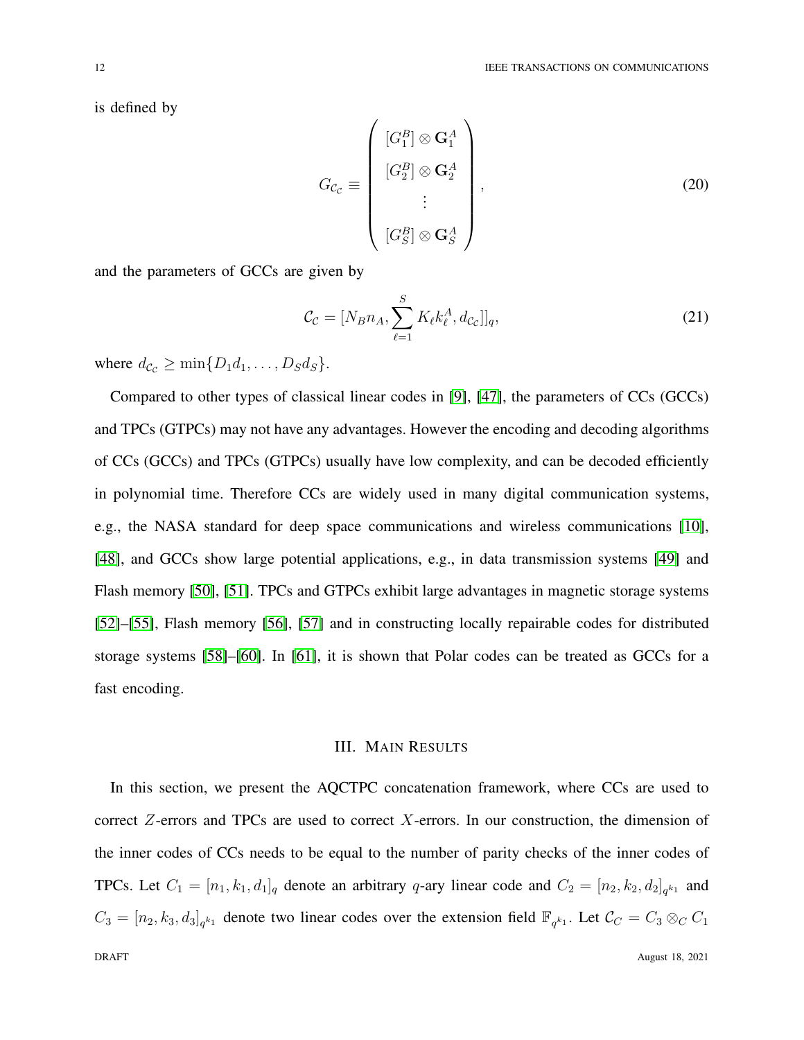is defined by

$$G_{\mathcal{C}_{\mathcal{C}}} \equiv \begin{pmatrix} [G_1^B] \otimes \mathbf{G}_1^A \\ [G_2^B] \otimes \mathbf{G}_2^A \\ \vdots \\ [G_S^B] \otimes \mathbf{G}_S^A \end{pmatrix}, \tag{20}$$

and the parameters of GCCs are given by

$$\mathcal{C}_{\mathcal{C}} = [N_B n_A, \sum_{\ell=1}^{S} K_\ell k_\ell^A, d_{\mathcal{C}_{\mathcal{C}}}]]_q, \tag{21}$$

where $d_{\mathcal{C}_{\mathcal{C}}} \geq \min\{D_1 d_1, \ldots, D_S d_S\}$.

Compared to other types of classical linear codes in [9], [47], the parameters of CCs (GCCs) and TPCs (GTPCs) may not have any advantages. However the encoding and decoding algorithms of CCs (GCCs) and TPCs (GTPCs) usually have low complexity, and can be decoded efficiently in polynomial time. Therefore CCs are widely used in many digital communication systems, e.g., the NASA standard for deep space communications and wireless communications [10], [48], and GCCs show large potential applications, e.g., in data transmission systems [49] and Flash memory [50], [51]. TPCs and GTPCs exhibit large advantages in magnetic storage systems [52]–[55], Flash memory [56], [57] and in constructing locally repairable codes for distributed storage systems [58]–[60]. In [61], it is shown that Polar codes can be treated as GCCs for a fast encoding.

## III. Main Results

In this section, we present the AQCTPC concatenation framework, where CCs are used to correct $Z$-errors and TPCs are used to correct $X$-errors. In our construction, the dimension of the inner codes of CCs needs to be equal to the number of parity checks of the inner codes of TPCs. Let $C_1 = [n_1, k_1, d_1]_q$ denote an arbitrary $q$-ary linear code and $C_2 = [n_2, k_2, d_2]_{q^{k_1}}$ and $C_3 = [n_2, k_3, d_3]_{q^{k_1}}$ denote two linear codes over the extension field $\mathbb{F}_{q^{k_1}}$. Let $\mathcal{C}_C = C_3 \otimes_C C_1$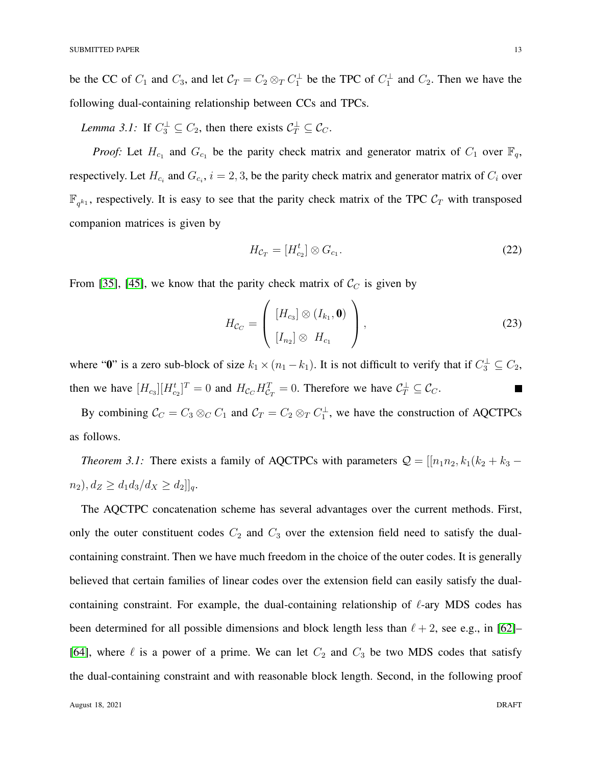be the CC of $C_1$ and $C_3$, and let $\mathcal{C}_T = C_2 \otimes_T C_1^{\perp}$ be the TPC of $C_1^{\perp}$ and $C_2$. Then we have the following dual-containing relationship between CCs and TPCs.

*Lemma 3.1:* If $C_3^{\perp} \subseteq C_2$, then there exists $\mathcal{C}_T^{\perp} \subseteq \mathcal{C}_C$.

*Proof:* Let $H_{c_1}$ and $G_{c_1}$ be the parity check matrix and generator matrix of $C_1$ over $\mathbb{F}_q$, respectively. Let $H_{c_i}$ and $G_{c_i}$, $i = 2, 3$, be the parity check matrix and generator matrix of $C_i$ over $\mathbb{F}_{q^{k_1}}$, respectively. It is easy to see that the parity check matrix of the TPC $\mathcal{C}_T$ with transposed companion matrices is given by

$$H_{\mathcal{C}_T} = [H_{c_2}^t] \otimes G_{c_1}. \tag{22}$$

From [35], [45], we know that the parity check matrix of $\mathcal{C}_C$ is given by

$$H_{\mathcal{C}_C} = \begin{pmatrix} [H_{c_3}] \otimes (I_{k_1}, \mathbf{0}) \\ [I_{n_2}] \otimes \ H_{c_1} \end{pmatrix}, \tag{23}$$

where "$\mathbf{0}$" is a zero sub-block of size $k_1 \times (n_1 - k_1)$. It is not difficult to verify that if $C_3^{\perp} \subseteq C_2$, then we have $[H_{c_3}][H_{c_2}^t]^T = 0$ and $H_{\mathcal{C}_C} H_{\mathcal{C}_T}^T = 0$. Therefore we have $\mathcal{C}_T^{\perp} \subseteq \mathcal{C}_C$. ∎

By combining $\mathcal{C}_C = C_3 \otimes_C C_1$ and $\mathcal{C}_T = C_2 \otimes_T C_1^{\perp}$, we have the construction of AQCTPCs as follows.

*Theorem 3.1:* There exists a family of AQCTPCs with parameters $\mathcal{Q} = [[n_1 n_2, k_1(k_2 + k_3 - n_2), d_Z \geq d_1 d_3 / d_X \geq d_2]]_q$.

The AQCTPC concatenation scheme has several advantages over the current methods. First, only the outer constituent codes $C_2$ and $C_3$ over the extension field need to satisfy the dual-containing constraint. Then we have much freedom in the choice of the outer codes. It is generally believed that certain families of linear codes over the extension field can easily satisfy the dual-containing constraint. For example, the dual-containing relationship of $\ell$-ary MDS codes has been determined for all possible dimensions and block length less than $\ell + 2$, see e.g., in [62]–[64], where $\ell$ is a power of a prime. We can let $C_2$ and $C_3$ be two MDS codes that satisfy the dual-containing constraint and with reasonable block length. Second, in the following proof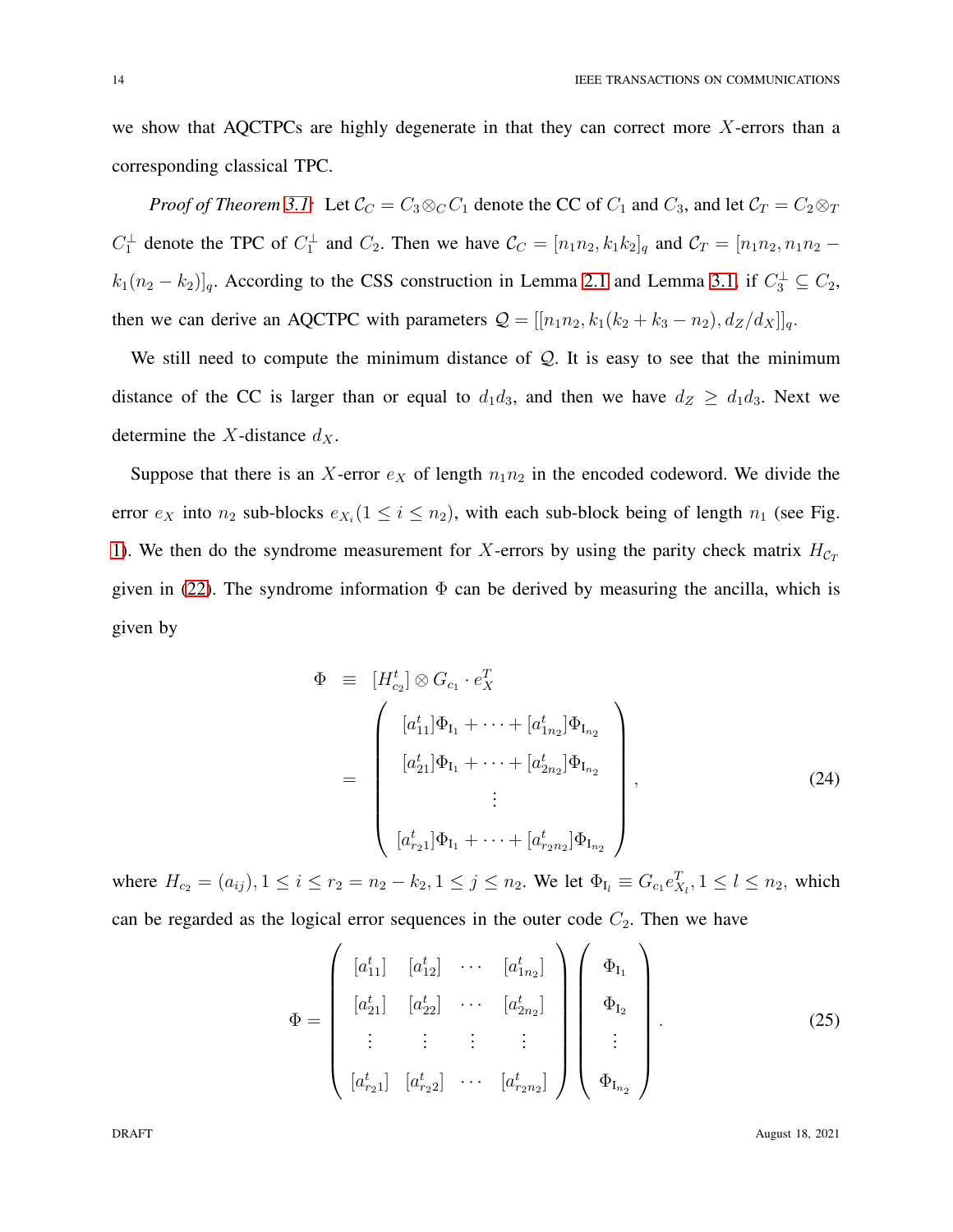we show that AQCTPCs are highly degenerate in that they can correct more $X$-errors than a corresponding classical TPC.

*Proof of Theorem 3.1:* Let $\mathcal{C}_C = C_3 \otimes_C C_1$ denote the CC of $C_1$ and $C_3$, and let $\mathcal{C}_T = C_2 \otimes_T C_1^{\perp}$ denote the TPC of $C_1^{\perp}$ and $C_2$. Then we have $\mathcal{C}_C = [n_1 n_2, k_1 k_2]_q$ and $\mathcal{C}_T = [n_1 n_2, n_1 n_2 - k_1(n_2 - k_2)]_q$. According to the CSS construction in Lemma 2.1 and Lemma 3.1, if $C_3^{\perp} \subseteq C_2$, then we can derive an AQCTPC with parameters $\mathcal{Q} = [[n_1 n_2, k_1(k_2 + k_3 - n_2), d_Z/d_X]]_q$.

We still need to compute the minimum distance of $\mathcal{Q}$. It is easy to see that the minimum distance of the CC is larger than or equal to $d_1 d_3$, and then we have $d_Z \geq d_1 d_3$. Next we determine the $X$-distance $d_X$.

Suppose that there is an $X$-error $e_X$ of length $n_1 n_2$ in the encoded codeword. We divide the error $e_X$ into $n_2$ sub-blocks $e_{X_i} (1 \leq i \leq n_2)$, with each sub-block being of length $n_1$ (see Fig. 1). We then do the syndrome measurement for $X$-errors by using the parity check matrix $H_{\mathcal{C}_T}$ given in (22). The syndrome information $\Phi$ can be derived by measuring the ancilla, which is given by

$$
\begin{aligned}
\Phi & \equiv [H_{c_2}^t] \otimes G_{c_1} \cdot e_X^T \\
& = \begin{pmatrix}
[a_{11}^t]\Phi_{\mathrm{I}_1} + \cdots + [a_{1n_2}^t]\Phi_{\mathrm{I}_{n_2}} \\
[a_{21}^t]\Phi_{\mathrm{I}_1} + \cdots + [a_{2n_2}^t]\Phi_{\mathrm{I}_{n_2}} \\
\vdots \\
[a_{r_2 1}^t]\Phi_{\mathrm{I}_1} + \cdots + [a_{r_2 n_2}^t]\Phi_{\mathrm{I}_{n_2}}
\end{pmatrix},
\end{aligned}
\tag{24}
$$

where $H_{c_2} = (a_{ij}), 1 \leq i \leq r_2 = n_2 - k_2, 1 \leq j \leq n_2$. We let $\Phi_{\mathrm{I}_l} \equiv G_{c_1} e_{X_l}^T, 1 \leq l \leq n_2$, which can be regarded as the logical error sequences in the outer code $C_2$. Then we have

$$
\Phi = \begin{pmatrix}
[a_{11}^t] & [a_{12}^t] & \cdots & [a_{1n_2}^t] \\
[a_{21}^t] & [a_{22}^t] & \cdots & [a_{2n_2}^t] \\
\vdots & \vdots & \vdots & \vdots \\
[a_{r_2 1}^t] & [a_{r_2 2}^t] & \cdots & [a_{r_2 n_2}^t]
\end{pmatrix}
\begin{pmatrix}
\Phi_{\mathrm{I}_1} \\
\Phi_{\mathrm{I}_2} \\
\vdots \\
\Phi_{\mathrm{I}_{n_2}}
\end{pmatrix}.
\tag{25}
$$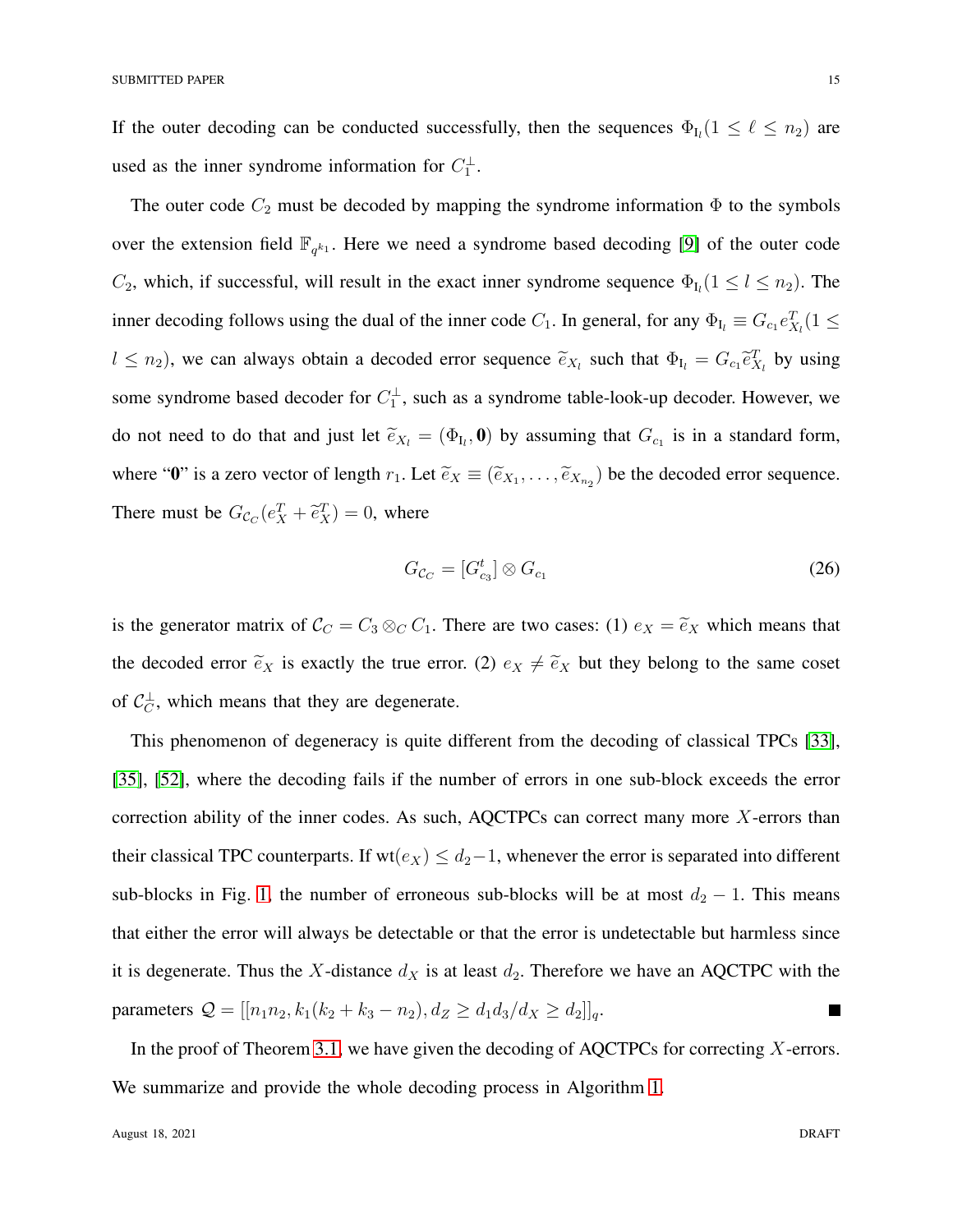If the outer decoding can be conducted successfully, then the sequences $\Phi_{\mathrm{I}_\ell}(1 \leq \ell \leq n_2)$ are used as the inner syndrome information for $C_1^\perp$.

The outer code $C_2$ must be decoded by mapping the syndrome information $\Phi$ to the symbols over the extension field $\mathbb{F}_{q^{k_1}}$. Here we need a syndrome based decoding [9] of the outer code $C_2$, which, if successful, will result in the exact inner syndrome sequence $\Phi_{\mathrm{I}_l}(1 \leq l \leq n_2)$. The inner decoding follows using the dual of the inner code $C_1$. In general, for any $\Phi_{\mathrm{I}_l} \equiv G_{c_1} e_{X_l}^T (1 \leq l \leq n_2)$, we can always obtain a decoded error sequence $\widetilde{e}_{X_l}$ such that $\Phi_{\mathrm{I}_l} = G_{c_1} \widetilde{e}_{X_l}^T$ by using some syndrome based decoder for $C_1^\perp$, such as a syndrome table-look-up decoder. However, we do not need to do that and just let $\widetilde{e}_{X_l} = (\Phi_{\mathrm{I}_l}, \mathbf{0})$ by assuming that $G_{c_1}$ is in a standard form, where "$\mathbf{0}$" is a zero vector of length $r_1$. Let $\widetilde{e}_X \equiv (\widetilde{e}_{X_1}, \ldots, \widetilde{e}_{X_{n_2}})$ be the decoded error sequence. There must be $G_{\mathcal{C}_C}(e_X^T + \widetilde{e}_X^T) = 0$, where

$$G_{\mathcal{C}_C} = [G_{c_3}^t] \otimes G_{c_1} \tag{26}$$

is the generator matrix of $\mathcal{C}_C = C_3 \otimes_C C_1$. There are two cases: (1) $e_X = \widetilde{e}_X$ which means that the decoded error $\widetilde{e}_X$ is exactly the true error. (2) $e_X \neq \widetilde{e}_X$ but they belong to the same coset of $\mathcal{C}_C^\perp$, which means that they are degenerate.

This phenomenon of degeneracy is quite different from the decoding of classical TPCs [33], [35], [52], where the decoding fails if the number of errors in one sub-block exceeds the error correction ability of the inner codes. As such, AQCTPCs can correct many more $X$-errors than their classical TPC counterparts. If $\mathrm{wt}(e_X) \leq d_2 - 1$, whenever the error is separated into different sub-blocks in Fig. 1, the number of erroneous sub-blocks will be at most $d_2 - 1$. This means that either the error will always be detectable or that the error is undetectable but harmless since it is degenerate. Thus the $X$-distance $d_X$ is at least $d_2$. Therefore we have an AQCTPC with the parameters $\mathcal{Q} = [[n_1 n_2, k_1(k_2 + k_3 - n_2), d_Z \geq d_1 d_3 / d_X \geq d_2]]_q$. ∎

In the proof of Theorem 3.1, we have given the decoding of AQCTPCs for correcting $X$-errors. We summarize and provide the whole decoding process in Algorithm 1.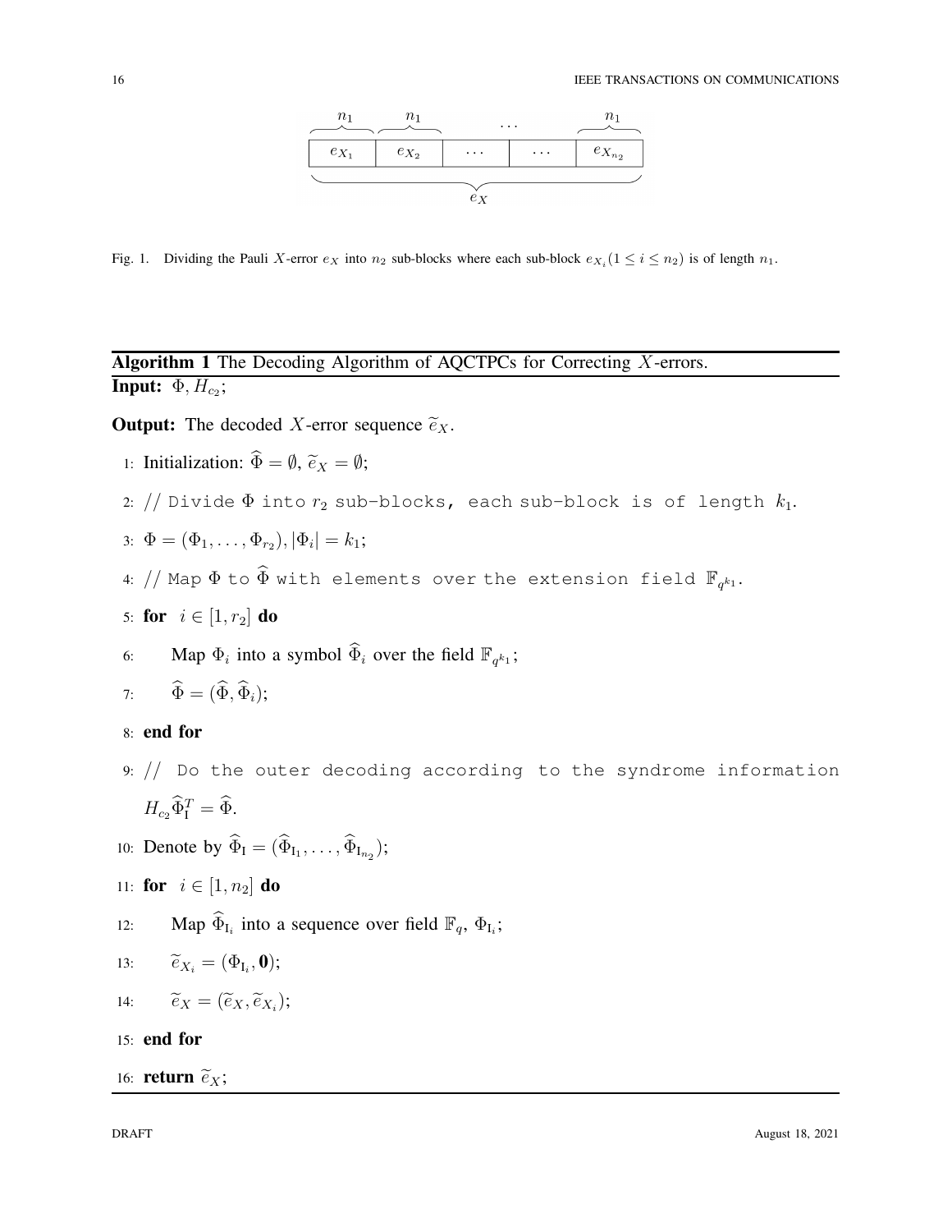$$
\underbrace{\overbrace{e_{X_1}}^{n_1} \mid \overbrace{e_{X_2}}^{n_1} \mid \cdots \mid \cdots \mid \overbrace{e_{X_{n_2}}}^{n_1}}_{e_X}
$$

Fig. 1. Dividing the Pauli $X$-error $e_X$ into $n_2$ sub-blocks where each sub-block $e_{X_i} (1 \leq i \leq n_2)$ is of length $n_1$.

---

**Algorithm 1** The Decoding Algorithm of AQCTPCs for Correcting $X$-errors.

**Input:** $\Phi, H_{c_2}$;

**Output:** The decoded $X$-error sequence $\widetilde{e}_X$.

1: Initialization: $\widehat{\Phi} = \emptyset$, $\widetilde{e}_X = \emptyset$;

2: `// Divide` $\Phi$ `into` $r_2$ `sub-blocks, each sub-block is of length` $k_1$.

3: $\Phi = (\Phi_1, \ldots, \Phi_{r_2}), |\Phi_i| = k_1$;

4: `// Map` $\Phi$ `to` $\widehat{\Phi}$ `with elements over the extension field` $\mathbb{F}_{q^{k_1}}$.

5: **for** $i \in [1, r_2]$ **do**

6: Map $\Phi_i$ into a symbol $\widehat{\Phi}_i$ over the field $\mathbb{F}_{q^{k_1}}$;

7: $\widehat{\Phi} = (\widehat{\Phi}, \widehat{\Phi}_i)$;

8: **end for**

9: `// Do the outer decoding according to the syndrome information` $H_{c_2}\widehat{\Phi}_{\mathrm{I}}^T = \widehat{\Phi}$.

10: Denote by $\widehat{\Phi}_{\mathrm{I}} = (\widehat{\Phi}_{\mathrm{I}_1}, \ldots, \widehat{\Phi}_{\mathrm{I}_{n_2}})$;

11: **for** $i \in [1, n_2]$ **do**

12: Map $\widehat{\Phi}_{\mathrm{I}_i}$ into a sequence over field $\mathbb{F}_q$, $\Phi_{\mathrm{I}_i}$;

13: $\widetilde{e}_{X_i} = (\Phi_{\mathrm{I}_i}, \mathbf{0})$;

14: $\widetilde{e}_X = (\widetilde{e}_X, \widetilde{e}_{X_i})$;

15: **end for**

16: **return** $\widetilde{e}_X$;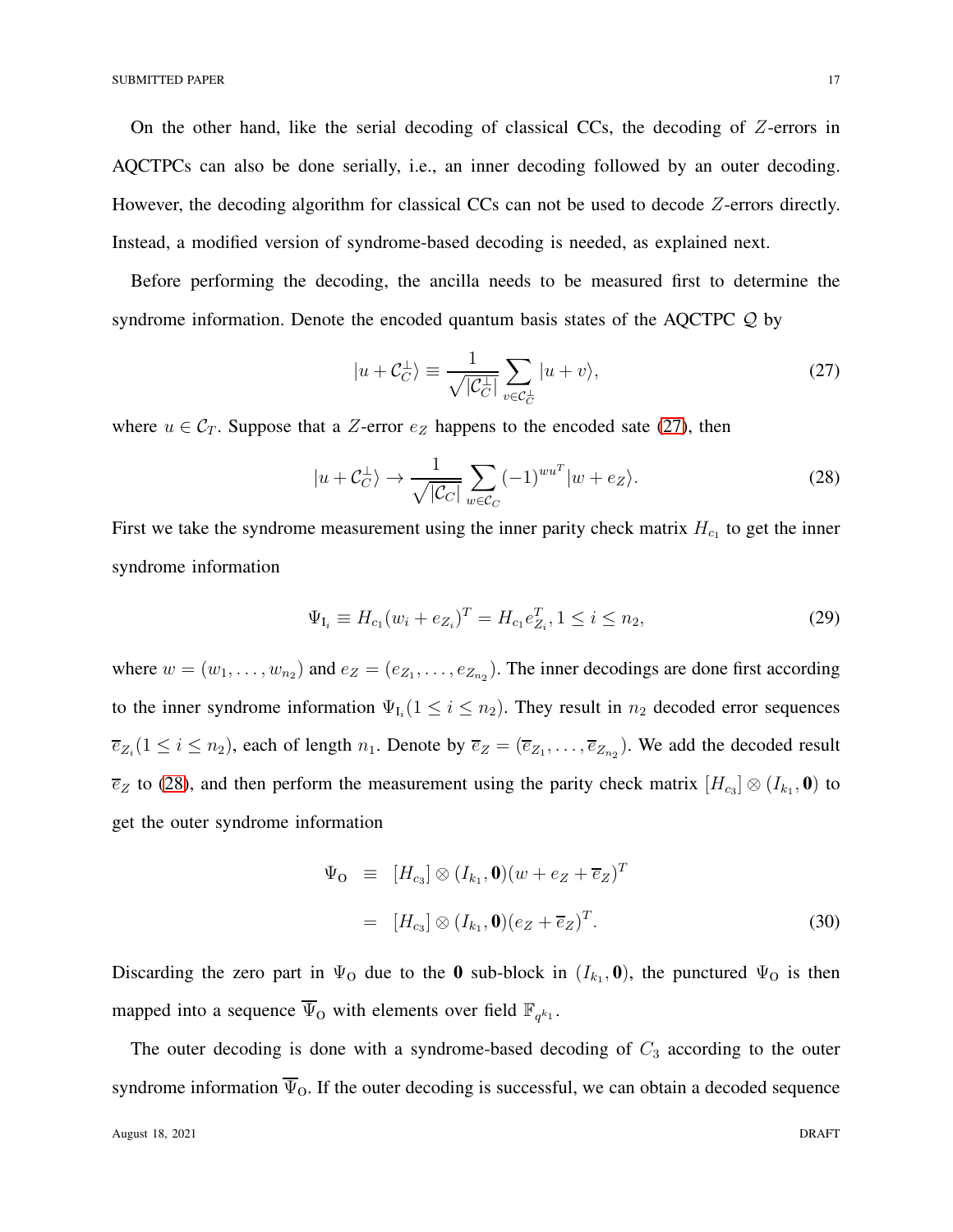On the other hand, like the serial decoding of classical CCs, the decoding of $Z$-errors in AQCTPCs can also be done serially, i.e., an inner decoding followed by an outer decoding. However, the decoding algorithm for classical CCs can not be used to decode $Z$-errors directly. Instead, a modified version of syndrome-based decoding is needed, as explained next.

Before performing the decoding, the ancilla needs to be measured first to determine the syndrome information. Denote the encoded quantum basis states of the AQCTPC $\mathcal{Q}$ by

$$|u + \mathcal{C}_C^{\perp}\rangle \equiv \frac{1}{\sqrt{|\mathcal{C}_C^{\perp}|}} \sum_{v \in \mathcal{C}_C^{\perp}} |u + v\rangle, \tag{27}$$

where $u \in \mathcal{C}_T$. Suppose that a $Z$-error $e_Z$ happens to the encoded sate (27), then

$$|u + \mathcal{C}_C^{\perp}\rangle \rightarrow \frac{1}{\sqrt{|\mathcal{C}_C|}} \sum_{w \in \mathcal{C}_C} (-1)^{wu^T} |w + e_Z\rangle. \tag{28}$$

First we take the syndrome measurement using the inner parity check matrix $H_{c_1}$ to get the inner syndrome information

$$\Psi_{\mathrm{I}_i} \equiv H_{c_1}(w_i + e_{Z_i})^T = H_{c_1} e_{Z_i}^T, 1 \leq i \leq n_2, \tag{29}$$

where $w = (w_1, \ldots, w_{n_2})$ and $e_Z = (e_{Z_1}, \ldots, e_{Z_{n_2}})$. The inner decodings are done first according to the inner syndrome information $\Psi_{\mathrm{I}_i} (1 \leq i \leq n_2)$. They result in $n_2$ decoded error sequences $\overline{e}_{Z_i} (1 \leq i \leq n_2)$, each of length $n_1$. Denote by $\overline{e}_Z = (\overline{e}_{Z_1}, \ldots, \overline{e}_{Z_{n_2}})$. We add the decoded result $\overline{e}_Z$ to (28), and then perform the measurement using the parity check matrix $[H_{c_3}] \otimes (I_{k_1}, \mathbf{0})$ to get the outer syndrome information

$$\begin{aligned} \Psi_{\mathrm{O}} &\equiv [H_{c_3}] \otimes (I_{k_1}, \mathbf{0})(w + e_Z + \overline{e}_Z)^T \\ &= [H_{c_3}] \otimes (I_{k_1}, \mathbf{0})(e_Z + \overline{e}_Z)^T. \end{aligned} \tag{30}$$

Discarding the zero part in $\Psi_{\mathrm{O}}$ due to the $\mathbf{0}$ sub-block in $(I_{k_1}, \mathbf{0})$, the punctured $\Psi_{\mathrm{O}}$ is then mapped into a sequence $\overline{\Psi}_{\mathrm{O}}$ with elements over field $\mathbb{F}_{q^{k_1}}$.

The outer decoding is done with a syndrome-based decoding of $C_3$ according to the outer syndrome information $\overline{\Psi}_{\mathrm{O}}$. If the outer decoding is successful, we can obtain a decoded sequence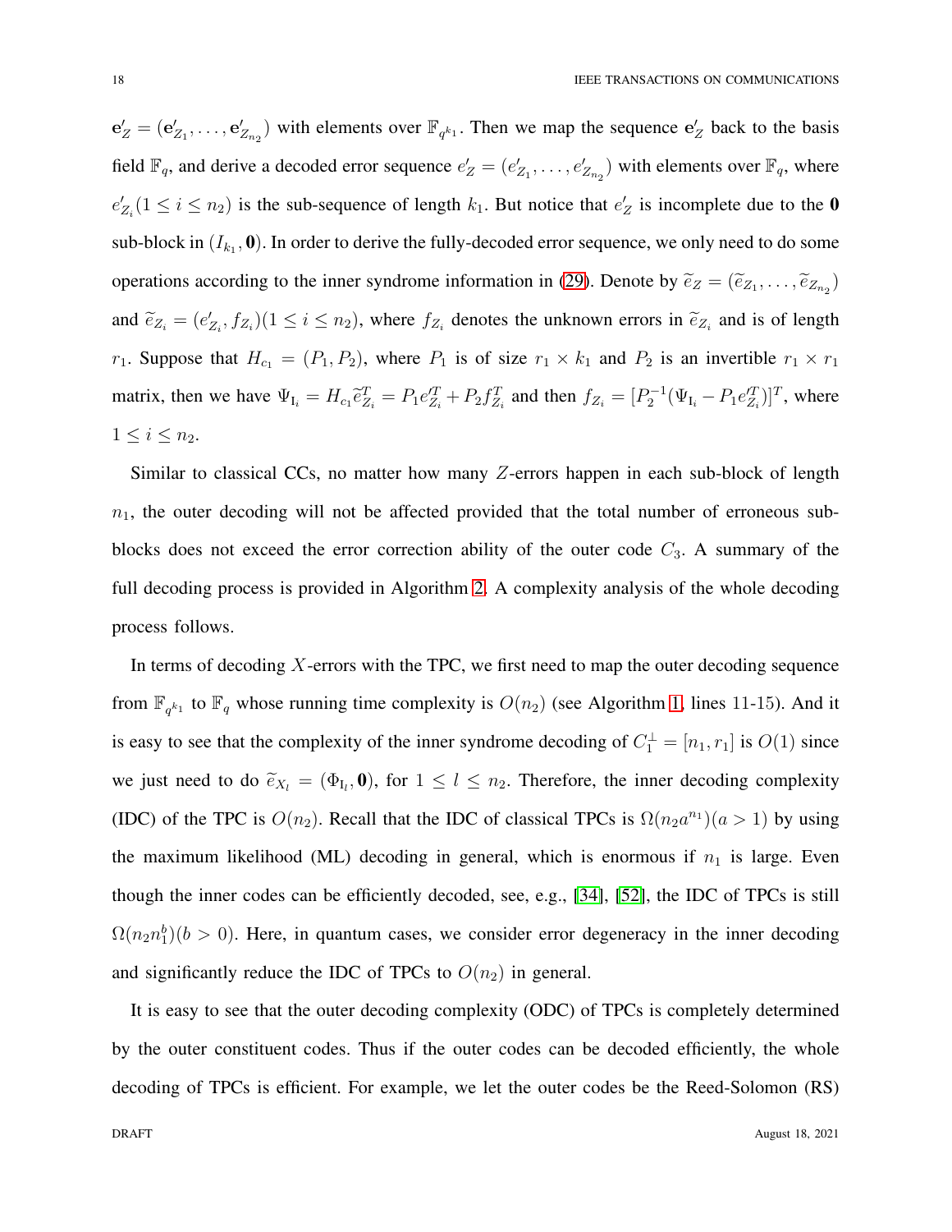$\mathbf{e}'_Z = (\mathbf{e}'_{Z_1}, \ldots, \mathbf{e}'_{Z_{n_2}})$ with elements over $\mathbb{F}_{q^{k_1}}$. Then we map the sequence $\mathbf{e}'_Z$ back to the basis field $\mathbb{F}_q$, and derive a decoded error sequence $e'_Z = (e'_{Z_1}, \ldots, e'_{Z_{n_2}})$ with elements over $\mathbb{F}_q$, where $e'_{Z_i}(1 \leq i \leq n_2)$ is the sub-sequence of length $k_1$. But notice that $e'_Z$ is incomplete due to the $\mathbf{0}$ sub-block in $(I_{k_1}, \mathbf{0})$. In order to derive the fully-decoded error sequence, we only need to do some operations according to the inner syndrome information in (29). Denote by $\widetilde{e}_Z = (\widetilde{e}_{Z_1}, \ldots, \widetilde{e}_{Z_{n_2}})$ and $\widetilde{e}_{Z_i} = (e'_{Z_i}, f_{Z_i})(1 \leq i \leq n_2)$, where $f_{Z_i}$ denotes the unknown errors in $\widetilde{e}_{Z_i}$ and is of length $r_1$. Suppose that $H_{c_1} = (P_1, P_2)$, where $P_1$ is of size $r_1 \times k_1$ and $P_2$ is an invertible $r_1 \times r_1$ matrix, then we have $\Psi_{\mathrm{I}_i} = H_{c_1}\widetilde{e}_{Z_i}^T = P_1 e'^T_{Z_i} + P_2 f^T_{Z_i}$ and then $f_{Z_i} = [P_2^{-1}(\Psi_{\mathrm{I}_i} - P_1 e'^T_{Z_i})]^T$, where $1 \leq i \leq n_2$.

Similar to classical CCs, no matter how many $Z$-errors happen in each sub-block of length $n_1$, the outer decoding will not be affected provided that the total number of erroneous sub-blocks does not exceed the error correction ability of the outer code $C_3$. A summary of the full decoding process is provided in Algorithm 2. A complexity analysis of the whole decoding process follows.

In terms of decoding $X$-errors with the TPC, we first need to map the outer decoding sequence from $\mathbb{F}_{q^{k_1}}$ to $\mathbb{F}_q$ whose running time complexity is $O(n_2)$ (see Algorithm 1, lines 11-15). And it is easy to see that the complexity of the inner syndrome decoding of $C_1^{\perp} = [n_1, r_1]$ is $O(1)$ since we just need to do $\widetilde{e}_{X_l} = (\Phi_{\mathrm{I}_l}, \mathbf{0})$, for $1 \leq l \leq n_2$. Therefore, the inner decoding complexity (IDC) of the TPC is $O(n_2)$. Recall that the IDC of classical TPCs is $\Omega(n_2 a^{n_1})(a > 1)$ by using the maximum likelihood (ML) decoding in general, which is enormous if $n_1$ is large. Even though the inner codes can be efficiently decoded, see, e.g., [34], [52], the IDC of TPCs is still $\Omega(n_2 n_1^b)(b > 0)$. Here, in quantum cases, we consider error degeneracy in the inner decoding and significantly reduce the IDC of TPCs to $O(n_2)$ in general.

It is easy to see that the outer decoding complexity (ODC) of TPCs is completely determined by the outer constituent codes. Thus if the outer codes can be decoded efficiently, the whole decoding of TPCs is efficient. For example, we let the outer codes be the Reed-Solomon (RS)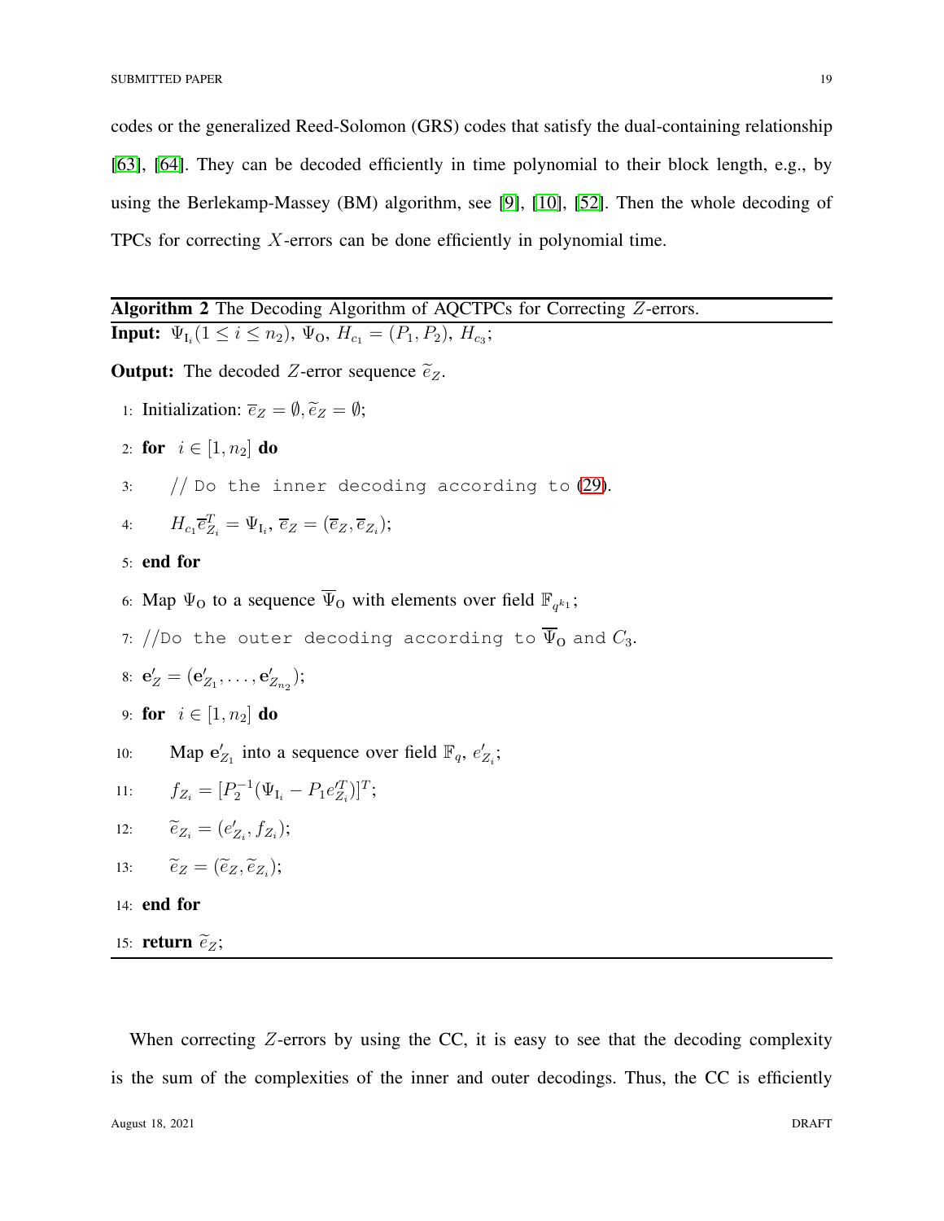codes or the generalized Reed-Solomon (GRS) codes that satisfy the dual-containing relationship [63], [64]. They can be decoded efficiently in time polynomial to their block length, e.g., by using the Berlekamp-Massey (BM) algorithm, see [9], [10], [52]. Then the whole decoding of TPCs for correcting $X$-errors can be done efficiently in polynomial time.

---

**Algorithm 2** The Decoding Algorithm of AQCTPCs for Correcting $Z$-errors.

**Input:** $\Psi_{\mathrm{I}_i} (1 \leq i \leq n_2)$, $\Psi_{\mathrm{O}}$, $H_{c_1} = (P_1, P_2)$, $H_{c_3}$;

**Output:** The decoded $Z$-error sequence $\widetilde{e}_Z$.

1: Initialization: $\overline{e}_Z = \emptyset, \widetilde{e}_Z = \emptyset$;

2: **for** $i \in [1, n_2]$ **do**

3: &nbsp;&nbsp;&nbsp;&nbsp;`// Do the inner decoding according to` (29).

4: &nbsp;&nbsp;&nbsp;&nbsp;$H_{c_1} \overline{e}_{Z_i}^T = \Psi_{\mathrm{I}_i}$, $\overline{e}_Z = (\overline{e}_Z, \overline{e}_{Z_i})$;

5: **end for**

6: Map $\Psi_{\mathrm{O}}$ to a sequence $\overline{\Psi}_{\mathrm{O}}$ with elements over field $\mathbb{F}_{q^{k_1}}$;

7: `//Do the outer decoding according to` $\overline{\Psi}_{\mathrm{O}}$ `and` $C_3$.

8: $\mathbf{e}'_Z = (\mathbf{e}'_{Z_1}, \ldots, \mathbf{e}'_{Z_{n_2}})$;

9: **for** $i \in [1, n_2]$ **do**

10: &nbsp;&nbsp;&nbsp;&nbsp;Map $\mathbf{e}'_{Z_1}$ into a sequence over field $\mathbb{F}_q$, $e'_{Z_i}$;

11: &nbsp;&nbsp;&nbsp;&nbsp;$f_{Z_i} = [P_2^{-1}(\Psi_{\mathrm{I}_i} - P_1 e'^T_{Z_i})]^T$;

12: &nbsp;&nbsp;&nbsp;&nbsp;$\widetilde{e}_{Z_i} = (e'_{Z_i}, f_{Z_i})$;

13: &nbsp;&nbsp;&nbsp;&nbsp;$\widetilde{e}_Z = (\widetilde{e}_Z, \widetilde{e}_{Z_i})$;

14: **end for**

15: **return** $\widetilde{e}_Z$;

---

When correcting $Z$-errors by using the CC, it is easy to see that the decoding complexity is the sum of the complexities of the inner and outer decodings. Thus, the CC is efficiently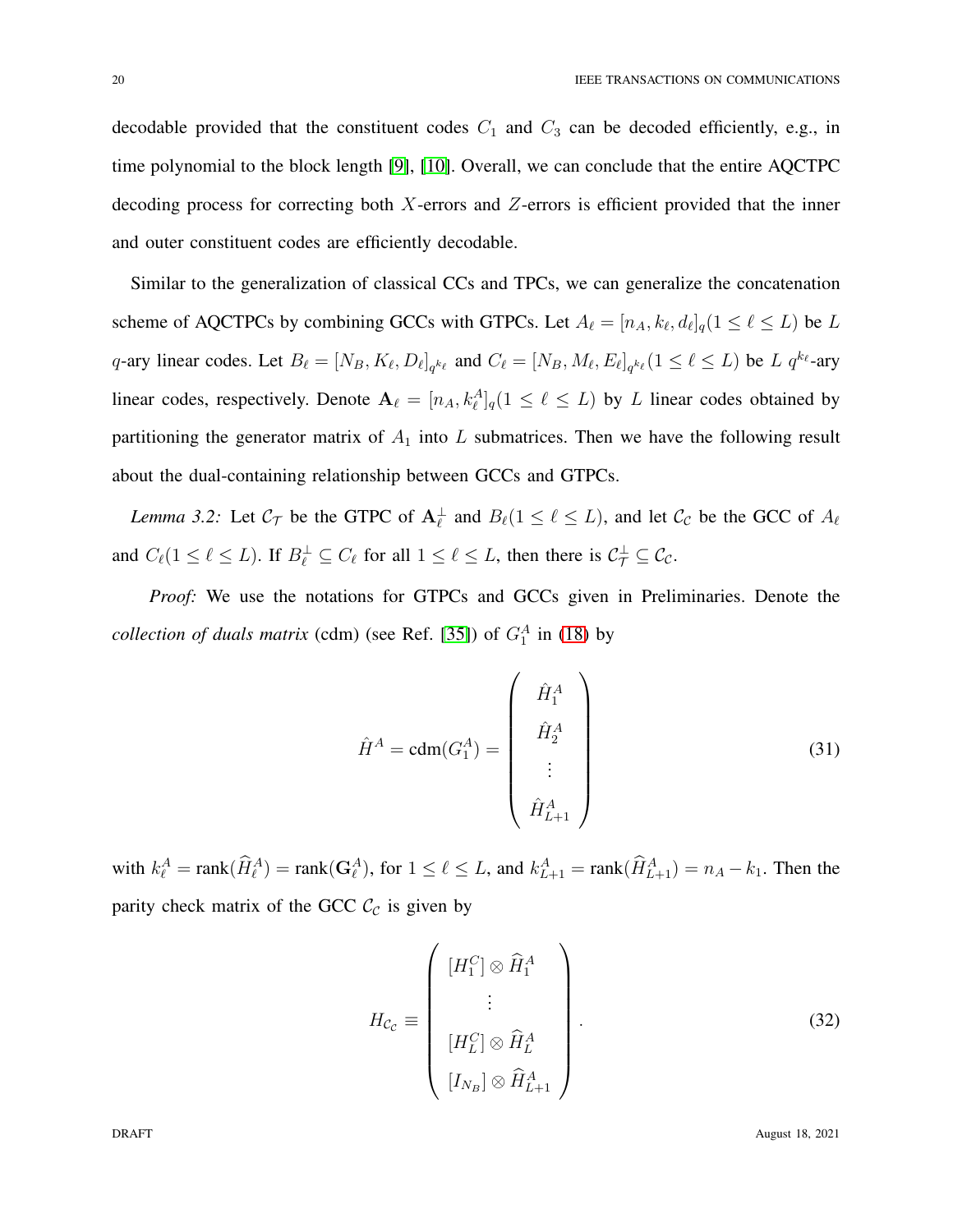decodable provided that the constituent codes $C_1$ and $C_3$ can be decoded efficiently, e.g., in time polynomial to the block length [9], [10]. Overall, we can conclude that the entire AQCTPC decoding process for correcting both $X$-errors and $Z$-errors is efficient provided that the inner and outer constituent codes are efficiently decodable.

Similar to the generalization of classical CCs and TPCs, we can generalize the concatenation scheme of AQCTPCs by combining GCCs with GTPCs. Let $A_\ell = [n_A, k_\ell, d_\ell]_q (1 \leq \ell \leq L)$ be $L$ $q$-ary linear codes. Let $B_\ell = [N_B, K_\ell, D_\ell]_{q^{k_\ell}}$ and $C_\ell = [N_B, M_\ell, E_\ell]_{q^{k_\ell}} (1 \leq \ell \leq L)$ be $L$ $q^{k_\ell}$-ary linear codes, respectively. Denote $\mathbf{A}_\ell = [n_A, k_\ell^A]_q (1 \leq \ell \leq L)$ by $L$ linear codes obtained by partitioning the generator matrix of $A_1$ into $L$ submatrices. Then we have the following result about the dual-containing relationship between GCCs and GTPCs.

*Lemma 3.2:* Let $\mathcal{C}_\mathcal{T}$ be the GTPC of $\mathbf{A}_\ell^\perp$ and $B_\ell (1 \leq \ell \leq L)$, and let $\mathcal{C}_\mathcal{C}$ be the GCC of $A_\ell$ and $C_\ell (1 \leq \ell \leq L)$. If $B_\ell^\perp \subseteq C_\ell$ for all $1 \leq \ell \leq L$, then there is $\mathcal{C}_\mathcal{T}^\perp \subseteq \mathcal{C}_\mathcal{C}$.

*Proof:* We use the notations for GTPCs and GCCs given in Preliminaries. Denote the *collection of duals matrix* (cdm) (see Ref. [35]) of $G_1^A$ in (18) by

$$\hat{H}^A = \mathrm{cdm}(G_1^A) = \begin{pmatrix} \hat{H}_1^A \\ \hat{H}_2^A \\ \vdots \\ \hat{H}_{L+1}^A \end{pmatrix} \tag{31}$$

with $k_\ell^A = \mathrm{rank}(\widehat{H}_\ell^A) = \mathrm{rank}(\mathbf{G}_\ell^A)$, for $1 \leq \ell \leq L$, and $k_{L+1}^A = \mathrm{rank}(\widehat{H}_{L+1}^A) = n_A - k_1$. Then the parity check matrix of the GCC $\mathcal{C}_\mathcal{C}$ is given by

$$H_{\mathcal{C}_\mathcal{C}} \equiv \begin{pmatrix} [H_1^C] \otimes \widehat{H}_1^A \\ \vdots \\ [H_L^C] \otimes \widehat{H}_L^A \\ [I_{N_B}] \otimes \widehat{H}_{L+1}^A \end{pmatrix}. \tag{32}$$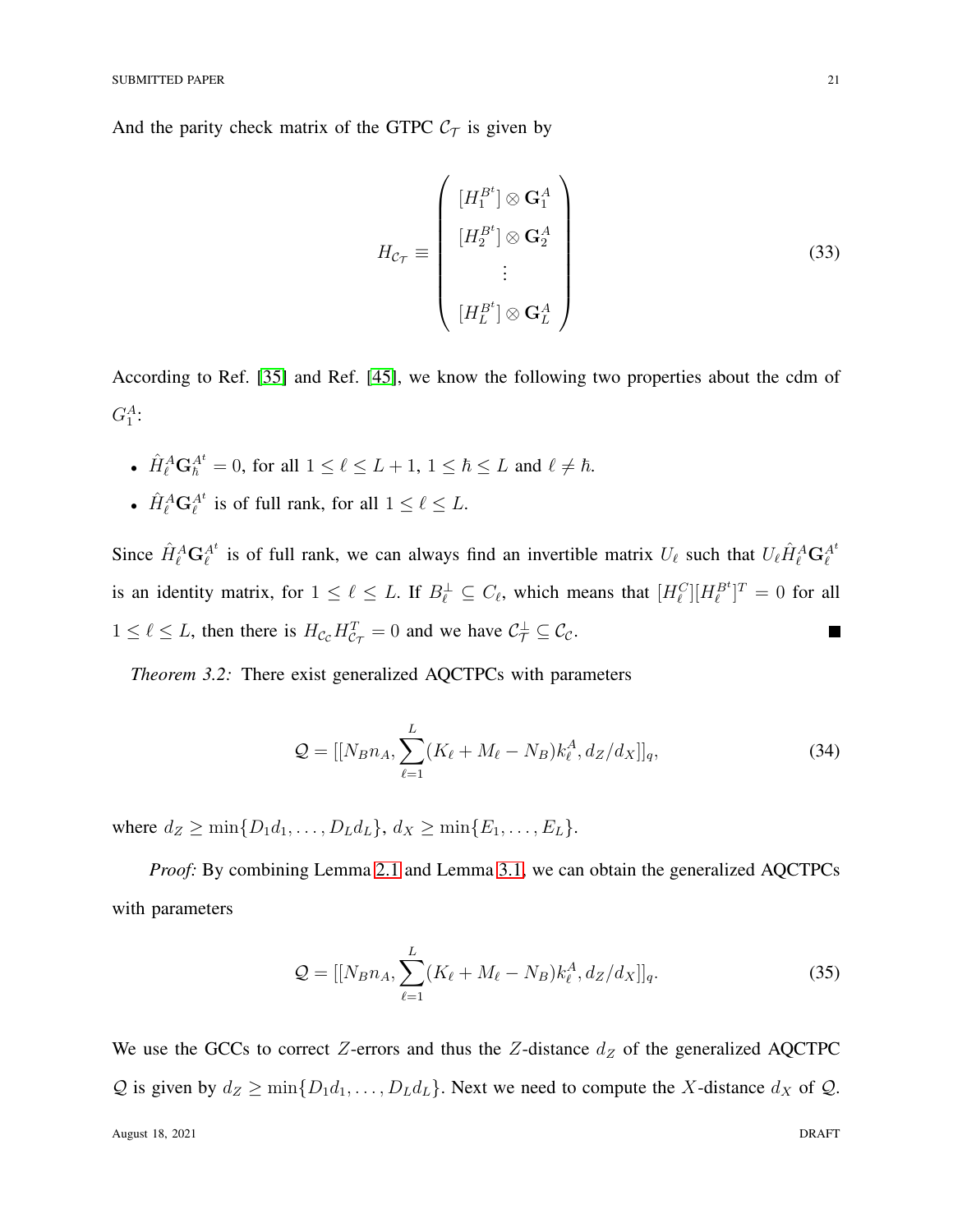And the parity check matrix of the GTPC $\mathcal{C}_\mathcal{T}$ is given by

$$
H_{\mathcal{C}_\mathcal{T}} \equiv \begin{pmatrix} [H_1^{B^t}] \otimes \mathbf{G}_1^A \\ [H_2^{B^t}] \otimes \mathbf{G}_2^A \\ \vdots \\ [H_L^{B^t}] \otimes \mathbf{G}_L^A \end{pmatrix} \tag{33}
$$

According to Ref. [35] and Ref. [45], we know the following two properties about the cdm of $G_1^A$:

- $\hat{H}_\ell^A \mathbf{G}_\hbar^{A^t} = 0$, for all $1 \leq \ell \leq L+1$, $1 \leq \hbar \leq L$ and $\ell \neq \hbar$.
- $\hat{H}_\ell^A \mathbf{G}_\ell^{A^t}$ is of full rank, for all $1 \leq \ell \leq L$.

Since $\hat{H}_\ell^A \mathbf{G}_\ell^{A^t}$ is of full rank, we can always find an invertible matrix $U_\ell$ such that $U_\ell \hat{H}_\ell^A \mathbf{G}_\ell^{A^t}$ is an identity matrix, for $1 \leq \ell \leq L$. If $B_\ell^\perp \subseteq C_\ell$, which means that $[H_\ell^C][H_\ell^{B^t}]^T = 0$ for all $1 \leq \ell \leq L$, then there is $H_{\mathcal{C}_\mathcal{C}} H_{\mathcal{C}_\mathcal{T}}^T = 0$ and we have $\mathcal{C}_\mathcal{T}^\perp \subseteq \mathcal{C}_\mathcal{C}$. ■

*Theorem 3.2:* There exist generalized AQCTPCs with parameters

$$
\mathcal{Q} = [[N_B n_A, \sum_{\ell=1}^{L} (K_\ell + M_\ell - N_B) k_\ell^A, d_Z/d_X]]_q, \tag{34}
$$

where $d_Z \geq \min\{D_1 d_1, \ldots, D_L d_L\}$, $d_X \geq \min\{E_1, \ldots, E_L\}$.

*Proof:* By combining Lemma 2.1 and Lemma 3.1, we can obtain the generalized AQCTPCs with parameters

$$
\mathcal{Q} = [[N_B n_A, \sum_{\ell=1}^{L} (K_\ell + M_\ell - N_B) k_\ell^A, d_Z/d_X]]_q. \tag{35}
$$

We use the GCCs to correct $Z$-errors and thus the $Z$-distance $d_Z$ of the generalized AQCTPC $\mathcal{Q}$ is given by $d_Z \geq \min\{D_1 d_1, \ldots, D_L d_L\}$. Next we need to compute the $X$-distance $d_X$ of $\mathcal{Q}$.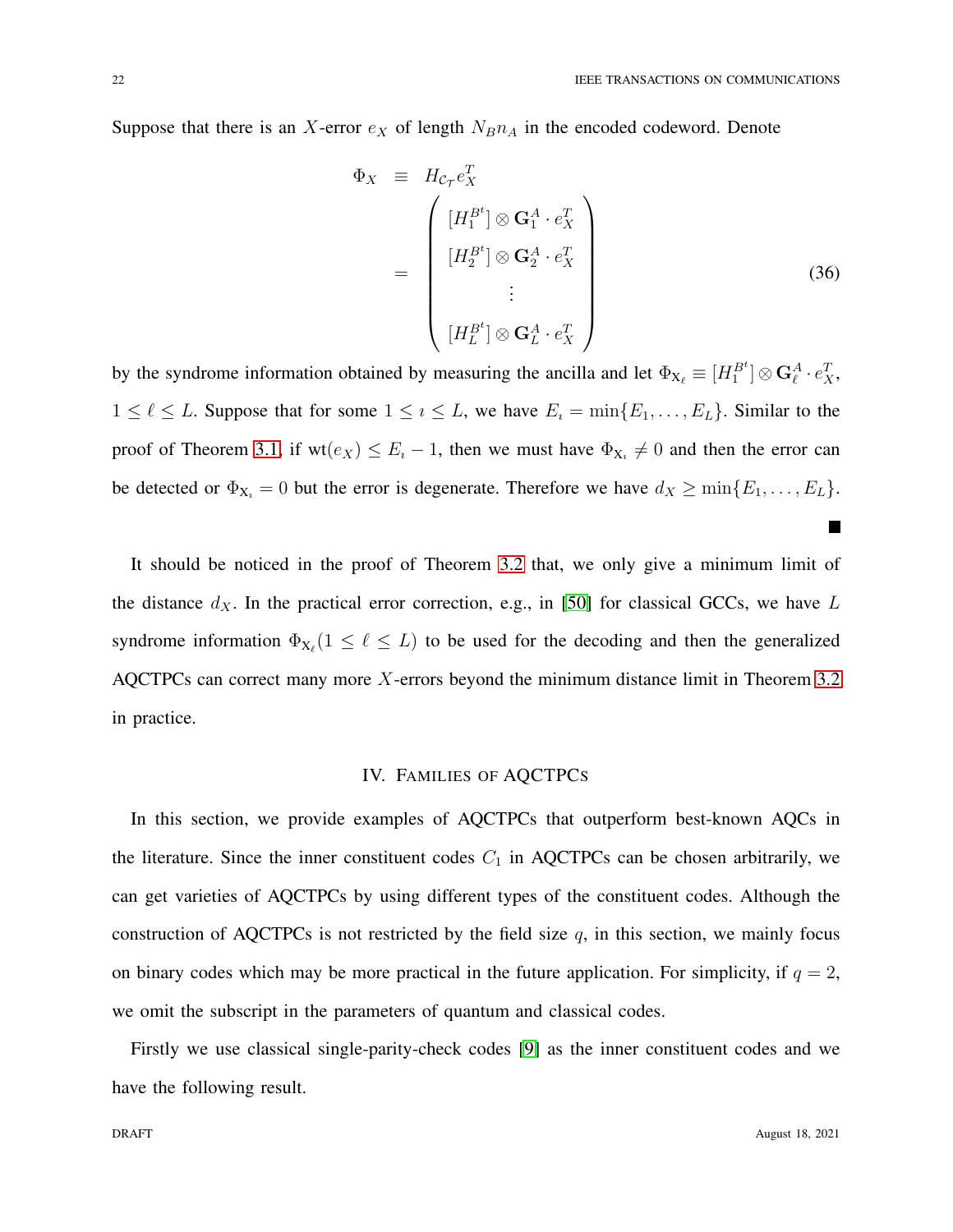Suppose that there is an $X$-error $e_X$ of length $N_B n_A$ in the encoded codeword. Denote

$$
\begin{aligned}
\Phi_X &\equiv H_{\mathcal{C}_{\mathcal{T}}} e_X^T \\
&= \begin{pmatrix} [H_1^{B^t}] \otimes \mathbf{G}_1^A \cdot e_X^T \\ [H_2^{B^t}] \otimes \mathbf{G}_2^A \cdot e_X^T \\ \vdots \\ [H_L^{B^t}] \otimes \mathbf{G}_L^A \cdot e_X^T \end{pmatrix}
\end{aligned} \tag{36}
$$

by the syndrome information obtained by measuring the ancilla and let $\Phi_{\mathrm{X}_\ell} \equiv [H_1^{B^t}] \otimes \mathbf{G}_\ell^A \cdot e_X^T$, $1 \leq \ell \leq L$. Suppose that for some $1 \leq \imath \leq L$, we have $E_\imath = \min\{E_1, \ldots, E_L\}$. Similar to the proof of Theorem 3.1, if $\mathrm{wt}(e_X) \leq E_\imath - 1$, then we must have $\Phi_{\mathrm{X}_\imath} \neq 0$ and then the error can be detected or $\Phi_{\mathrm{X}_\imath} = 0$ but the error is degenerate. Therefore we have $d_X \geq \min\{E_1, \ldots, E_L\}$. ∎

It should be noticed in the proof of Theorem 3.2 that, we only give a minimum limit of the distance $d_X$. In the practical error correction, e.g., in [50] for classical GCCs, we have $L$ syndrome information $\Phi_{\mathrm{X}_\ell} (1 \leq \ell \leq L)$ to be used for the decoding and then the generalized AQCTPCs can correct many more $X$-errors beyond the minimum distance limit in Theorem 3.2 in practice.

## IV. Families of AQCTPCs

In this section, we provide examples of AQCTPCs that outperform best-known AQCs in the literature. Since the inner constituent codes $C_1$ in AQCTPCs can be chosen arbitrarily, we can get varieties of AQCTPCs by using different types of the constituent codes. Although the construction of AQCTPCs is not restricted by the field size $q$, in this section, we mainly focus on binary codes which may be more practical in the future application. For simplicity, if $q = 2$, we omit the subscript in the parameters of quantum and classical codes.

Firstly we use classical single-parity-check codes [9] as the inner constituent codes and we have the following result.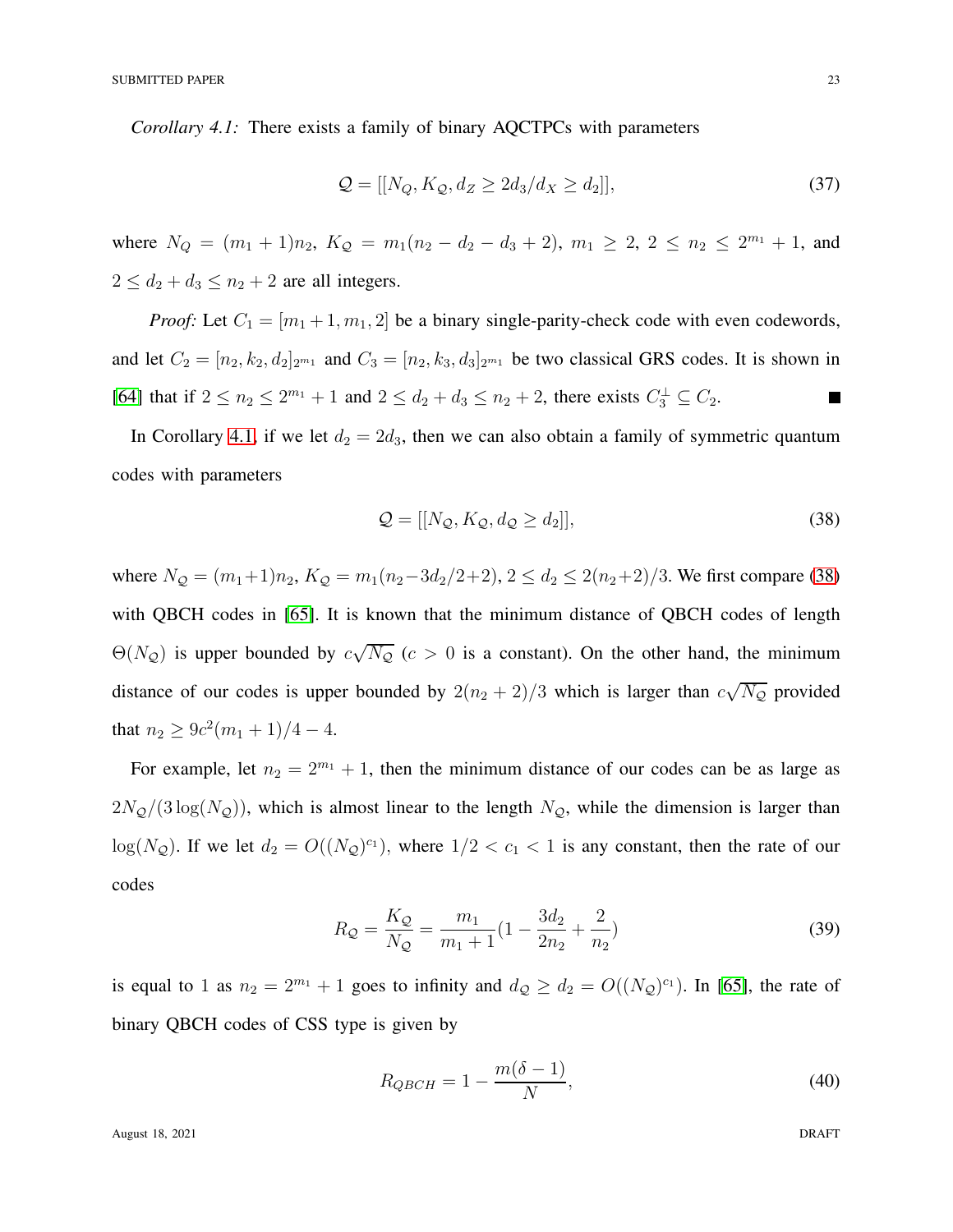*Corollary 4.1:* There exists a family of binary AQCTPCs with parameters

$$\mathcal{Q} = [[N_Q, K_\mathcal{Q}, d_Z \geq 2d_3/d_X \geq d_2]], \tag{37}$$

where $N_Q = (m_1+1)n_2$, $K_\mathcal{Q} = m_1(n_2 - d_2 - d_3 + 2)$, $m_1 \geq 2$, $2 \leq n_2 \leq 2^{m_1}+1$, and $2 \leq d_2 + d_3 \leq n_2 + 2$ are all integers.

*Proof:* Let $C_1 = [m_1+1, m_1, 2]$ be a binary single-parity-check code with even codewords, and let $C_2 = [n_2, k_2, d_2]_{2^{m_1}}$ and $C_3 = [n_3, k_3, d_3]_{2^{m_1}}$ be two classical GRS codes. It is shown in [64] that if $2 \leq n_2 \leq 2^{m_1}+1$ and $2 \leq d_2 + d_3 \leq n_2 + 2$, there exists $C_3^\perp \subseteq C_2$. ■

In Corollary 4.1, if we let $d_2 = 2d_3$, then we can also obtain a family of symmetric quantum codes with parameters

$$\mathcal{Q} = [[N_\mathcal{Q}, K_\mathcal{Q}, d_\mathcal{Q} \geq d_2]], \tag{38}$$

where $N_\mathcal{Q} = (m_1+1)n_2$, $K_\mathcal{Q} = m_1(n_2 - 3d_2/2 + 2)$, $2 \leq d_2 \leq 2(n_2+2)/3$. We first compare (38) with QBCH codes in [65]. It is known that the minimum distance of QBCH codes of length $\Theta(N_\mathcal{Q})$ is upper bounded by $c\sqrt{N_\mathcal{Q}}$ ($c > 0$ is a constant). On the other hand, the minimum distance of our codes is upper bounded by $2(n_2+2)/3$ which is larger than $c\sqrt{N_\mathcal{Q}}$ provided that $n_2 \geq 9c^2(m_1+1)/4 - 4$.

For example, let $n_2 = 2^{m_1}+1$, then the minimum distance of our codes can be as large as $2N_\mathcal{Q}/(3\log(N_\mathcal{Q}))$, which is almost linear to the length $N_\mathcal{Q}$, while the dimension is larger than $\log(N_\mathcal{Q})$. If we let $d_2 = O((N_\mathcal{Q})^{c_1})$, where $1/2 < c_1 < 1$ is any constant, then the rate of our codes

$$R_\mathcal{Q} = \frac{K_\mathcal{Q}}{N_\mathcal{Q}} = \frac{m_1}{m_1+1}\left(1 - \frac{3d_2}{2n_2} + \frac{2}{n_2}\right) \tag{39}$$

is equal to 1 as $n_2 = 2^{m_1}+1$ goes to infinity and $d_\mathcal{Q} \geq d_2 = O((N_\mathcal{Q})^{c_1})$. In [65], the rate of binary QBCH codes of CSS type is given by

$$R_{QBCH} = 1 - \frac{m(\delta - 1)}{N}, \tag{40}$$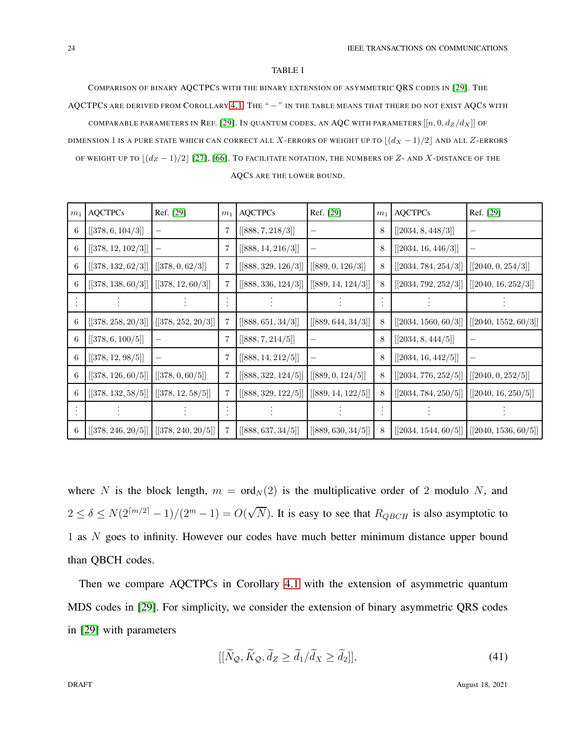TABLE I

COMPARISON OF BINARY AQCTPCS WITH THE BINARY EXTENSION OF ASYMMETRIC QRS CODES IN [29]. THE AQCTPCS ARE DERIVED FROM COROLLARY 4.1. THE " $-$ " IN THE TABLE MEANS THAT THERE DO NOT EXIST AQCS WITH COMPARABLE PARAMETERS IN REF. [29]. IN QUANTUM CODES, AN AQC WITH PARAMETERS $[[n, 0, d_Z/d_X]]$ OF DIMENSION 1 IS A PURE STATE WHICH CAN CORRECT ALL $X$-ERRORS OF WEIGHT UP TO $\lfloor (d_X - 1)/2 \rfloor$ AND ALL $Z$-ERRORS OF WEIGHT UP TO $\lfloor (d_Z - 1)/2 \rfloor$ [27], [66]. TO FACILITATE NOTATION, THE NUMBERS OF $Z$- AND $X$-DISTANCE OF THE AQCS ARE THE LOWER BOUND.

| $m_1$ | AQCTPCs | Ref. [29] | $m_1$ | AQCTPCs | Ref. [29] | $m_1$ | AQCTPCs | Ref. [29] |
|---|---|---|---|---|---|---|---|---|
| 6 | $[[378, 6, 104/3]]$ | $-$ | 7 | $[[888, 7, 218/3]]$ | $-$ | 8 | $[[2034, 8, 448/3]]$ | $-$ |
| 6 | $[[378, 12, 102/3]]$ | $-$ | 7 | $[[888, 14, 216/3]]$ | $-$ | 8 | $[[2034, 16, 446/3]]$ | $-$ |
| 6 | $[[378, 132, 62/3]]$ | $[[378, 0, 62/3]]$ | 7 | $[[888, 329, 126/3]]$ | $[[889, 0, 126/3]]$ | 8 | $[[2034, 784, 254/3]]$ | $[[2040, 0, 254/3]]$ |
| 6 | $[[378, 138, 60/3]]$ | $[[378, 12, 60/3]]$ | 7 | $[[888, 336, 124/3]]$ | $[[889, 14, 124/3]]$ | 8 | $[[2034, 792, 252/3]]$ | $[[2040, 16, 252/3]]$ |
| $\vdots$ | $\vdots$ | $\vdots$ | $\vdots$ | $\vdots$ | $\vdots$ | $\vdots$ | $\vdots$ | $\vdots$ |
| 6 | $[[378, 258, 20/3]]$ | $[[378, 252, 20/3]]$ | 7 | $[[888, 651, 34/3]]$ | $[[889, 644, 34/3]]$ | 8 | $[[2034, 1560, 60/3]]$ | $[[2040, 1552, 60/3]]$ |
| 6 | $[[378, 6, 100/5]]$ | $-$ | 7 | $[[888, 7, 214/5]]$ | $-$ | 8 | $[[2034, 8, 444/5]]$ | $-$ |
| 6 | $[[378, 12, 98/5]]$ | $-$ | 7 | $[[888, 14, 212/5]]$ | $-$ | 8 | $[[2034, 16, 442/5]]$ | $-$ |
| 6 | $[[378, 126, 60/5]]$ | $[[378, 0, 60/5]]$ | 7 | $[[888, 322, 124/5]]$ | $[[889, 0, 124/5]]$ | 8 | $[[2034, 776, 252/5]]$ | $[[2040, 0, 252/5]]$ |
| 6 | $[[378, 132, 58/5]]$ | $[[378, 12, 58/5]]$ | 7 | $[[888, 329, 122/5]]$ | $[[889, 14, 122/5]]$ | 8 | $[[2034, 784, 250/5]]$ | $[[2040, 16, 250/5]]$ |
| $\vdots$ | $\vdots$ | $\vdots$ | $\vdots$ | $\vdots$ | $\vdots$ | $\vdots$ | $\vdots$ | $\vdots$ |
| 6 | $[[378, 246, 20/5]]$ | $[[378, 240, 20/5]]$ | 7 | $[[888, 637, 34/5]]$ | $[[889, 630, 34/5]]$ | 8 | $[[2034, 1544, 60/5]]$ | $[[2040, 1536, 60/5]]$ |

where $N$ is the block length, $m = \mathrm{ord}_N(2)$ is the multiplicative order of 2 modulo $N$, and $2 \le \delta \le N(2^{\lceil m/2 \rceil} - 1)/(2^m - 1) = O(\sqrt{N})$. It is easy to see that $R_{QBCH}$ is also asymptotic to 1 as $N$ goes to infinity. However our codes have much better minimum distance upper bound than QBCH codes.

Then we compare AQCTPCs in Corollary 4.1 with the extension of asymmetric quantum MDS codes in [29]. For simplicity, we consider the extension of binary asymmetric QRS codes in [29] with parameters

$$[[\widetilde{N}_{\mathcal{Q}}, \widetilde{K}_{\mathcal{Q}}, \widetilde{d}_Z \ge \widetilde{d}_1/\widetilde{d}_X \ge \widetilde{d}_2]], \tag{41}$$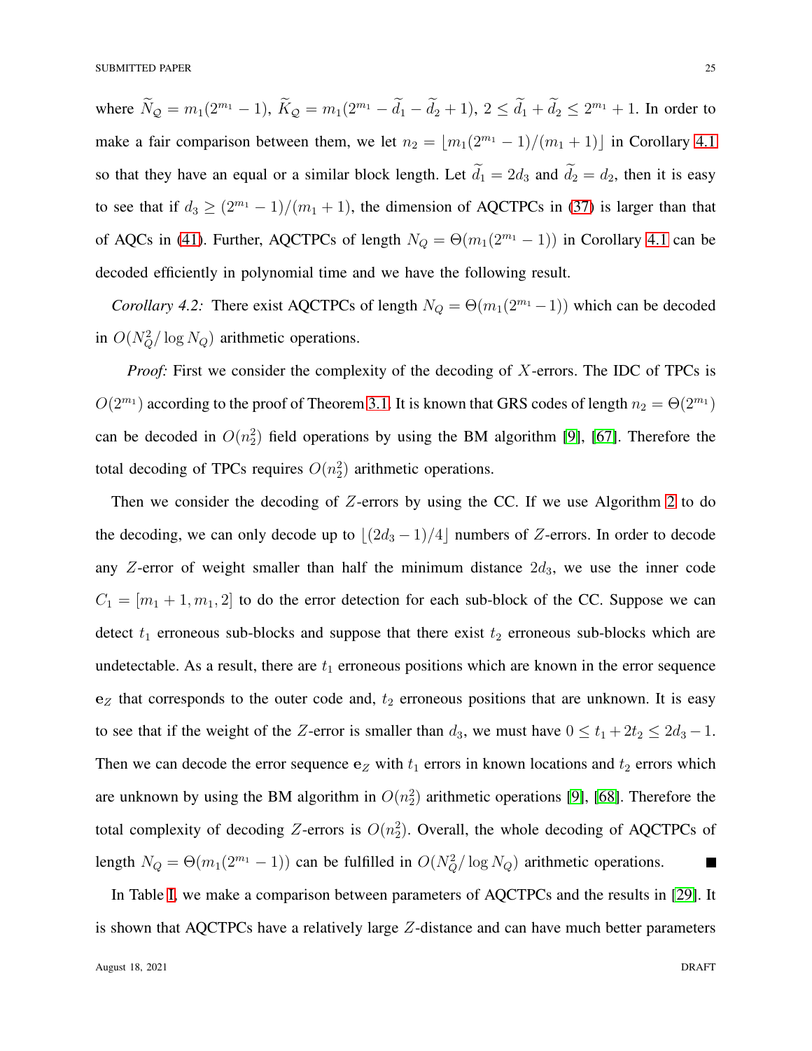where $\widetilde{N}_{\mathcal{Q}} = m_1(2^{m_1}-1)$, $\widetilde{K}_{\mathcal{Q}} = m_1(2^{m_1}-\widetilde{d}_1-\widetilde{d}_2+1)$, $2 \le \widetilde{d}_1+\widetilde{d}_2 \le 2^{m_1}+1$. In order to make a fair comparison between them, we let $n_2 = \lfloor m_1(2^{m_1}-1)/(m_1+1)\rfloor$ in Corollary 4.1 so that they have an equal or a similar block length. Let $\widetilde{d}_1 = 2d_3$ and $\widetilde{d}_2 = d_2$, then it is easy to see that if $d_3 \ge (2^{m_1}-1)/(m_1+1)$, the dimension of AQCTPCs in (37) is larger than that of AQCs in (41). Further, AQCTPCs of length $N_Q = \Theta(m_1(2^{m_1}-1))$ in Corollary 4.1 can be decoded efficiently in polynomial time and we have the following result.

*Corollary 4.2:* There exist AQCTPCs of length $N_Q = \Theta(m_1(2^{m_1}-1))$ which can be decoded in $O(N_Q^2/\log N_Q)$ arithmetic operations.

*Proof:* First we consider the complexity of the decoding of $X$-errors. The IDC of TPCs is $O(2^{m_1})$ according to the proof of Theorem 3.1. It is known that GRS codes of length $n_2 = \Theta(2^{m_1})$ can be decoded in $O(n_2^2)$ field operations by using the BM algorithm [9], [67]. Therefore the total decoding of TPCs requires $O(n_2^2)$ arithmetic operations.

Then we consider the decoding of $Z$-errors by using the CC. If we use Algorithm 2 to do the decoding, we can only decode up to $\lfloor(2d_3-1)/4\rfloor$ numbers of $Z$-errors. In order to decode any $Z$-error of weight smaller than half the minimum distance $2d_3$, we use the inner code $C_1 = [m_1+1, m_1, 2]$ to do the error detection for each sub-block of the CC. Suppose we can detect $t_1$ erroneous sub-blocks and suppose that there exist $t_2$ erroneous sub-blocks which are undetectable. As a result, there are $t_1$ erroneous positions which are known in the error sequence $\mathbf{e}_Z$ that corresponds to the outer code and, $t_2$ erroneous positions that are unknown. It is easy to see that if the weight of the $Z$-error is smaller than $d_3$, we must have $0 \le t_1+2t_2 \le 2d_3-1$. Then we can decode the error sequence $\mathbf{e}_Z$ with $t_1$ errors in known locations and $t_2$ errors which are unknown by using the BM algorithm in $O(n_2^2)$ arithmetic operations [9], [68]. Therefore the total complexity of decoding $Z$-errors is $O(n_2^2)$. Overall, the whole decoding of AQCTPCs of length $N_Q = \Theta(m_1(2^{m_1}-1))$ can be fulfilled in $O(N_Q^2/\log N_Q)$ arithmetic operations. ■

In Table I, we make a comparison between parameters of AQCTPCs and the results in [29]. It is shown that AQCTPCs have a relatively large $Z$-distance and can have much better parameters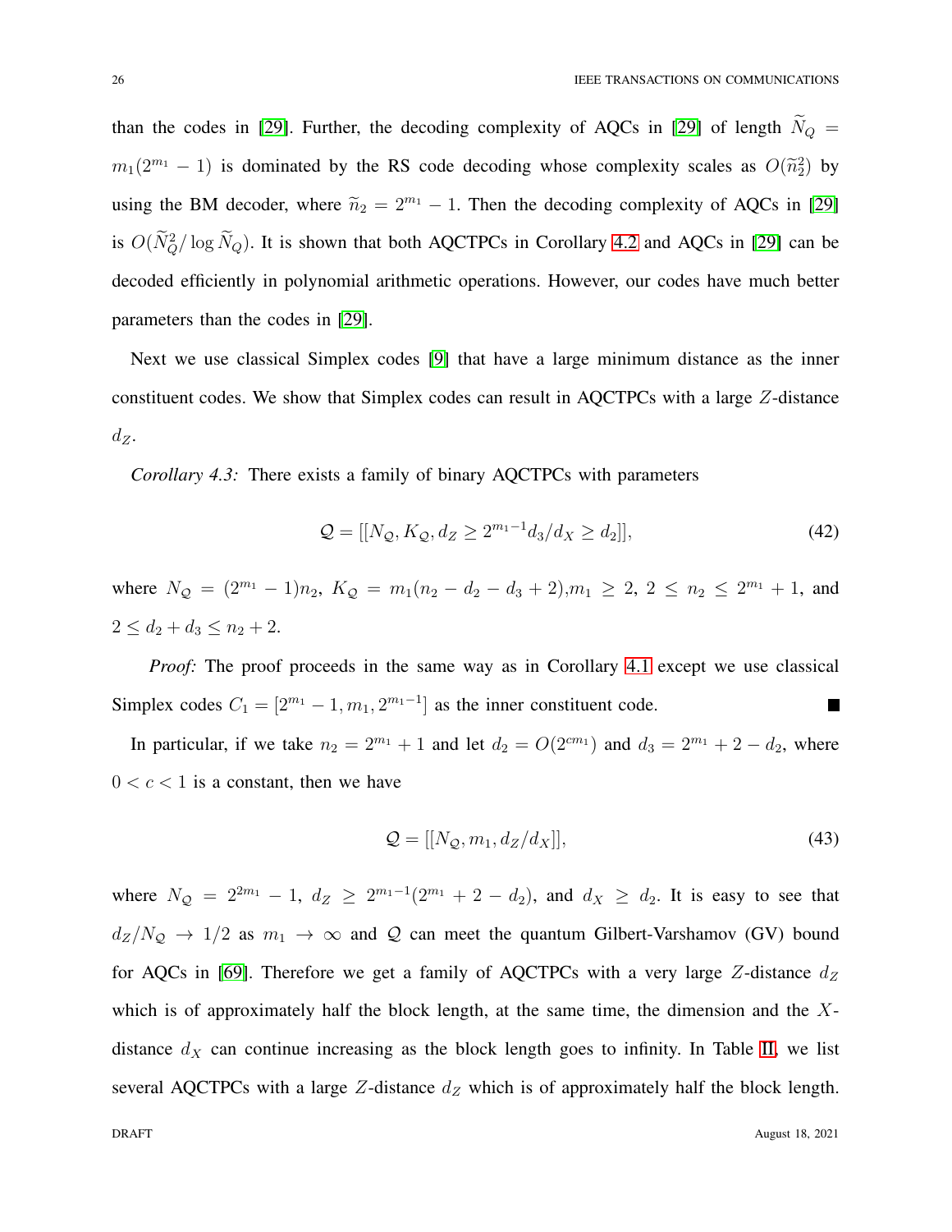than the codes in [29]. Further, the decoding complexity of AQCs in [29] of length $\widetilde{N}_Q = m_1(2^{m_1}-1)$ is dominated by the RS code decoding whose complexity scales as $O(\widetilde{n}_2^2)$ by using the BM decoder, where $\widetilde{n}_2 = 2^{m_1}-1$. Then the decoding complexity of AQCs in [29] is $O(\widetilde{N}_Q^2/\log \widetilde{N}_Q)$. It is shown that both AQCTPCs in Corollary 4.2 and AQCs in [29] can be decoded efficiently in polynomial arithmetic operations. However, our codes have much better parameters than the codes in [29].

Next we use classical Simplex codes [9] that have a large minimum distance as the inner constituent codes. We show that Simplex codes can result in AQCTPCs with a large $Z$-distance $d_Z$.

*Corollary 4.3:* There exists a family of binary AQCTPCs with parameters

$$\mathcal{Q} = [[N_{\mathcal{Q}}, K_{\mathcal{Q}}, d_Z \geq 2^{m_1-1}d_3/d_X \geq d_2]], \tag{42}$$

where $N_{\mathcal{Q}} = (2^{m_1}-1)n_2$, $K_{\mathcal{Q}} = m_1(n_2 - d_2 - d_3 + 2)$, $m_1 \geq 2$, $2 \leq n_2 \leq 2^{m_1}+1$, and $2 \leq d_2 + d_3 \leq n_2 + 2$.

*Proof:* The proof proceeds in the same way as in Corollary 4.1 except we use classical Simplex codes $C_1 = [2^{m_1}-1, m_1, 2^{m_1-1}]$ as the inner constituent code. ■

In particular, if we take $n_2 = 2^{m_1}+1$ and let $d_2 = O(2^{cm_1})$ and $d_3 = 2^{m_1} + 2 - d_2$, where $0 < c < 1$ is a constant, then we have

$$\mathcal{Q} = [[N_{\mathcal{Q}}, m_1, d_Z/d_X]], \tag{43}$$

where $N_{\mathcal{Q}} = 2^{2m_1}-1$, $d_Z \geq 2^{m_1-1}(2^{m_1}+2-d_2)$, and $d_X \geq d_2$. It is easy to see that $d_Z/N_{\mathcal{Q}} \rightarrow 1/2$ as $m_1 \rightarrow \infty$ and $\mathcal{Q}$ can meet the quantum Gilbert-Varshamov (GV) bound for AQCs in [69]. Therefore we get a family of AQCTPCs with a very large $Z$-distance $d_Z$ which is of approximately half the block length, at the same time, the dimension and the $X$-distance $d_X$ can continue increasing as the block length goes to infinity. In Table II, we list several AQCTPCs with a large $Z$-distance $d_Z$ which is of approximately half the block length.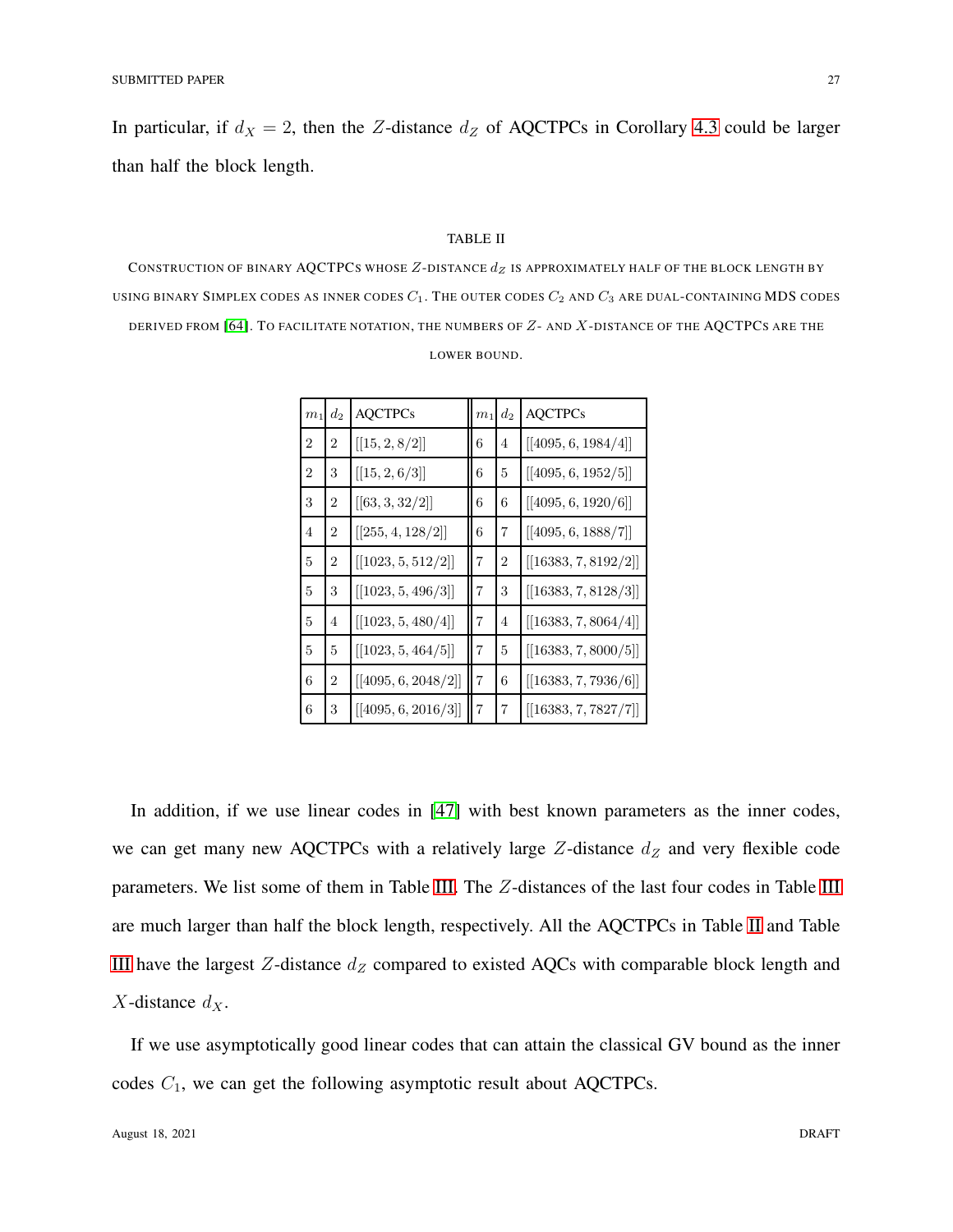In particular, if $d_X = 2$, then the $Z$-distance $d_Z$ of AQCTPCs in Corollary 4.3 could be larger than half the block length.

TABLE II

CONSTRUCTION OF BINARY AQCTPCS WHOSE $Z$-DISTANCE $d_Z$ IS APPROXIMATELY HALF OF THE BLOCK LENGTH BY USING BINARY SIMPLEX CODES AS INNER CODES $C_1$. THE OUTER CODES $C_2$ AND $C_3$ ARE DUAL-CONTAINING MDS CODES DERIVED FROM [64]. TO FACILITATE NOTATION, THE NUMBERS OF $Z$- AND $X$-DISTANCE OF THE AQCTPCS ARE THE LOWER BOUND.

| $m_1$ | $d_2$ | AQCTPCs | $m_1$ | $d_2$ | AQCTPCs |
|---|---|---|---|---|---|
| 2 | 2 | $[[15, 2, 8/2]]$ | 6 | 4 | $[[4095, 6, 1984/4]]$ |
| 2 | 3 | $[[15, 2, 6/3]]$ | 6 | 5 | $[[4095, 6, 1952/5]]$ |
| 3 | 2 | $[[63, 3, 32/2]]$ | 6 | 6 | $[[4095, 6, 1920/6]]$ |
| 4 | 2 | $[[255, 4, 128/2]]$ | 6 | 7 | $[[4095, 6, 1888/7]]$ |
| 5 | 2 | $[[1023, 5, 512/2]]$ | 7 | 2 | $[[16383, 7, 8192/2]]$ |
| 5 | 3 | $[[1023, 5, 496/3]]$ | 7 | 3 | $[[16383, 7, 8128/3]]$ |
| 5 | 4 | $[[1023, 5, 480/4]]$ | 7 | 4 | $[[16383, 7, 8064/4]]$ |
| 5 | 5 | $[[1023, 5, 464/5]]$ | 7 | 5 | $[[16383, 7, 8000/5]]$ |
| 6 | 2 | $[[4095, 6, 2048/2]]$ | 7 | 6 | $[[16383, 7, 7936/6]]$ |
| 6 | 3 | $[[4095, 6, 2016/3]]$ | 7 | 7 | $[[16383, 7, 7827/7]]$ |

In addition, if we use linear codes in [47] with best known parameters as the inner codes, we can get many new AQCTPCs with a relatively large $Z$-distance $d_Z$ and very flexible code parameters. We list some of them in Table III. The $Z$-distances of the last four codes in Table III are much larger than half the block length, respectively. All the AQCTPCs in Table II and Table III have the largest $Z$-distance $d_Z$ compared to existed AQCs with comparable block length and $X$-distance $d_X$.

If we use asymptotically good linear codes that can attain the classical GV bound as the inner codes $C_1$, we can get the following asymptotic result about AQCTPCs.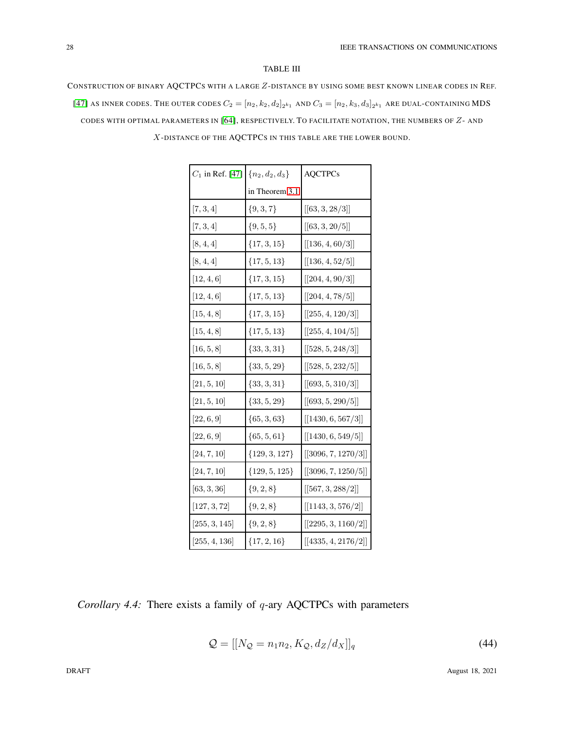TABLE III

CONSTRUCTION OF BINARY AQCTPCS WITH A LARGE $Z$-DISTANCE BY USING SOME BEST KNOWN LINEAR CODES IN REF. [47] AS INNER CODES. THE OUTER CODES $C_2 = [n_2, k_2, d_2]_{2^{k_1}}$ AND $C_3 = [n_2, k_3, d_3]_{2^{k_1}}$ ARE DUAL-CONTAINING MDS CODES WITH OPTIMAL PARAMETERS IN [64], RESPECTIVELY. TO FACILITATE NOTATION, THE NUMBERS OF $Z$- AND $X$-DISTANCE OF THE AQCTPCS IN THIS TABLE ARE THE LOWER BOUND.

| $C_1$ in Ref. [47] | $\{n_2, d_2, d_3\}$ in Theorem 3.1 | AQCTPCs |
|---|---|---|
| $[7, 3, 4]$ | $\{9, 3, 7\}$ | $[[63, 3, 28/3]]$ |
| $[7, 3, 4]$ | $\{9, 5, 5\}$ | $[[63, 3, 20/5]]$ |
| $[8, 4, 4]$ | $\{17, 3, 15\}$ | $[[136, 4, 60/3]]$ |
| $[8, 4, 4]$ | $\{17, 5, 13\}$ | $[[136, 4, 52/5]]$ |
| $[12, 4, 6]$ | $\{17, 3, 15\}$ | $[[204, 4, 90/3]]$ |
| $[12, 4, 6]$ | $\{17, 5, 13\}$ | $[[204, 4, 78/5]]$ |
| $[15, 4, 8]$ | $\{17, 3, 15\}$ | $[[255, 4, 120/3]]$ |
| $[15, 4, 8]$ | $\{17, 5, 13\}$ | $[[255, 4, 104/5]]$ |
| $[16, 5, 8]$ | $\{33, 3, 31\}$ | $[[528, 5, 248/3]]$ |
| $[16, 5, 8]$ | $\{33, 5, 29\}$ | $[[528, 5, 232/5]]$ |
| $[21, 5, 10]$ | $\{33, 3, 31\}$ | $[[693, 5, 310/3]]$ |
| $[21, 5, 10]$ | $\{33, 5, 29\}$ | $[[693, 5, 290/5]]$ |
| $[22, 6, 9]$ | $\{65, 3, 63\}$ | $[[1430, 6, 567/3]]$ |
| $[22, 6, 9]$ | $\{65, 5, 61\}$ | $[[1430, 6, 549/5]]$ |
| $[24, 7, 10]$ | $\{129, 3, 127\}$ | $[[3096, 7, 1270/3]]$ |
| $[24, 7, 10]$ | $\{129, 5, 125\}$ | $[[3096, 7, 1250/5]]$ |
| $[63, 3, 36]$ | $\{9, 2, 8\}$ | $[[567, 3, 288/2]]$ |
| $[127, 3, 72]$ | $\{9, 2, 8\}$ | $[[1143, 3, 576/2]]$ |
| $[255, 3, 145]$ | $\{9, 2, 8\}$ | $[[2295, 3, 1160/2]]$ |
| $[255, 4, 136]$ | $\{17, 2, 16\}$ | $[[4335, 4, 2176/2]]$ |

*Corollary 4.4:* There exists a family of $q$-ary AQCTPCs with parameters

$$\mathcal{Q} = [[N_{\mathcal{Q}} = n_1 n_2, K_{\mathcal{Q}}, d_Z/d_X]]_q \tag{44}$$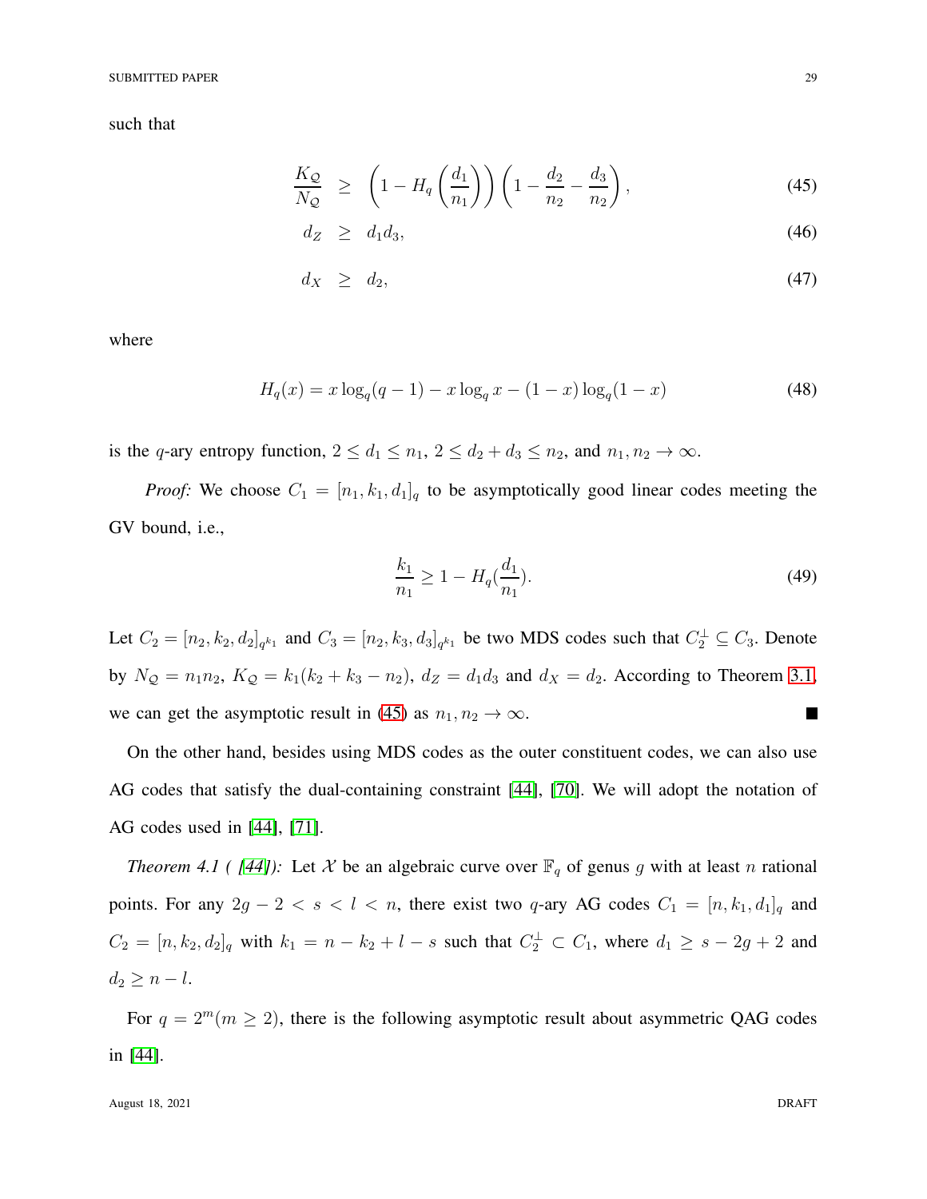such that

$$\frac{K_{\mathcal{Q}}}{N_{\mathcal{Q}}} \geq \left(1 - H_q\left(\frac{d_1}{n_1}\right)\right)\left(1 - \frac{d_2}{n_2} - \frac{d_3}{n_2}\right), \tag{45}$$

$$d_Z \geq d_1 d_3, \tag{46}$$

$$d_X \geq d_2, \tag{47}$$

where

$$H_q(x) = x\log_q(q-1) - x\log_q x - (1-x)\log_q(1-x) \tag{48}$$

is the $q$-ary entropy function, $2 \leq d_1 \leq n_1$, $2 \leq d_2 + d_3 \leq n_2$, and $n_1, n_2 \to \infty$.

*Proof:* We choose $C_1 = [n_1, k_1, d_1]_q$ to be asymptotically good linear codes meeting the GV bound, i.e.,

$$\frac{k_1}{n_1} \geq 1 - H_q(\frac{d_1}{n_1}). \tag{49}$$

Let $C_2 = [n_2, k_2, d_2]_{q^{k_1}}$ and $C_3 = [n_2, k_3, d_3]_{q^{k_1}}$ be two MDS codes such that $C_2^{\perp} \subseteq C_3$. Denote by $N_{\mathcal{Q}} = n_1 n_2$, $K_{\mathcal{Q}} = k_1(k_2 + k_3 - n_2)$, $d_Z = d_1 d_3$ and $d_X = d_2$. According to Theorem 3.1, we can get the asymptotic result in (45) as $n_1, n_2 \to \infty$. ■

On the other hand, besides using MDS codes as the outer constituent codes, we can also use AG codes that satisfy the dual-containing constraint [44], [70]. We will adopt the notation of AG codes used in [44], [71].

*Theorem 4.1 ( [44]):* Let $\mathcal{X}$ be an algebraic curve over $\mathbb{F}_q$ of genus $g$ with at least $n$ rational points. For any $2g - 2 < s < l < n$, there exist two $q$-ary AG codes $C_1 = [n, k_1, d_1]_q$ and $C_2 = [n, k_2, d_2]_q$ with $k_1 = n - k_2 + l - s$ such that $C_2^{\perp} \subset C_1$, where $d_1 \geq s - 2g + 2$ and $d_2 \geq n - l$.

For $q = 2^m (m \geq 2)$, there is the following asymptotic result about asymmetric QAG codes in [44].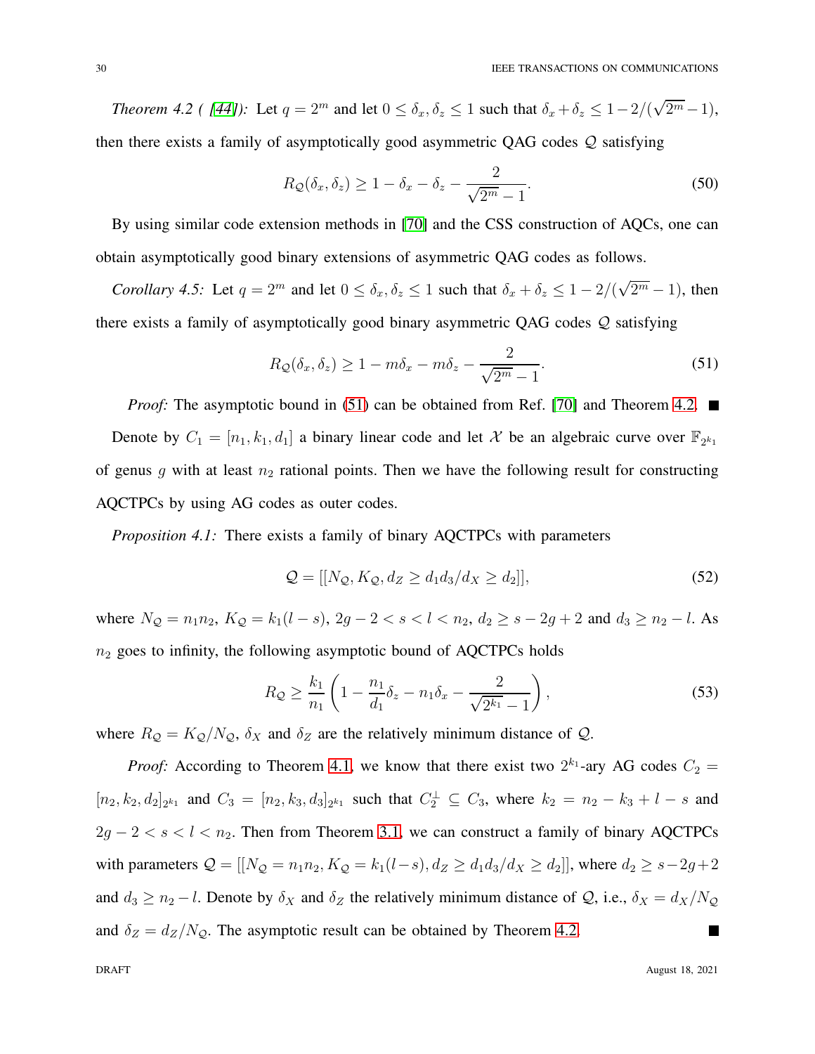*Theorem 4.2 ( [44]):* Let $q = 2^m$ and let $0 \leq \delta_x, \delta_z \leq 1$ such that $\delta_x + \delta_z \leq 1 - 2/(\sqrt{2^m} - 1)$, then there exists a family of asymptotically good asymmetric QAG codes $\mathcal{Q}$ satisfying

$$R_{\mathcal{Q}}(\delta_x, \delta_z) \geq 1 - \delta_x - \delta_z - \frac{2}{\sqrt{2^m} - 1}. \tag{50}$$

By using similar code extension methods in [70] and the CSS construction of AQCs, one can obtain asymptotically good binary extensions of asymmetric QAG codes as follows.

*Corollary 4.5:* Let $q = 2^m$ and let $0 \leq \delta_x, \delta_z \leq 1$ such that $\delta_x + \delta_z \leq 1 - 2/(\sqrt{2^m} - 1)$, then there exists a family of asymptotically good binary asymmetric QAG codes $\mathcal{Q}$ satisfying

$$R_{\mathcal{Q}}(\delta_x, \delta_z) \geq 1 - m\delta_x - m\delta_z - \frac{2}{\sqrt{2^m} - 1}. \tag{51}$$

*Proof:* The asymptotic bound in (51) can be obtained from Ref. [70] and Theorem 4.2. ■

Denote by $C_1 = [n_1, k_1, d_1]$ a binary linear code and let $\mathcal{X}$ be an algebraic curve over $\mathbb{F}_{2^{k_1}}$ of genus $g$ with at least $n_2$ rational points. Then we have the following result for constructing AQCTPCs by using AG codes as outer codes.

*Proposition 4.1:* There exists a family of binary AQCTPCs with parameters

$$\mathcal{Q} = [[N_{\mathcal{Q}}, K_{\mathcal{Q}}, d_Z \geq d_1 d_3 / d_X \geq d_2]], \tag{52}$$

where $N_{\mathcal{Q}} = n_1 n_2$, $K_{\mathcal{Q}} = k_1(l - s)$, $2g - 2 < s < l < n_2$, $d_2 \geq s - 2g + 2$ and $d_3 \geq n_2 - l$. As $n_2$ goes to infinity, the following asymptotic bound of AQCTPCs holds

$$R_{\mathcal{Q}} \geq \frac{k_1}{n_1} \left( 1 - \frac{n_1}{d_1} \delta_z - n_1 \delta_x - \frac{2}{\sqrt{2^{k_1}} - 1} \right), \tag{53}$$

where $R_{\mathcal{Q}} = K_{\mathcal{Q}} / N_{\mathcal{Q}}$, $\delta_X$ and $\delta_Z$ are the relatively minimum distance of $\mathcal{Q}$.

*Proof:* According to Theorem 4.1, we know that there exist two $2^{k_1}$-ary AG codes $C_2 = [n_2, k_2, d_2]_{2^{k_1}}$ and $C_3 = [n_2, k_3, d_3]_{2^{k_1}}$ such that $C_2^{\perp} \subseteq C_3$, where $k_2 = n_2 - k_3 + l - s$ and $2g - 2 < s < l < n_2$. Then from Theorem 3.1, we can construct a family of binary AQCTPCs with parameters $\mathcal{Q} = [[N_{\mathcal{Q}} = n_1 n_2, K_{\mathcal{Q}} = k_1(l - s), d_Z \geq d_1 d_3 / d_X \geq d_2]]$, where $d_2 \geq s - 2g + 2$ and $d_3 \geq n_2 - l$. Denote by $\delta_X$ and $\delta_Z$ the relatively minimum distance of $\mathcal{Q}$, i.e., $\delta_X = d_X / N_{\mathcal{Q}}$ and $\delta_Z = d_Z / N_{\mathcal{Q}}$. The asymptotic result can be obtained by Theorem 4.2. ■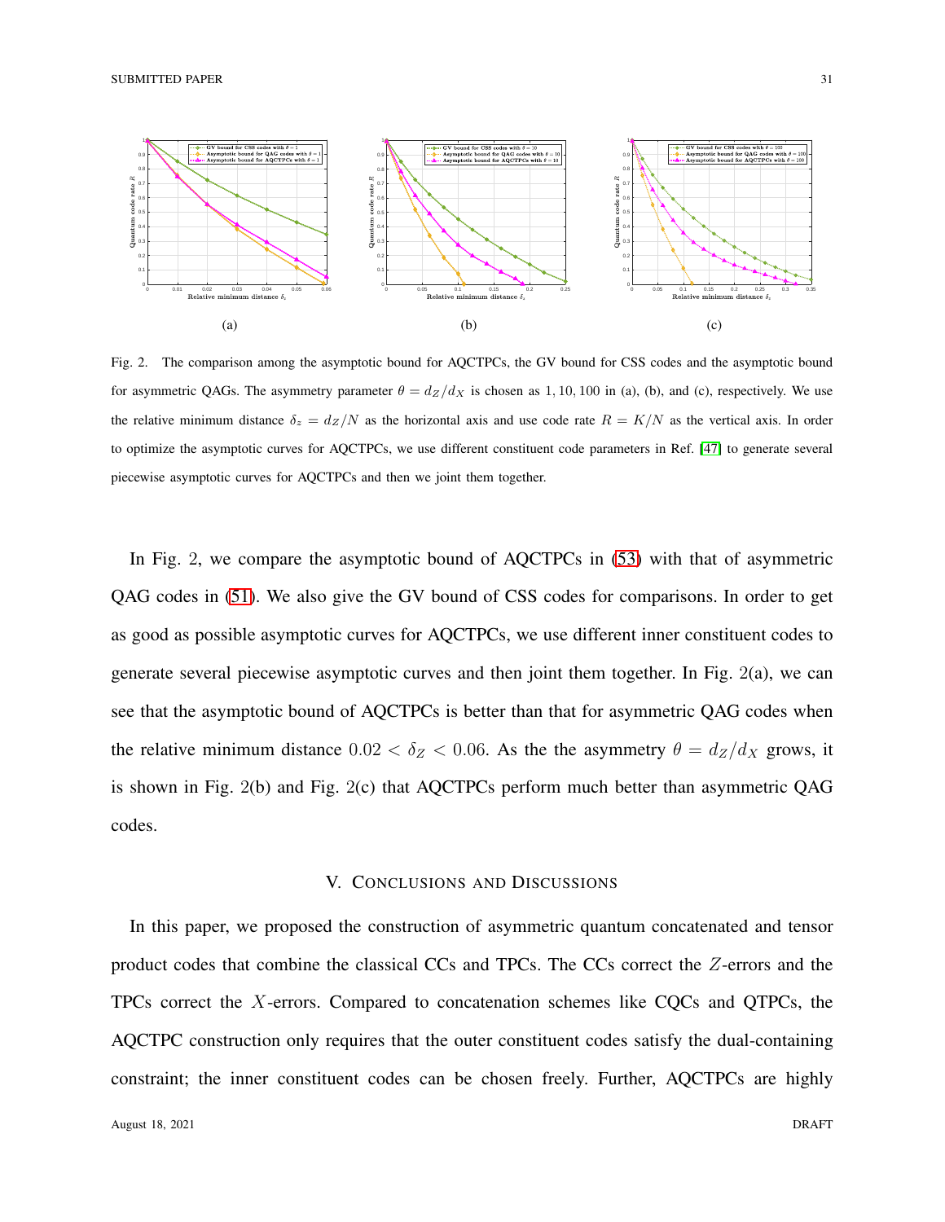(a) (b) (c)

Fig. 2. The comparison among the asymptotic bound for AQCTPCs, the GV bound for CSS codes and the asymptotic bound for asymmetric QAGs. The asymmetry parameter $\theta = d_Z/d_X$ is chosen as $1, 10, 100$ in (a), (b), and (c), respectively. We use the relative minimum distance $\delta_z = d_Z/N$ as the horizontal axis and use code rate $R = K/N$ as the vertical axis. In order to optimize the asymptotic curves for AQCTPCs, we use different constituent code parameters in Ref. [47] to generate several piecewise asymptotic curves for AQCTPCs and then we joint them together.

In Fig. 2, we compare the asymptotic bound of AQCTPCs in (53) with that of asymmetric QAG codes in (51). We also give the GV bound of CSS codes for comparisons. In order to get as good as possible asymptotic curves for AQCTPCs, we use different inner constituent codes to generate several piecewise asymptotic curves and then joint them together. In Fig. 2(a), we can see that the asymptotic bound of AQCTPCs is better than that for asymmetric QAG codes when the relative minimum distance $0.02 < \delta_Z < 0.06$. As the the asymmetry $\theta = d_Z/d_X$ grows, it is shown in Fig. 2(b) and Fig. 2(c) that AQCTPCs perform much better than asymmetric QAG codes.

## V. Conclusions and Discussions

In this paper, we proposed the construction of asymmetric quantum concatenated and tensor product codes that combine the classical CCs and TPCs. The CCs correct the $Z$-errors and the TPCs correct the $X$-errors. Compared to concatenation schemes like CQCs and QTPCs, the AQCTPC construction only requires that the outer constituent codes satisfy the dual-containing constraint; the inner constituent codes can be chosen freely. Further, AQCTPCs are highly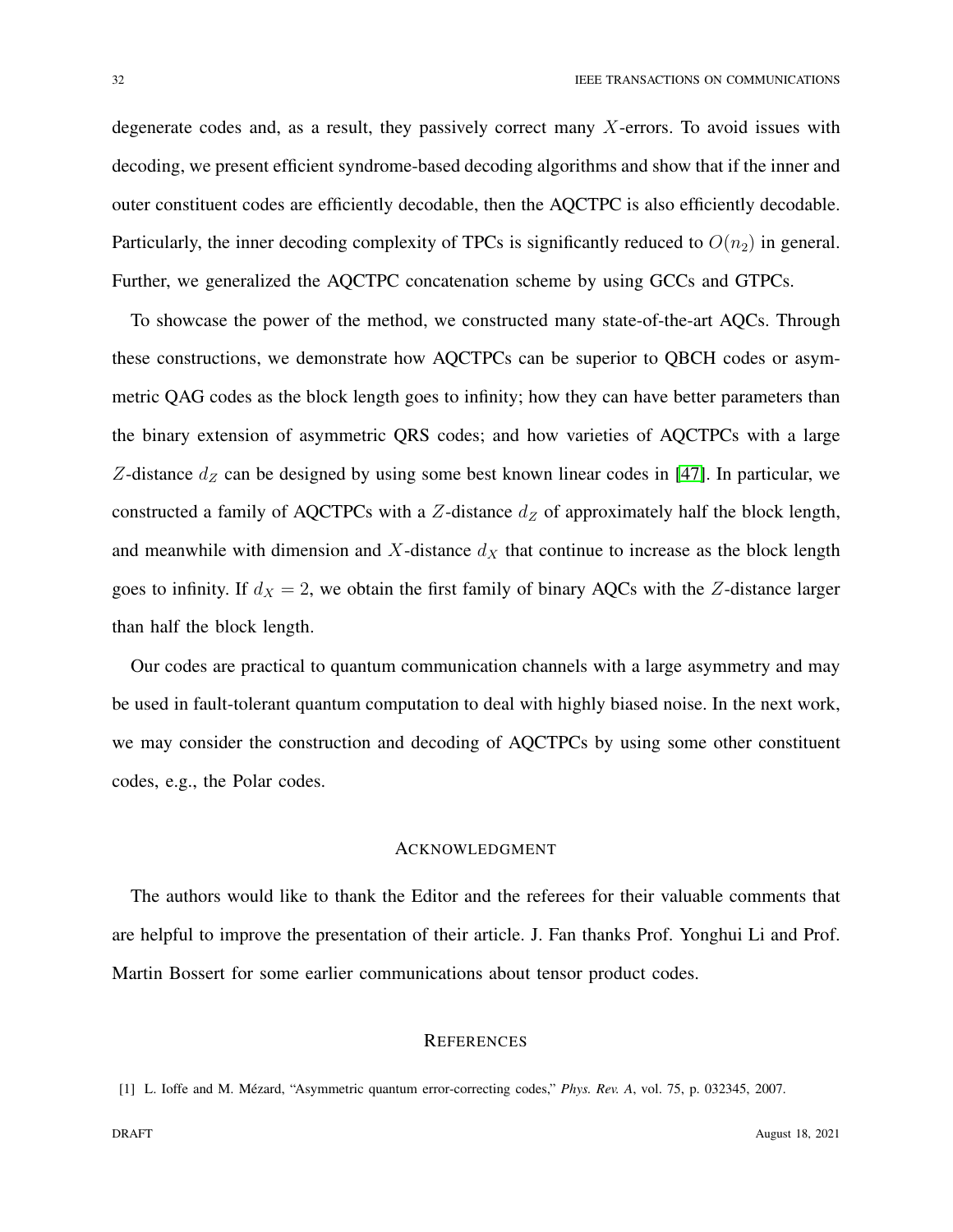degenerate codes and, as a result, they passively correct many $X$-errors. To avoid issues with decoding, we present efficient syndrome-based decoding algorithms and show that if the inner and outer constituent codes are efficiently decodable, then the AQCTPC is also efficiently decodable. Particularly, the inner decoding complexity of TPCs is significantly reduced to $O(n_2)$ in general. Further, we generalized the AQCTPC concatenation scheme by using GCCs and GTPCs.

To showcase the power of the method, we constructed many state-of-the-art AQCs. Through these constructions, we demonstrate how AQCTPCs can be superior to QBCH codes or asymmetric QAG codes as the block length goes to infinity; how they can have better parameters than the binary extension of asymmetric QRS codes; and how varieties of AQCTPCs with a large $Z$-distance $d_Z$ can be designed by using some best known linear codes in [47]. In particular, we constructed a family of AQCTPCs with a $Z$-distance $d_Z$ of approximately half the block length, and meanwhile with dimension and $X$-distance $d_X$ that continue to increase as the block length goes to infinity. If $d_X = 2$, we obtain the first family of binary AQCs with the $Z$-distance larger than half the block length.

Our codes are practical to quantum communication channels with a large asymmetry and may be used in fault-tolerant quantum computation to deal with highly biased noise. In the next work, we may consider the construction and decoding of AQCTPCs by using some other constituent codes, e.g., the Polar codes.

## Acknowledgment

The authors would like to thank the Editor and the referees for their valuable comments that are helpful to improve the presentation of their article. J. Fan thanks Prof. Yonghui Li and Prof. Martin Bossert for some earlier communications about tensor product codes.

## References

[1] L. Ioffe and M. Mézard, "Asymmetric quantum error-correcting codes," *Phys. Rev. A*, vol. 75, p. 032345, 2007.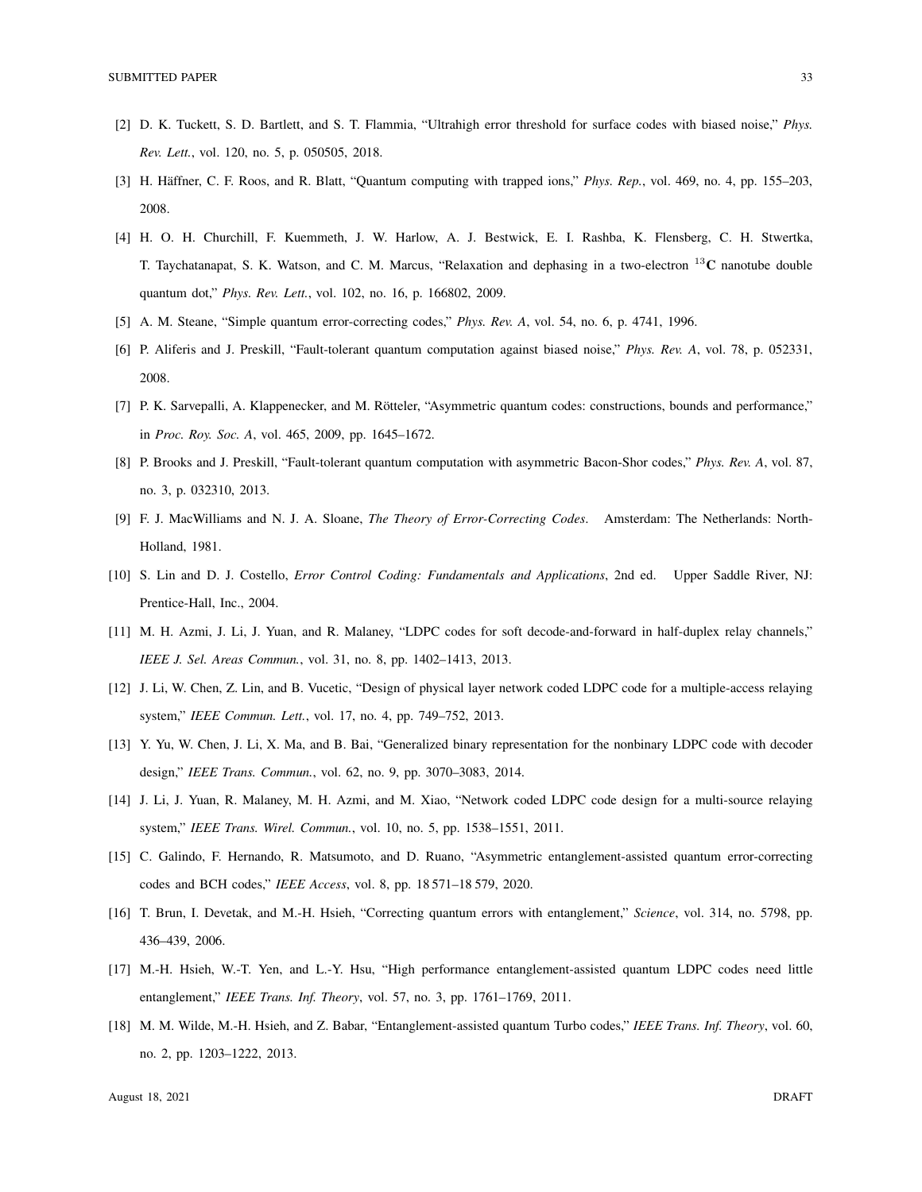[2] D. K. Tuckett, S. D. Bartlett, and S. T. Flammia, “Ultrahigh error threshold for surface codes with biased noise,” *Phys. Rev. Lett.*, vol. 120, no. 5, p. 050505, 2018.

[3] H. Häffner, C. F. Roos, and R. Blatt, “Quantum computing with trapped ions,” *Phys. Rep.*, vol. 469, no. 4, pp. 155–203, 2008.

[4] H. O. H. Churchill, F. Kuemmeth, J. W. Harlow, A. J. Bestwick, E. I. Rashba, K. Flensberg, C. H. Stwertka, T. Taychatanapat, S. K. Watson, and C. M. Marcus, “Relaxation and dephasing in a two-electron $^{13}\mathbf{C}$ nanotube double quantum dot,” *Phys. Rev. Lett.*, vol. 102, no. 16, p. 166802, 2009.

[5] A. M. Steane, “Simple quantum error-correcting codes,” *Phys. Rev. A*, vol. 54, no. 6, p. 4741, 1996.

[6] P. Aliferis and J. Preskill, “Fault-tolerant quantum computation against biased noise,” *Phys. Rev. A*, vol. 78, p. 052331, 2008.

[7] P. K. Sarvepalli, A. Klappenecker, and M. Rötteler, “Asymmetric quantum codes: constructions, bounds and performance,” in *Proc. Roy. Soc. A*, vol. 465, 2009, pp. 1645–1672.

[8] P. Brooks and J. Preskill, “Fault-tolerant quantum computation with asymmetric Bacon-Shor codes,” *Phys. Rev. A*, vol. 87, no. 3, p. 032310, 2013.

[9] F. J. MacWilliams and N. J. A. Sloane, *The Theory of Error-Correcting Codes*. Amsterdam: The Netherlands: North-Holland, 1981.

[10] S. Lin and D. J. Costello, *Error Control Coding: Fundamentals and Applications*, 2nd ed. Upper Saddle River, NJ: Prentice-Hall, Inc., 2004.

[11] M. H. Azmi, J. Li, J. Yuan, and R. Malaney, “LDPC codes for soft decode-and-forward in half-duplex relay channels,” *IEEE J. Sel. Areas Commun.*, vol. 31, no. 8, pp. 1402–1413, 2013.

[12] J. Li, W. Chen, Z. Lin, and B. Vucetic, “Design of physical layer network coded LDPC code for a multiple-access relaying system,” *IEEE Commun. Lett.*, vol. 17, no. 4, pp. 749–752, 2013.

[13] Y. Yu, W. Chen, J. Li, X. Ma, and B. Bai, “Generalized binary representation for the nonbinary LDPC code with decoder design,” *IEEE Trans. Commun.*, vol. 62, no. 9, pp. 3070–3083, 2014.

[14] J. Li, J. Yuan, R. Malaney, M. H. Azmi, and M. Xiao, “Network coded LDPC code design for a multi-source relaying system,” *IEEE Trans. Wirel. Commun.*, vol. 10, no. 5, pp. 1538–1551, 2011.

[15] C. Galindo, F. Hernando, R. Matsumoto, and D. Ruano, “Asymmetric entanglement-assisted quantum error-correcting codes and BCH codes,” *IEEE Access*, vol. 8, pp. 18 571–18 579, 2020.

[16] T. Brun, I. Devetak, and M.-H. Hsieh, “Correcting quantum errors with entanglement,” *Science*, vol. 314, no. 5798, pp. 436–439, 2006.

[17] M.-H. Hsieh, W.-T. Yen, and L.-Y. Hsu, “High performance entanglement-assisted quantum LDPC codes need little entanglement,” *IEEE Trans. Inf. Theory*, vol. 57, no. 3, pp. 1761–1769, 2011.

[18] M. M. Wilde, M.-H. Hsieh, and Z. Babar, “Entanglement-assisted quantum Turbo codes,” *IEEE Trans. Inf. Theory*, vol. 60, no. 2, pp. 1203–1222, 2013.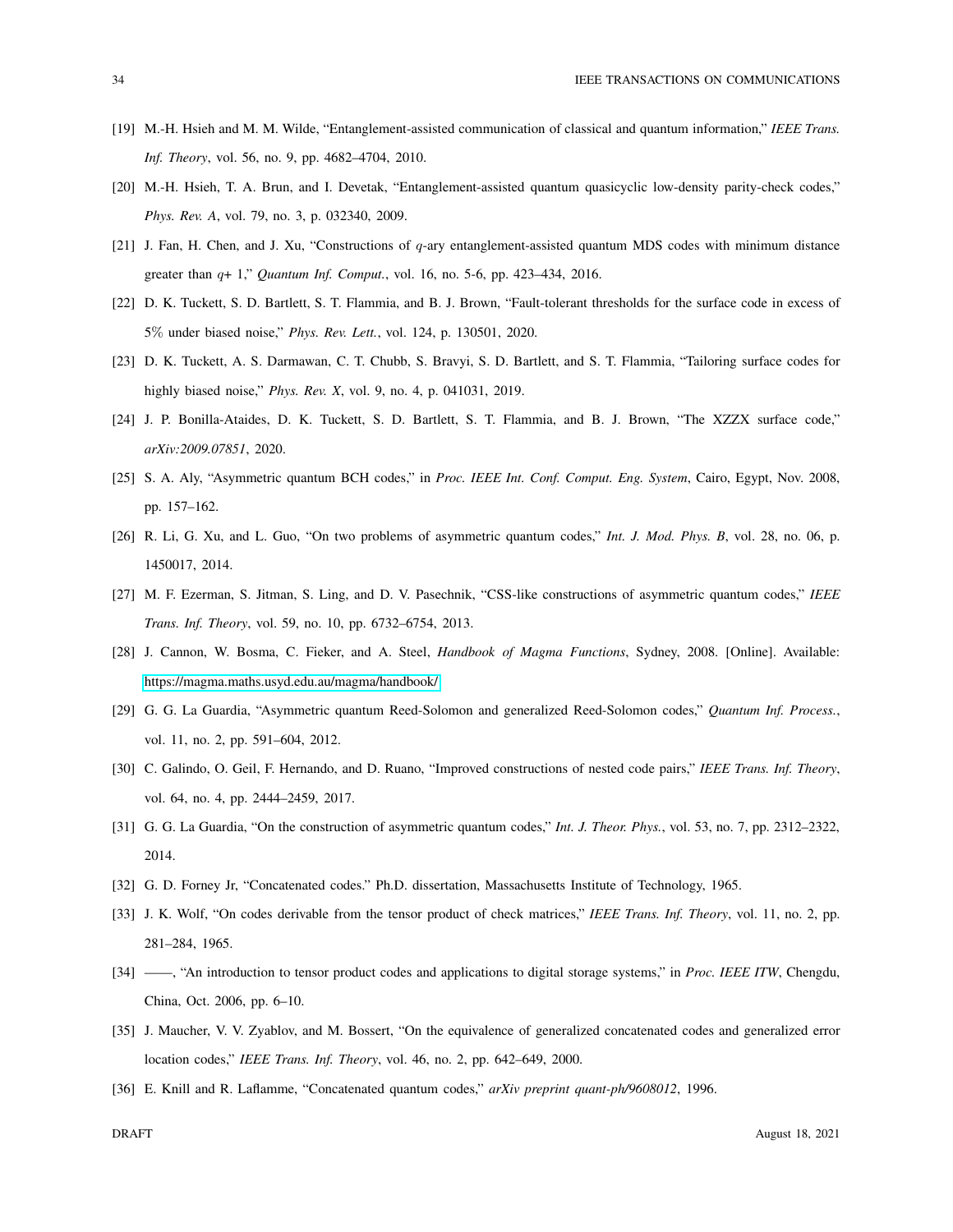[19] M.-H. Hsieh and M. M. Wilde, “Entanglement-assisted communication of classical and quantum information,” *IEEE Trans. Inf. Theory*, vol. 56, no. 9, pp. 4682–4704, 2010.

[20] M.-H. Hsieh, T. A. Brun, and I. Devetak, “Entanglement-assisted quantum quasicyclic low-density parity-check codes,” *Phys. Rev. A*, vol. 79, no. 3, p. 032340, 2009.

[21] J. Fan, H. Chen, and J. Xu, “Constructions of $q$-ary entanglement-assisted quantum MDS codes with minimum distance greater than $q+1$,” *Quantum Inf. Comput.*, vol. 16, no. 5-6, pp. 423–434, 2016.

[22] D. K. Tuckett, S. D. Bartlett, S. T. Flammia, and B. J. Brown, “Fault-tolerant thresholds for the surface code in excess of 5% under biased noise,” *Phys. Rev. Lett.*, vol. 124, p. 130501, 2020.

[23] D. K. Tuckett, A. S. Darmawan, C. T. Chubb, S. Bravyi, S. D. Bartlett, and S. T. Flammia, “Tailoring surface codes for highly biased noise,” *Phys. Rev. X*, vol. 9, no. 4, p. 041031, 2019.

[24] J. P. Bonilla-Ataides, D. K. Tuckett, S. D. Bartlett, S. T. Flammia, and B. J. Brown, “The XZZX surface code,” *arXiv:2009.07851*, 2020.

[25] S. A. Aly, “Asymmetric quantum BCH codes,” in *Proc. IEEE Int. Conf. Comput. Eng. System*, Cairo, Egypt, Nov. 2008, pp. 157–162.

[26] R. Li, G. Xu, and L. Guo, “On two problems of asymmetric quantum codes,” *Int. J. Mod. Phys. B*, vol. 28, no. 06, p. 1450017, 2014.

[27] M. F. Ezerman, S. Jitman, S. Ling, and D. V. Pasechnik, “CSS-like constructions of asymmetric quantum codes,” *IEEE Trans. Inf. Theory*, vol. 59, no. 10, pp. 6732–6754, 2013.

[28] J. Cannon, W. Bosma, C. Fieker, and A. Steel, *Handbook of Magma Functions*, Sydney, 2008. [Online]. Available: https://magma.maths.usyd.edu.au/magma/handbook/

[29] G. G. La Guardia, “Asymmetric quantum Reed-Solomon and generalized Reed-Solomon codes,” *Quantum Inf. Process.*, vol. 11, no. 2, pp. 591–604, 2012.

[30] C. Galindo, O. Geil, F. Hernando, and D. Ruano, “Improved constructions of nested code pairs,” *IEEE Trans. Inf. Theory*, vol. 64, no. 4, pp. 2444–2459, 2017.

[31] G. G. La Guardia, “On the construction of asymmetric quantum codes,” *Int. J. Theor. Phys.*, vol. 53, no. 7, pp. 2312–2322, 2014.

[32] G. D. Forney Jr, “Concatenated codes.” Ph.D. dissertation, Massachusetts Institute of Technology, 1965.

[33] J. K. Wolf, “On codes derivable from the tensor product of check matrices,” *IEEE Trans. Inf. Theory*, vol. 11, no. 2, pp. 281–284, 1965.

[34] ——, “An introduction to tensor product codes and applications to digital storage systems,” in *Proc. IEEE ITW*, Chengdu, China, Oct. 2006, pp. 6–10.

[35] J. Maucher, V. V. Zyablov, and M. Bossert, “On the equivalence of generalized concatenated codes and generalized error location codes,” *IEEE Trans. Inf. Theory*, vol. 46, no. 2, pp. 642–649, 2000.

[36] E. Knill and R. Laflamme, “Concatenated quantum codes,” *arXiv preprint quant-ph/9608012*, 1996.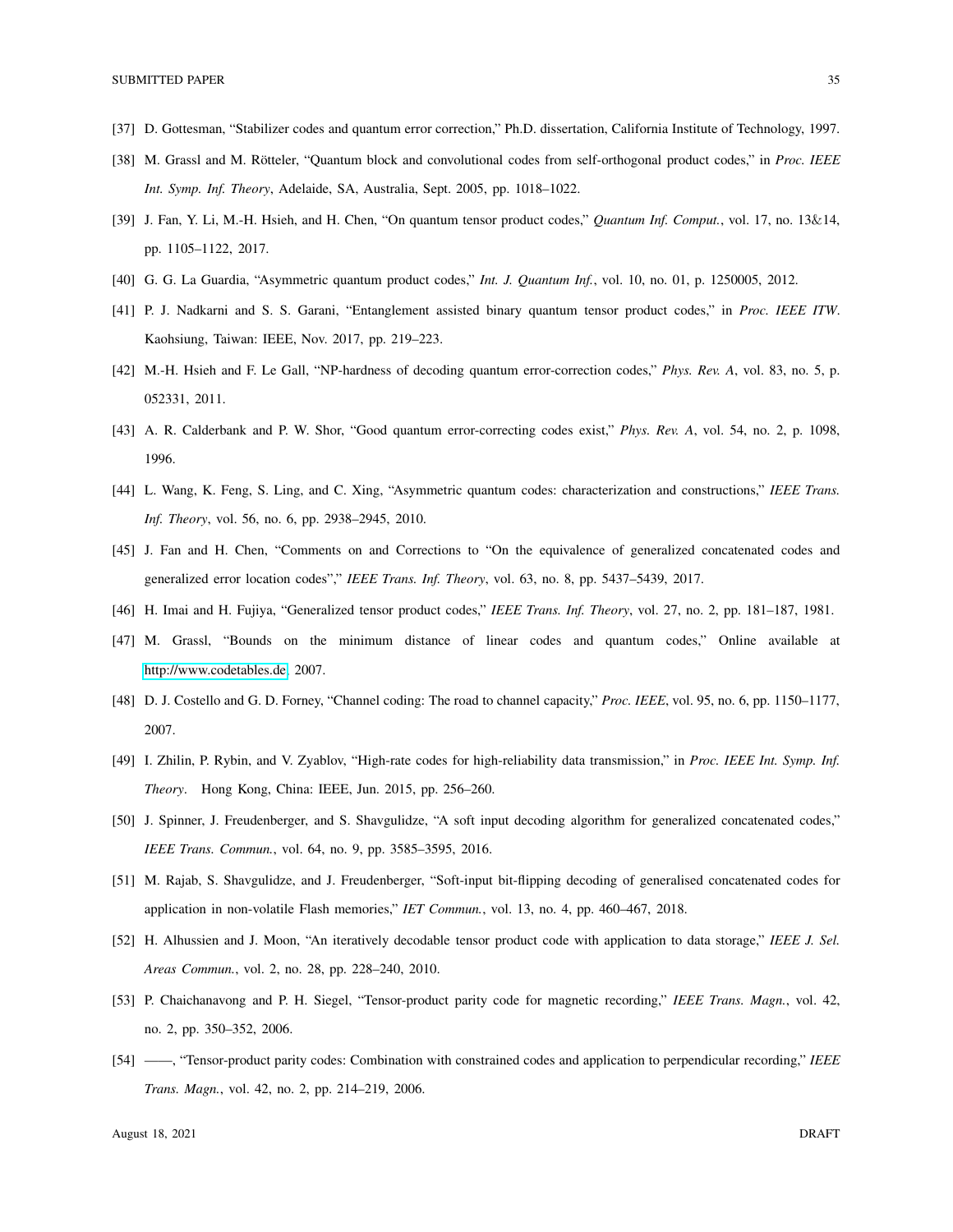[37] D. Gottesman, "Stabilizer codes and quantum error correction," Ph.D. dissertation, California Institute of Technology, 1997.

[38] M. Grassl and M. Rötteler, "Quantum block and convolutional codes from self-orthogonal product codes," in *Proc. IEEE Int. Symp. Inf. Theory*, Adelaide, SA, Australia, Sept. 2005, pp. 1018–1022.

[39] J. Fan, Y. Li, M.-H. Hsieh, and H. Chen, "On quantum tensor product codes," *Quantum Inf. Comput.*, vol. 17, no. 13&14, pp. 1105–1122, 2017.

[40] G. G. La Guardia, "Asymmetric quantum product codes," *Int. J. Quantum Inf.*, vol. 10, no. 01, p. 1250005, 2012.

[41] P. J. Nadkarni and S. S. Garani, "Entanglement assisted binary quantum tensor product codes," in *Proc. IEEE ITW*. Kaohsiung, Taiwan: IEEE, Nov. 2017, pp. 219–223.

[42] M.-H. Hsieh and F. Le Gall, "NP-hardness of decoding quantum error-correction codes," *Phys. Rev. A*, vol. 83, no. 5, p. 052331, 2011.

[43] A. R. Calderbank and P. W. Shor, "Good quantum error-correcting codes exist," *Phys. Rev. A*, vol. 54, no. 2, p. 1098, 1996.

[44] L. Wang, K. Feng, S. Ling, and C. Xing, "Asymmetric quantum codes: characterization and constructions," *IEEE Trans. Inf. Theory*, vol. 56, no. 6, pp. 2938–2945, 2010.

[45] J. Fan and H. Chen, "Comments on and Corrections to "On the equivalence of generalized concatenated codes and generalized error location codes"," *IEEE Trans. Inf. Theory*, vol. 63, no. 8, pp. 5437–5439, 2017.

[46] H. Imai and H. Fujiya, "Generalized tensor product codes," *IEEE Trans. Inf. Theory*, vol. 27, no. 2, pp. 181–187, 1981.

[47] M. Grassl, "Bounds on the minimum distance of linear codes and quantum codes," Online available at http://www.codetables.de, 2007.

[48] D. J. Costello and G. D. Forney, "Channel coding: The road to channel capacity," *Proc. IEEE*, vol. 95, no. 6, pp. 1150–1177, 2007.

[49] I. Zhilin, P. Rybin, and V. Zyablov, "High-rate codes for high-reliability data transmission," in *Proc. IEEE Int. Symp. Inf. Theory*. Hong Kong, China: IEEE, Jun. 2015, pp. 256–260.

[50] J. Spinner, J. Freudenberger, and S. Shavgulidze, "A soft input decoding algorithm for generalized concatenated codes," *IEEE Trans. Commun.*, vol. 64, no. 9, pp. 3585–3595, 2016.

[51] M. Rajab, S. Shavgulidze, and J. Freudenberger, "Soft-input bit-flipping decoding of generalised concatenated codes for application in non-volatile Flash memories," *IET Commun.*, vol. 13, no. 4, pp. 460–467, 2018.

[52] H. Alhussien and J. Moon, "An iteratively decodable tensor product code with application to data storage," *IEEE J. Sel. Areas Commun.*, vol. 2, no. 28, pp. 228–240, 2010.

[53] P. Chaichanavong and P. H. Siegel, "Tensor-product parity code for magnetic recording," *IEEE Trans. Magn.*, vol. 42, no. 2, pp. 350–352, 2006.

[54] ——, "Tensor-product parity codes: Combination with constrained codes and application to perpendicular recording," *IEEE Trans. Magn.*, vol. 42, no. 2, pp. 214–219, 2006.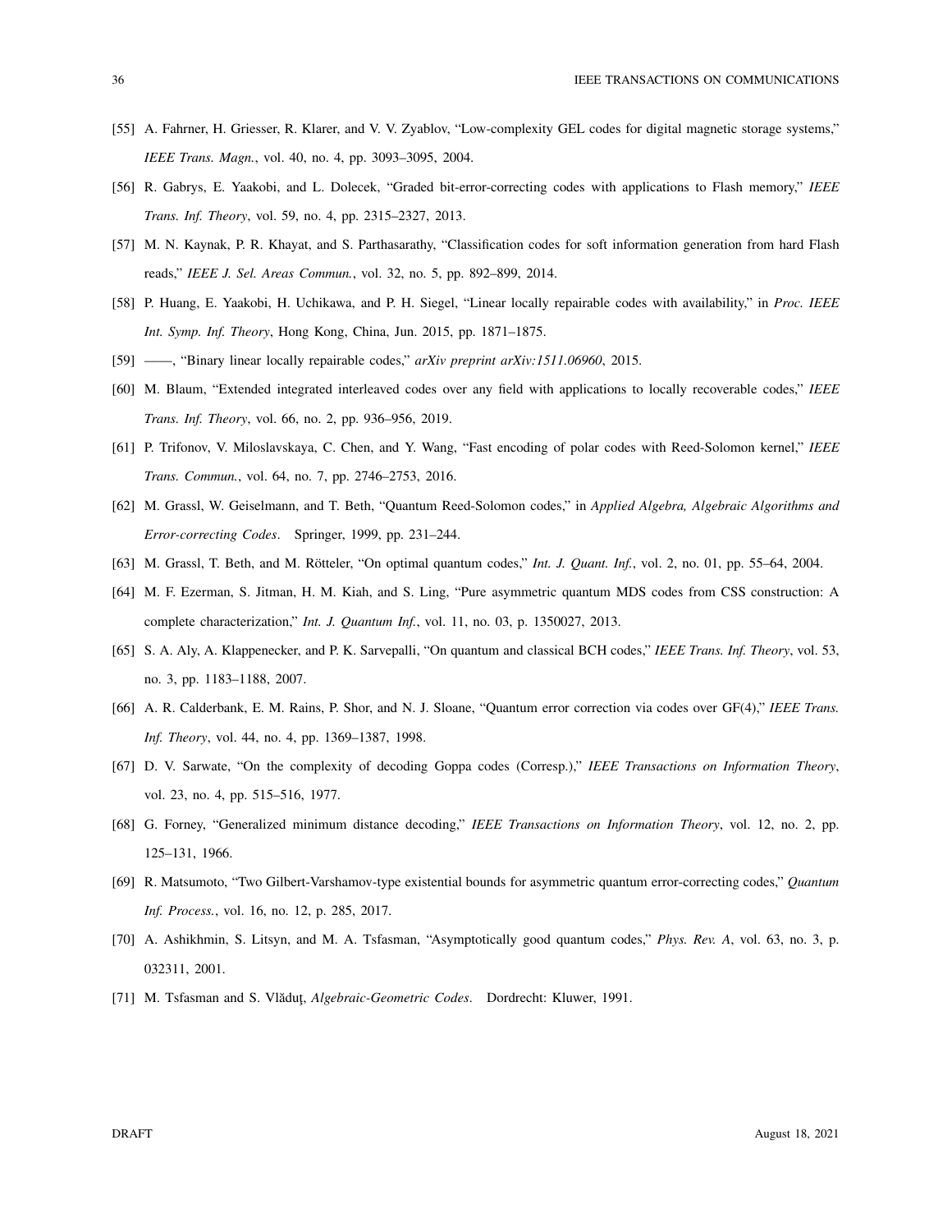[55] A. Fahrner, H. Griesser, R. Klarer, and V. V. Zyablov, “Low-complexity GEL codes for digital magnetic storage systems,” *IEEE Trans. Magn.*, vol. 40, no. 4, pp. 3093–3095, 2004.

[56] R. Gabrys, E. Yaakobi, and L. Dolecek, “Graded bit-error-correcting codes with applications to Flash memory,” *IEEE Trans. Inf. Theory*, vol. 59, no. 4, pp. 2315–2327, 2013.

[57] M. N. Kaynak, P. R. Khayat, and S. Parthasarathy, “Classification codes for soft information generation from hard Flash reads,” *IEEE J. Sel. Areas Commun.*, vol. 32, no. 5, pp. 892–899, 2014.

[58] P. Huang, E. Yaakobi, H. Uchikawa, and P. H. Siegel, “Linear locally repairable codes with availability,” in *Proc. IEEE Int. Symp. Inf. Theory*, Hong Kong, China, Jun. 2015, pp. 1871–1875.

[59] ——, “Binary linear locally repairable codes,” *arXiv preprint arXiv:1511.06960*, 2015.

[60] M. Blaum, “Extended integrated interleaved codes over any field with applications to locally recoverable codes,” *IEEE Trans. Inf. Theory*, vol. 66, no. 2, pp. 936–956, 2019.

[61] P. Trifonov, V. Miloslavskaya, C. Chen, and Y. Wang, “Fast encoding of polar codes with Reed-Solomon kernel,” *IEEE Trans. Commun.*, vol. 64, no. 7, pp. 2746–2753, 2016.

[62] M. Grassl, W. Geiselmann, and T. Beth, “Quantum Reed-Solomon codes,” in *Applied Algebra, Algebraic Algorithms and Error-correcting Codes*. Springer, 1999, pp. 231–244.

[63] M. Grassl, T. Beth, and M. Rötteler, “On optimal quantum codes,” *Int. J. Quant. Inf.*, vol. 2, no. 01, pp. 55–64, 2004.

[64] M. F. Ezerman, S. Jitman, H. M. Kiah, and S. Ling, “Pure asymmetric quantum MDS codes from CSS construction: A complete characterization,” *Int. J. Quantum Inf.*, vol. 11, no. 03, p. 1350027, 2013.

[65] S. A. Aly, A. Klappenecker, and P. K. Sarvepalli, “On quantum and classical BCH codes,” *IEEE Trans. Inf. Theory*, vol. 53, no. 3, pp. 1183–1188, 2007.

[66] A. R. Calderbank, E. M. Rains, P. Shor, and N. J. Sloane, “Quantum error correction via codes over GF(4),” *IEEE Trans. Inf. Theory*, vol. 44, no. 4, pp. 1369–1387, 1998.

[67] D. V. Sarwate, “On the complexity of decoding Goppa codes (Corresp.),” *IEEE Transactions on Information Theory*, vol. 23, no. 4, pp. 515–516, 1977.

[68] G. Forney, “Generalized minimum distance decoding,” *IEEE Transactions on Information Theory*, vol. 12, no. 2, pp. 125–131, 1966.

[69] R. Matsumoto, “Two Gilbert-Varshamov-type existential bounds for asymmetric quantum error-correcting codes,” *Quantum Inf. Process.*, vol. 16, no. 12, p. 285, 2017.

[70] A. Ashikhmin, S. Litsyn, and M. A. Tsfasman, “Asymptotically good quantum codes,” *Phys. Rev. A*, vol. 63, no. 3, p. 032311, 2001.

[71] M. Tsfasman and S. Vlăduţ, *Algebraic-Geometric Codes*. Dordrecht: Kluwer, 1991.